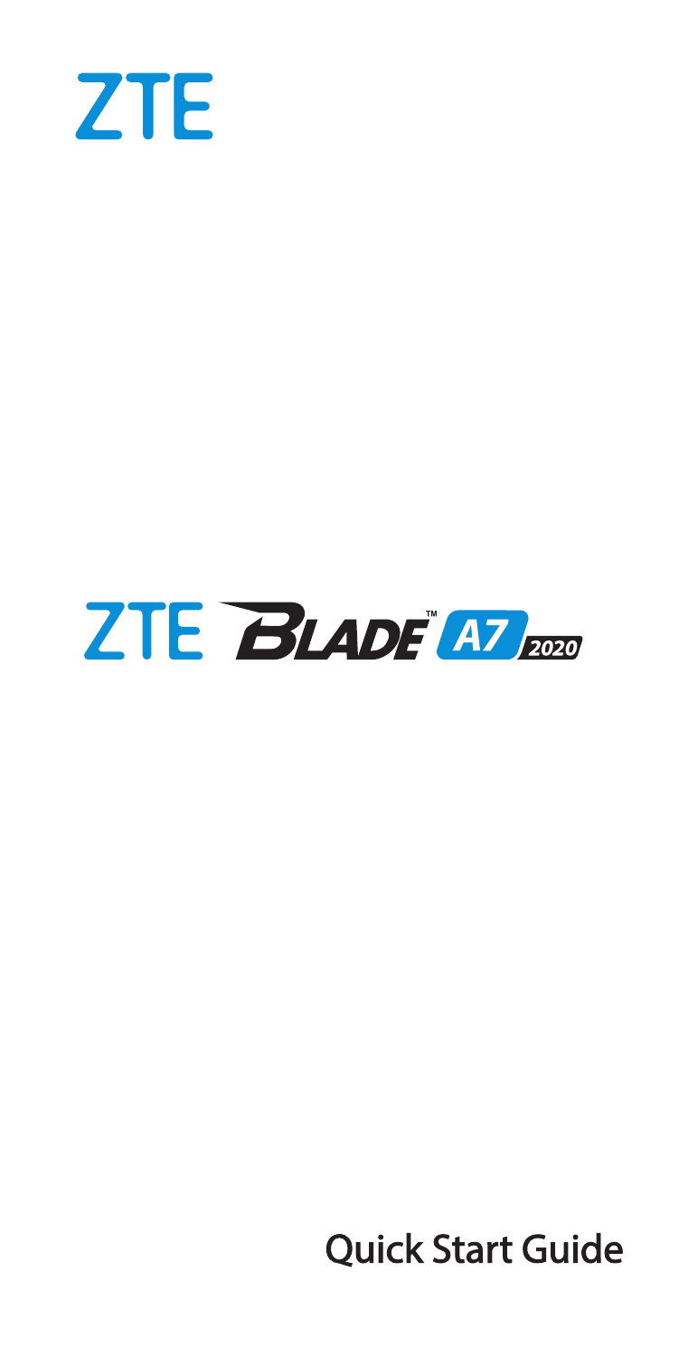ZTE

# ZTE BLADE™ A7 2020

Quick Start Guide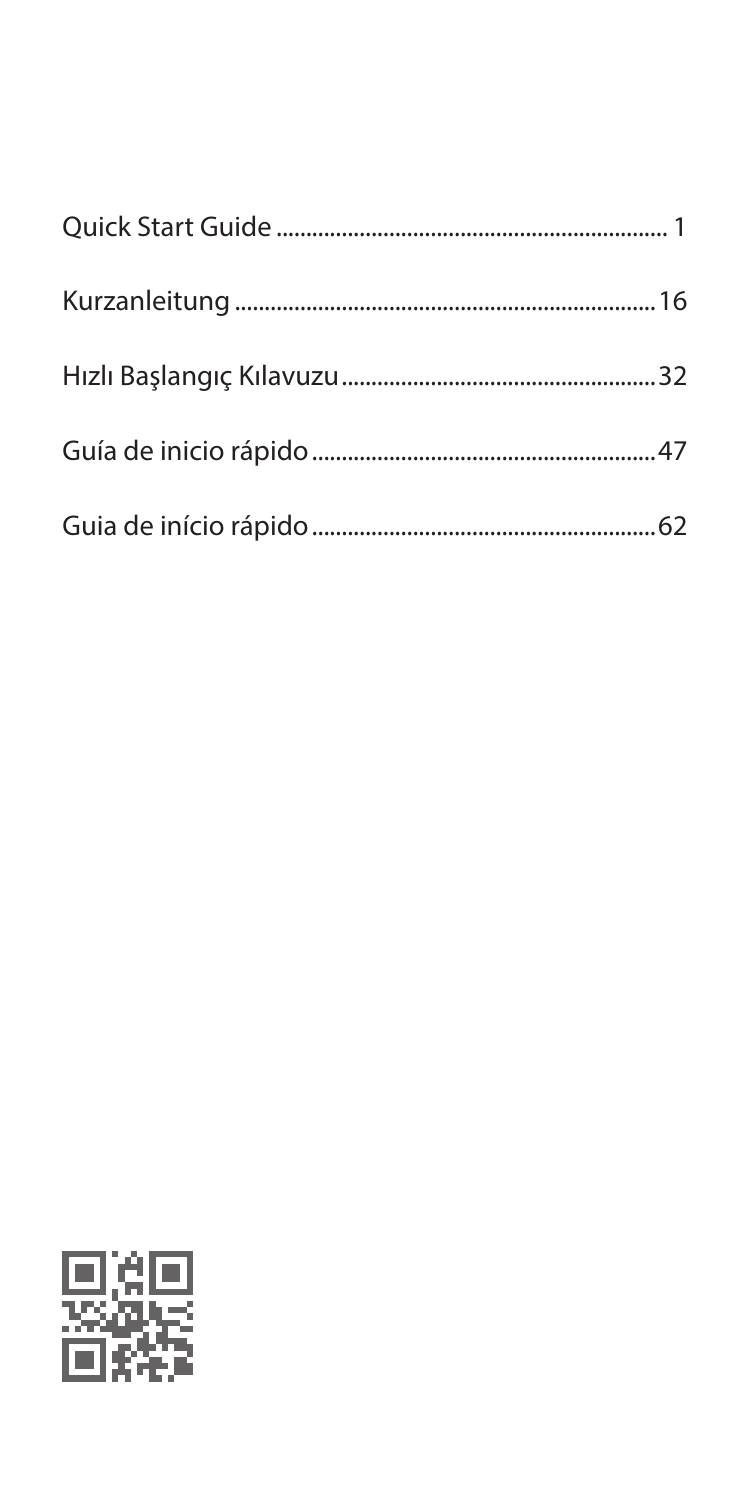Quick Start Guide .......................................................... 1

Kurzanleitung ............................................................ 16

Hızlı Başlangıç Kılavuzu ........................................... 32

Guía de inicio rápido ................................................. 47

Guia de início rápido ................................................. 62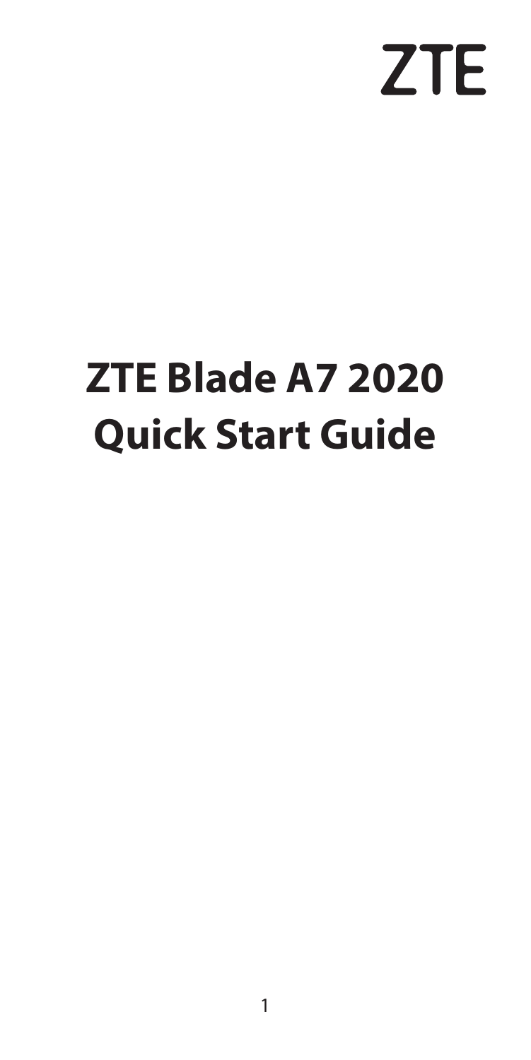ZTE

# ZTE Blade A7 2020 Quick Start Guide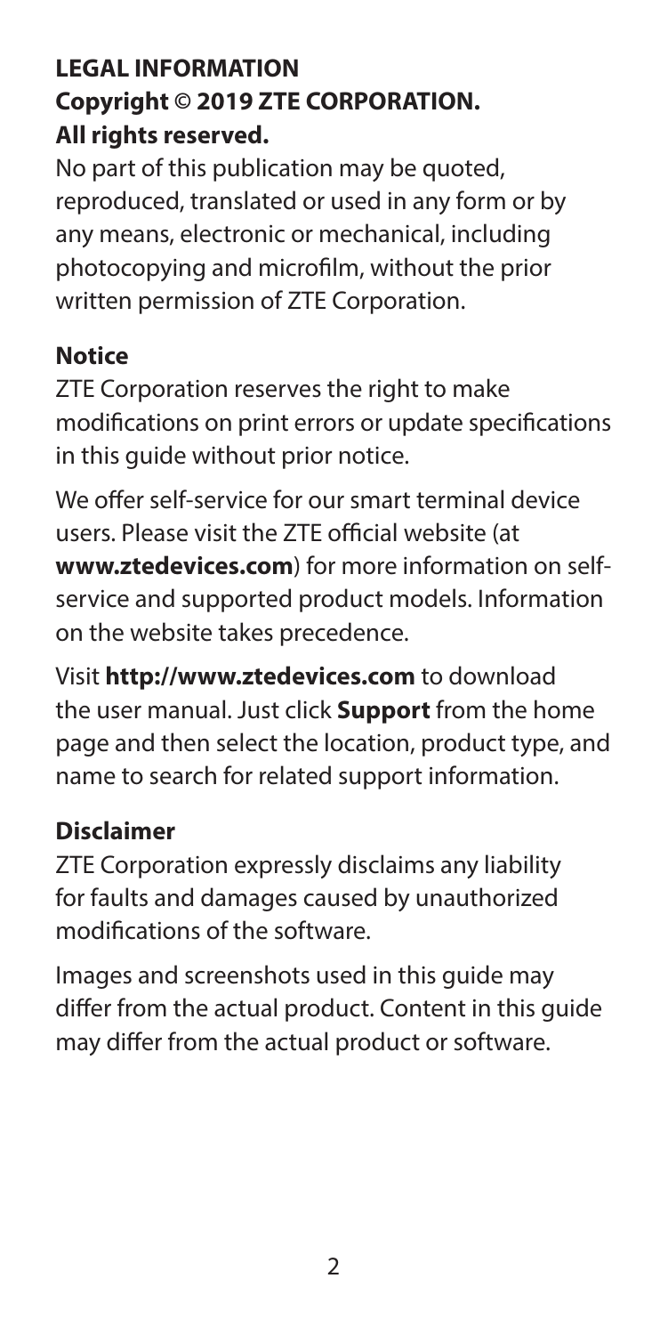**LEGAL INFORMATION**
**Copyright © 2019 ZTE CORPORATION.**
**All rights reserved.**

No part of this publication may be quoted, reproduced, translated or used in any form or by any means, electronic or mechanical, including photocopying and microfilm, without the prior written permission of ZTE Corporation.

**Notice**

ZTE Corporation reserves the right to make modifications on print errors or update specifications in this guide without prior notice.

We offer self-service for our smart terminal device users. Please visit the ZTE official website (at **www.ztedevices.com**) for more information on self-service and supported product models. Information on the website takes precedence.

Visit **http://www.ztedevices.com** to download the user manual. Just click **Support** from the home page and then select the location, product type, and name to search for related support information.

**Disclaimer**

ZTE Corporation expressly disclaims any liability for faults and damages caused by unauthorized modifications of the software.

Images and screenshots used in this guide may differ from the actual product. Content in this guide may differ from the actual product or software.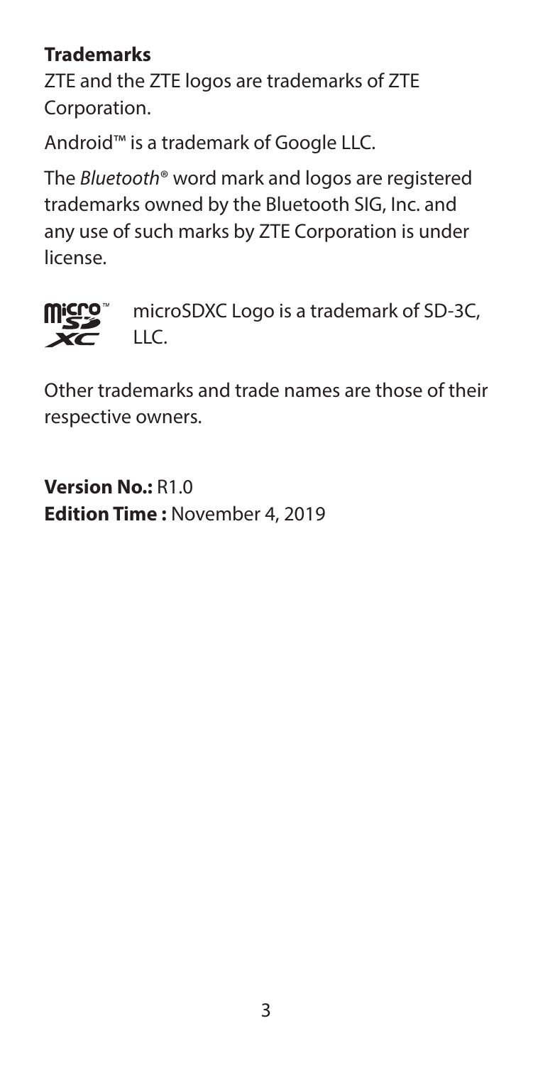**Trademarks**

ZTE and the ZTE logos are trademarks of ZTE Corporation.

Android™ is a trademark of Google LLC.

The *Bluetooth*® word mark and logos are registered trademarks owned by the Bluetooth SIG, Inc. and any use of such marks by ZTE Corporation is under license.

microSDXC Logo is a trademark of SD-3C, LLC.

Other trademarks and trade names are those of their respective owners.

**Version No.:** R1.0
**Edition Time :** November 4, 2019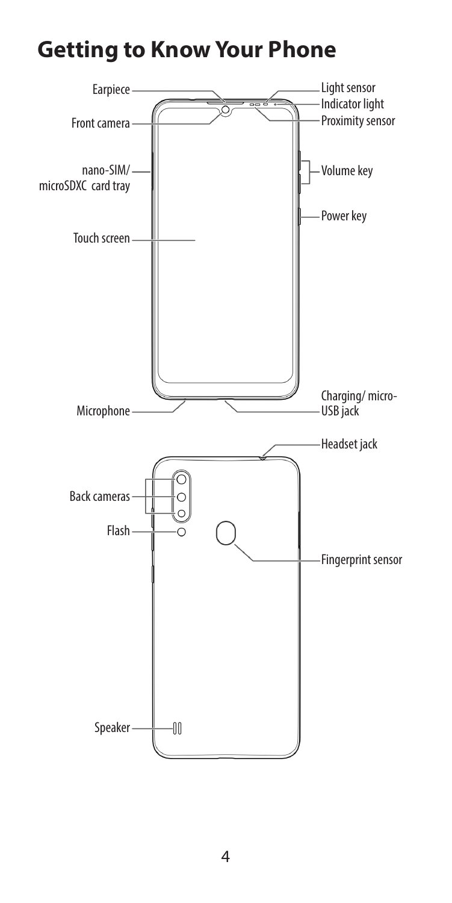# Getting to Know Your Phone

Earpiece

Front camera

nano-SIM/ microSDXC card tray

Touch screen

Microphone

Light sensor

Indicator light

Proximity sensor

Volume key

Power key

Charging/ micro-USB jack

Headset jack

Back cameras

Flash

Fingerprint sensor

Speaker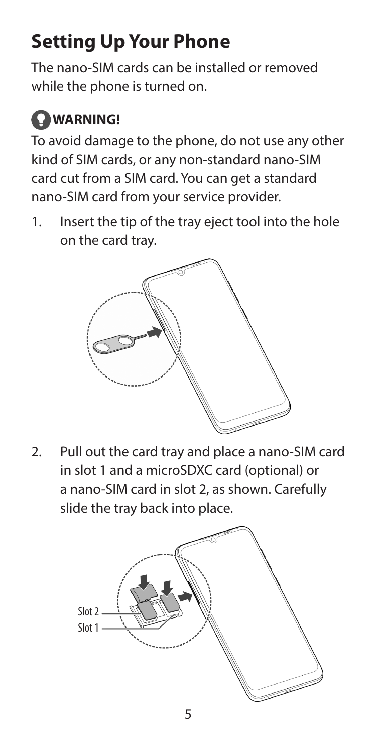# Setting Up Your Phone

The nano-SIM cards can be installed or removed while the phone is turned on.

**WARNING!**

To avoid damage to the phone, do not use any other kind of SIM cards, or any non-standard nano-SIM card cut from a SIM card. You can get a standard nano-SIM card from your service provider.

1. Insert the tip of the tray eject tool into the hole on the card tray.

2. Pull out the card tray and place a nano-SIM card in slot 1 and a microSDXC card (optional) or a nano-SIM card in slot 2, as shown. Carefully slide the tray back into place.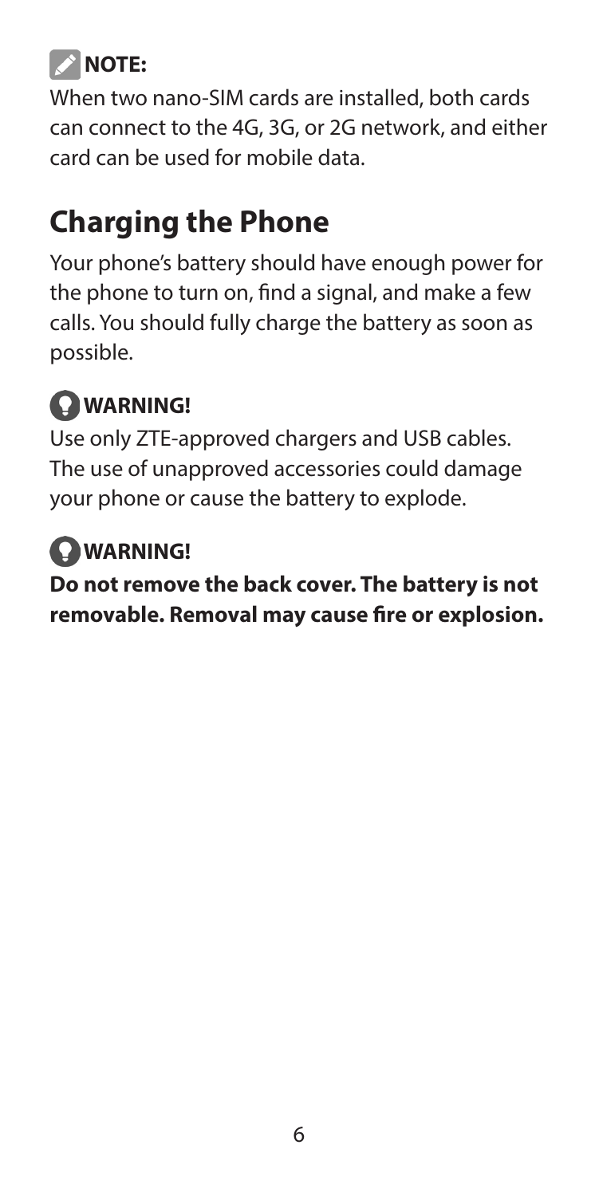**NOTE:**

When two nano-SIM cards are installed, both cards can connect to the 4G, 3G, or 2G network, and either card can be used for mobile data.

## Charging the Phone

Your phone's battery should have enough power for the phone to turn on, find a signal, and make a few calls. You should fully charge the battery as soon as possible.

**WARNING!**

Use only ZTE-approved chargers and USB cables. The use of unapproved accessories could damage your phone or cause the battery to explode.

**WARNING!**

**Do not remove the back cover. The battery is not removable. Removal may cause fire or explosion.**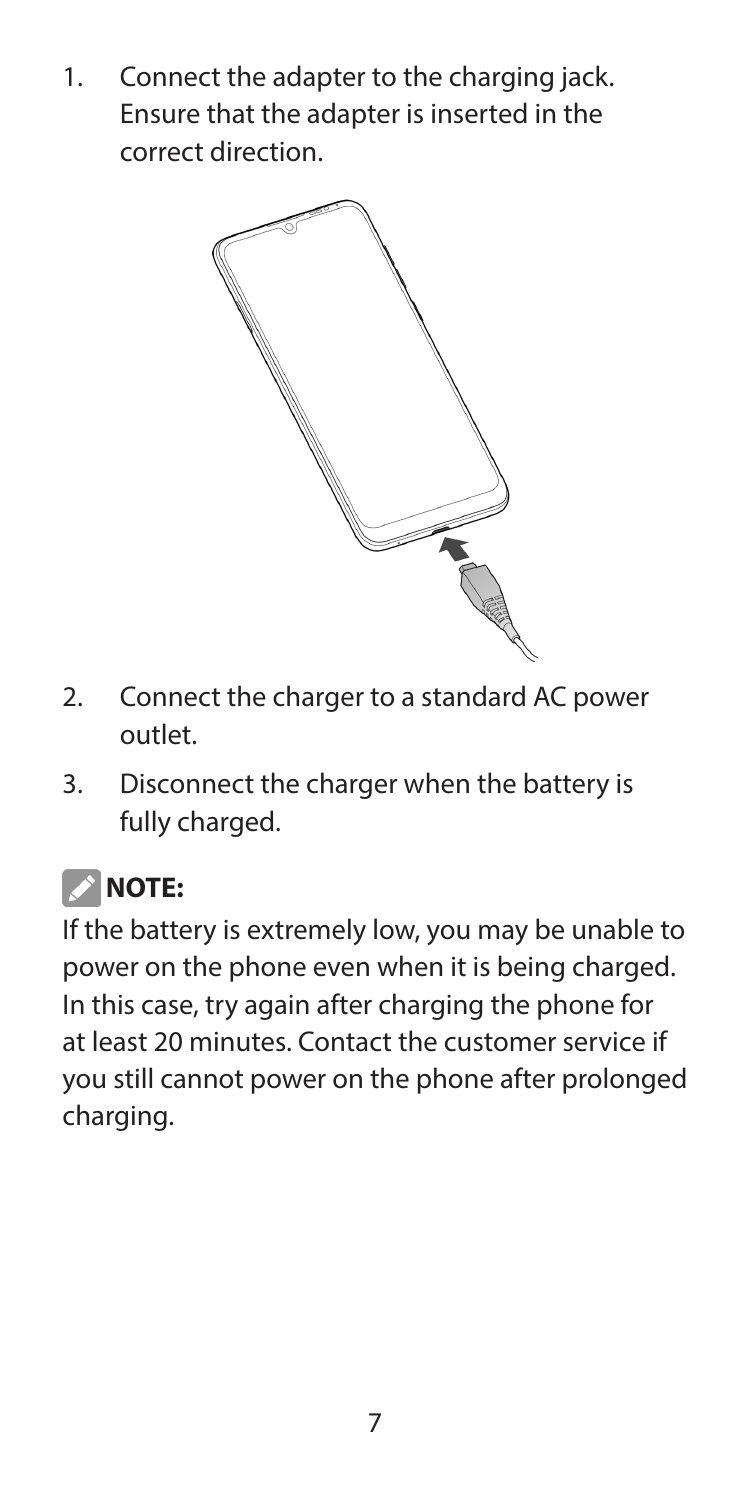1. Connect the adapter to the charging jack. Ensure that the adapter is inserted in the correct direction.

2. Connect the charger to a standard AC power outlet.

3. Disconnect the charger when the battery is fully charged.

**NOTE:**

If the battery is extremely low, you may be unable to power on the phone even when it is being charged. In this case, try again after charging the phone for at least 20 minutes. Contact the customer service if you still cannot power on the phone after prolonged charging.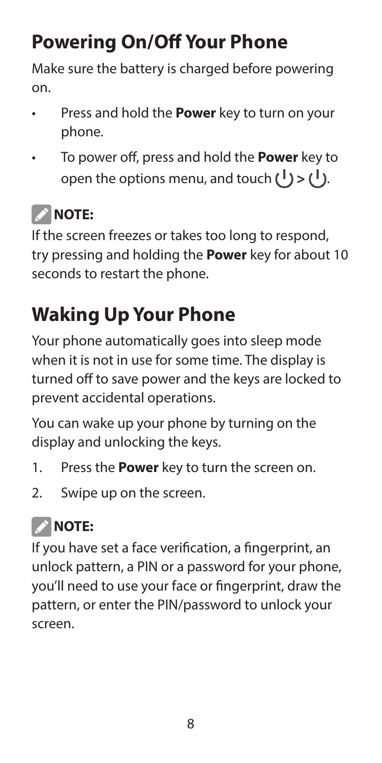## Powering On/Off Your Phone

Make sure the battery is charged before powering on.

- Press and hold the **Power** key to turn on your phone.
- To power off, press and hold the **Power** key to open the options menu, and touch ⏻ > ⏻.

**NOTE:**

If the screen freezes or takes too long to respond, try pressing and holding the **Power** key for about 10 seconds to restart the phone.

## Waking Up Your Phone

Your phone automatically goes into sleep mode when it is not in use for some time. The display is turned off to save power and the keys are locked to prevent accidental operations.

You can wake up your phone by turning on the display and unlocking the keys.

1. Press the **Power** key to turn the screen on.
2. Swipe up on the screen.

**NOTE:**

If you have set a face verification, a fingerprint, an unlock pattern, a PIN or a password for your phone, you'll need to use your face or fingerprint, draw the pattern, or enter the PIN/password to unlock your screen.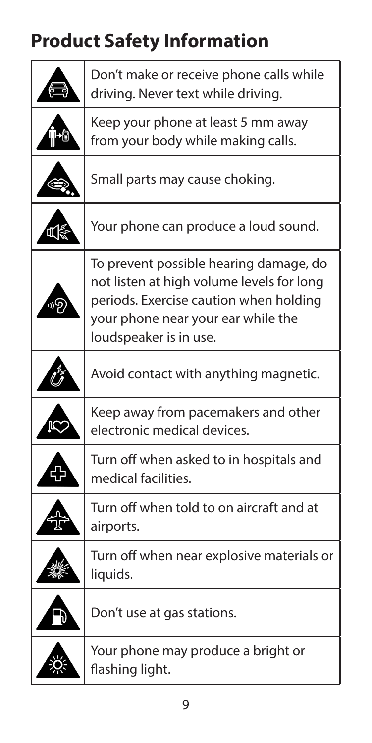# Product Safety Information

| | |
|---|---|
| | Don't make or receive phone calls while driving. Never text while driving. |
| | Keep your phone at least 5 mm away from your body while making calls. |
| | Small parts may cause choking. |
| | Your phone can produce a loud sound. |
| | To prevent possible hearing damage, do not listen at high volume levels for long periods. Exercise caution when holding your phone near your ear while the loudspeaker is in use. |
| | Avoid contact with anything magnetic. |
| | Keep away from pacemakers and other electronic medical devices. |
| | Turn off when asked to in hospitals and medical facilities. |
| | Turn off when told to on aircraft and at airports. |
| | Turn off when near explosive materials or liquids. |
| | Don't use at gas stations. |
| | Your phone may produce a bright or flashing light. |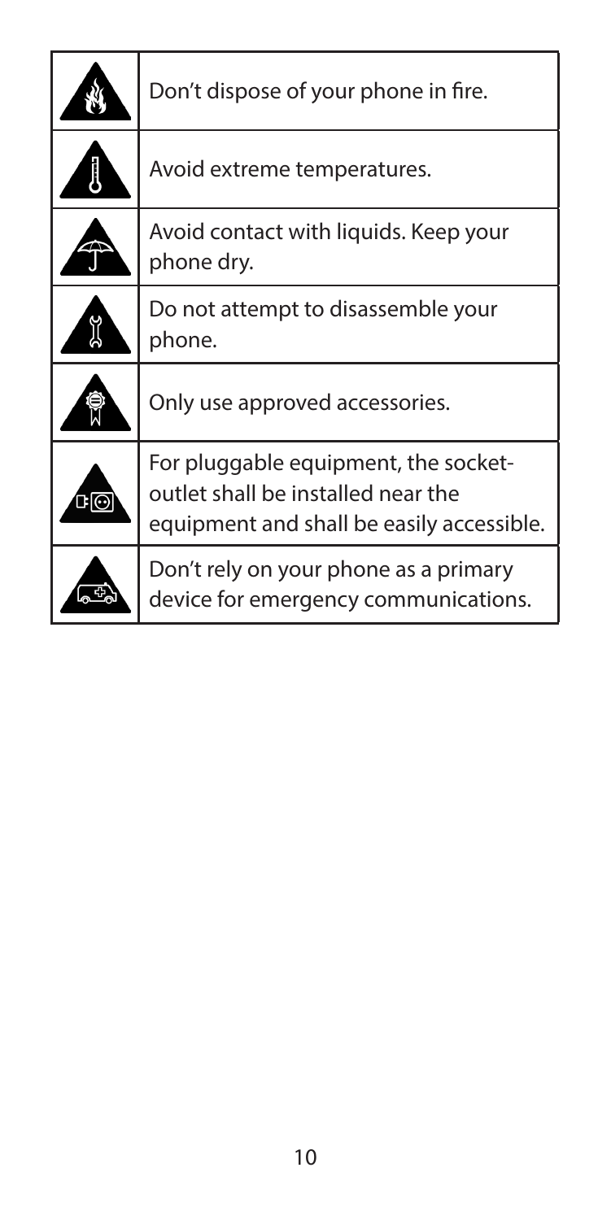| | |
|---|---|
| | Don’t dispose of your phone in fire. |
| | Avoid extreme temperatures. |
| | Avoid contact with liquids. Keep your phone dry. |
| | Do not attempt to disassemble your phone. |
| | Only use approved accessories. |
| | For pluggable equipment, the socket-outlet shall be installed near the equipment and shall be easily accessible. |
| | Don’t rely on your phone as a primary device for emergency communications. |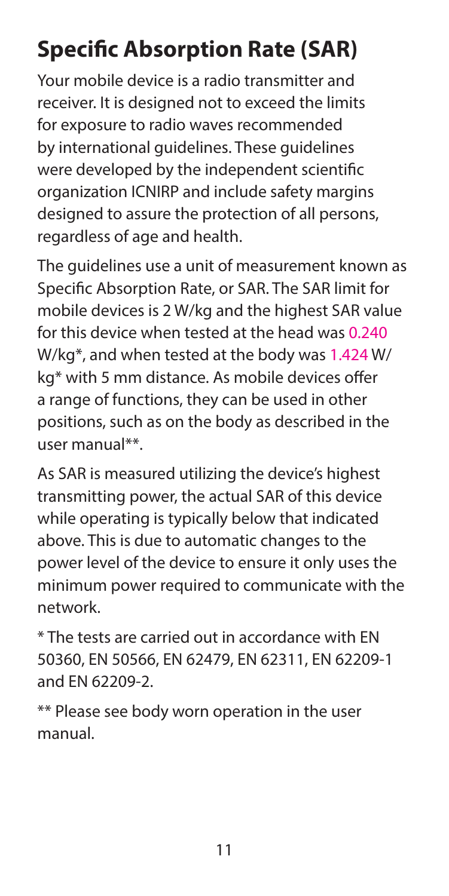# Specific Absorption Rate (SAR)

Your mobile device is a radio transmitter and receiver. It is designed not to exceed the limits for exposure to radio waves recommended by international guidelines. These guidelines were developed by the independent scientific organization ICNIRP and include safety margins designed to assure the protection of all persons, regardless of age and health.

The guidelines use a unit of measurement known as Specific Absorption Rate, or SAR. The SAR limit for mobile devices is 2 W/kg and the highest SAR value for this device when tested at the head was 0.240 W/kg*, and when tested at the body was 1.424 W/kg* with 5 mm distance. As mobile devices offer a range of functions, they can be used in other positions, such as on the body as described in the user manual**.

As SAR is measured utilizing the device's highest transmitting power, the actual SAR of this device while operating is typically below that indicated above. This is due to automatic changes to the power level of the device to ensure it only uses the minimum power required to communicate with the network.

* The tests are carried out in accordance with EN 50360, EN 50566, EN 62479, EN 62311, EN 62209-1 and EN 62209-2.

** Please see body worn operation in the user manual.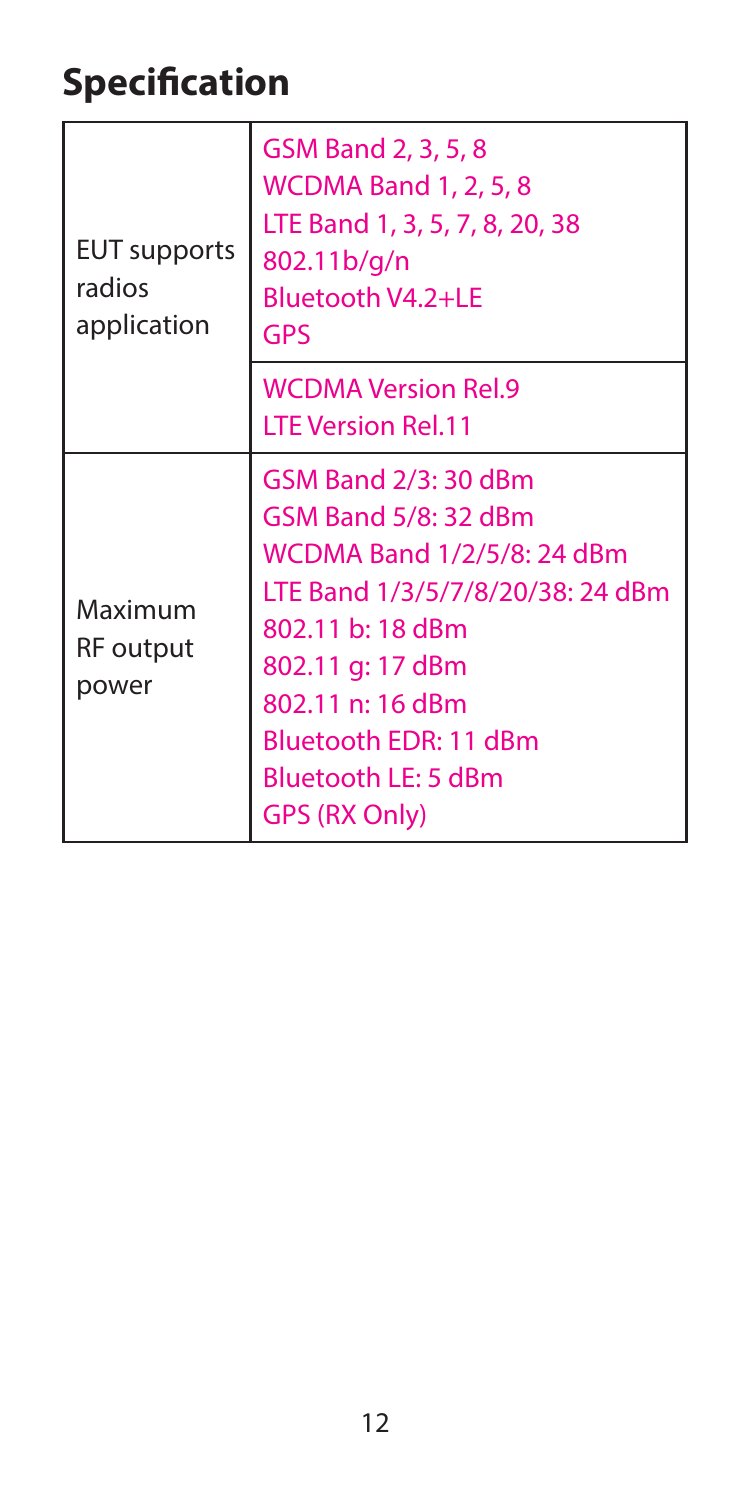# Specification

| | |
|---|---|
| EUT supports radios application | GSM Band 2, 3, 5, 8<br>WCDMA Band 1, 2, 5, 8<br>LTE Band 1, 3, 5, 7, 8, 20, 38<br>802.11b/g/n<br>Bluetooth V4.2+LE<br>GPS |
| | WCDMA Version Rel.9<br>LTE Version Rel.11 |
| Maximum RF output power | GSM Band 2/3: 30 dBm<br>GSM Band 5/8: 32 dBm<br>WCDMA Band 1/2/5/8: 24 dBm<br>LTE Band 1/3/5/7/8/20/38: 24 dBm<br>802.11 b: 18 dBm<br>802.11 g: 17 dBm<br>802.11 n: 16 dBm<br>Bluetooth EDR: 11 dBm<br>Bluetooth LE: 5 dBm<br>GPS (RX Only) |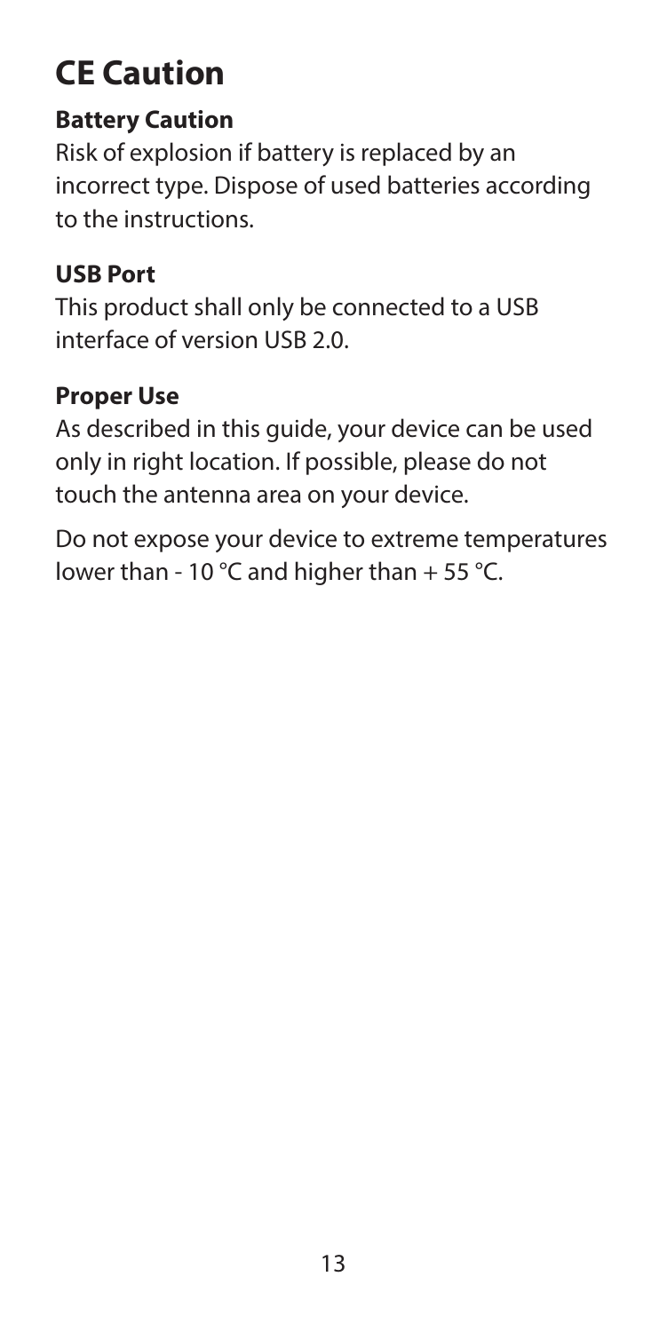# CE Caution

### Battery Caution

Risk of explosion if battery is replaced by an incorrect type. Dispose of used batteries according to the instructions.

### USB Port

This product shall only be connected to a USB interface of version USB 2.0.

### Proper Use

As described in this guide, your device can be used only in right location. If possible, please do not touch the antenna area on your device.

Do not expose your device to extreme temperatures lower than - 10 °C and higher than + 55 °C.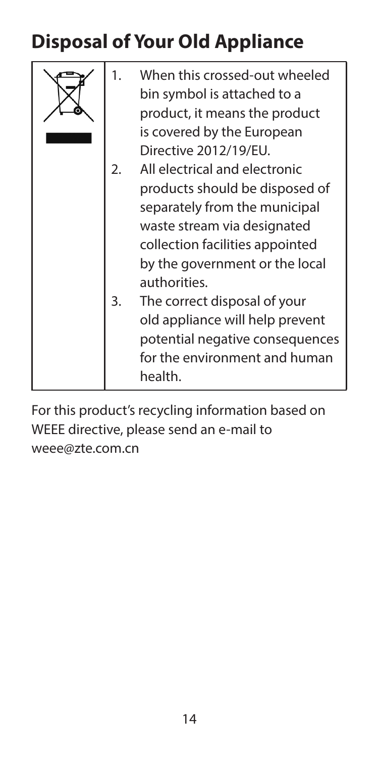# Disposal of Your Old Appliance

1. When this crossed-out wheeled bin symbol is attached to a product, it means the product is covered by the European Directive 2012/19/EU.
2. All electrical and electronic products should be disposed of separately from the municipal waste stream via designated collection facilities appointed by the government or the local authorities.
3. The correct disposal of your old appliance will help prevent potential negative consequences for the environment and human health.

For this product's recycling information based on WEEE directive, please send an e-mail to weee@zte.com.cn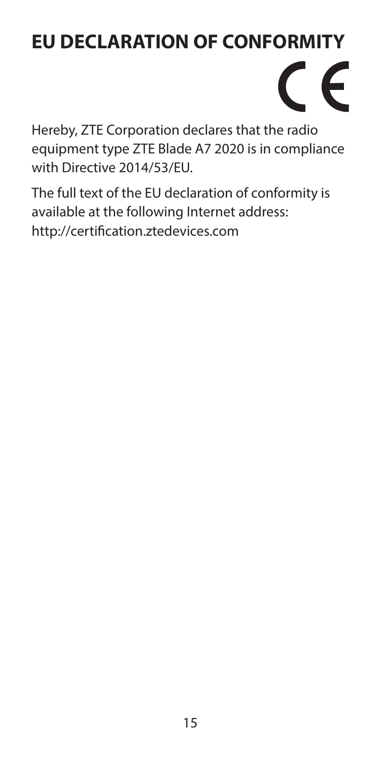# EU DECLARATION OF CONFORMITY

CE

Hereby, ZTE Corporation declares that the radio equipment type ZTE Blade A7 2020 is in compliance with Directive 2014/53/EU.

The full text of the EU declaration of conformity is available at the following Internet address: http://certification.ztedevices.com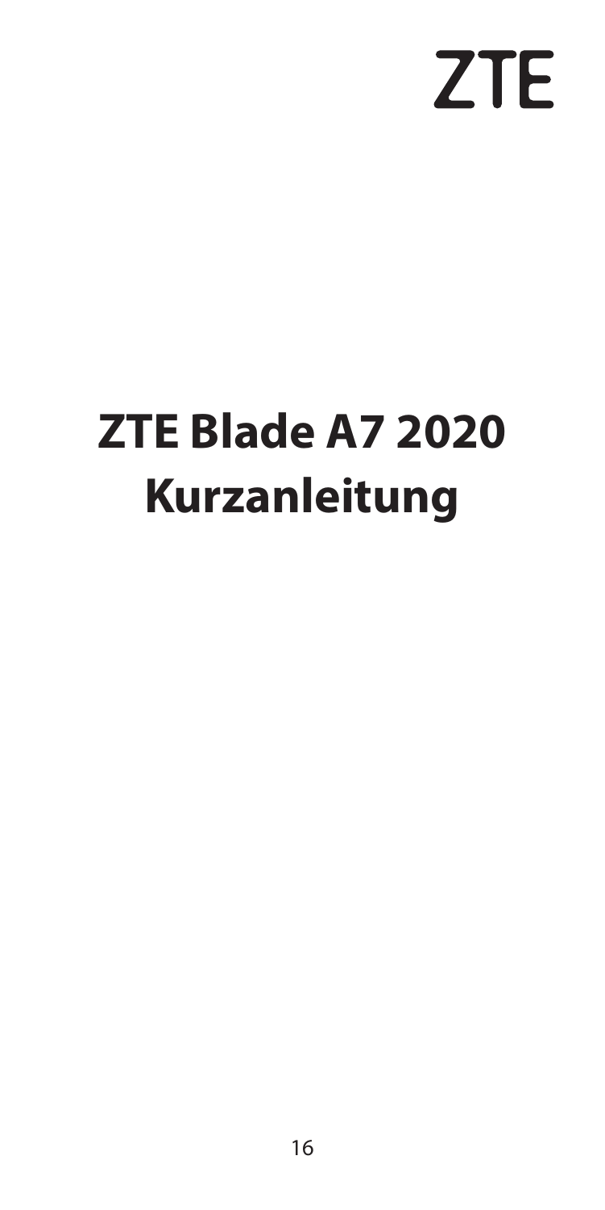ZTE

# ZTE Blade A7 2020 Kurzanleitung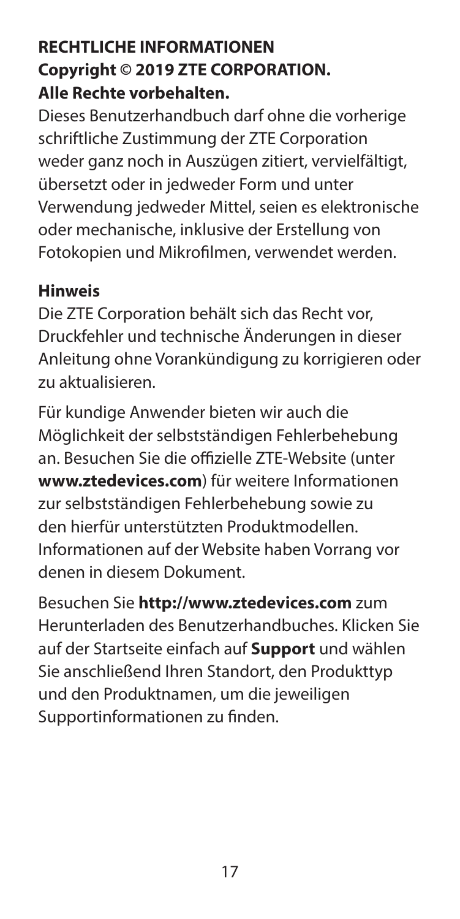## RECHTLICHE INFORMATIONEN

**Copyright © 2019 ZTE CORPORATION.**

**Alle Rechte vorbehalten.**

Dieses Benutzerhandbuch darf ohne die vorherige schriftliche Zustimmung der ZTE Corporation weder ganz noch in Auszügen zitiert, vervielfältigt, übersetzt oder in jedweder Form und unter Verwendung jedweder Mittel, seien es elektronische oder mechanische, inklusive der Erstellung von Fotokopien und Mikrofilmen, verwendet werden.

### Hinweis

Die ZTE Corporation behält sich das Recht vor, Druckfehler und technische Änderungen in dieser Anleitung ohne Vorankündigung zu korrigieren oder zu aktualisieren.

Für kundige Anwender bieten wir auch die Möglichkeit der selbstständigen Fehlerbehebung an. Besuchen Sie die offizielle ZTE-Website (unter **www.ztedevices.com**) für weitere Informationen zur selbstständigen Fehlerbehebung sowie zu den hierfür unterstützten Produktmodellen. Informationen auf der Website haben Vorrang vor denen in diesem Dokument.

Besuchen Sie **http://www.ztedevices.com** zum Herunterladen des Benutzerhandbuches. Klicken Sie auf der Startseite einfach auf **Support** und wählen Sie anschließend Ihren Standort, den Produkttyp und den Produktnamen, um die jeweiligen Supportinformationen zu finden.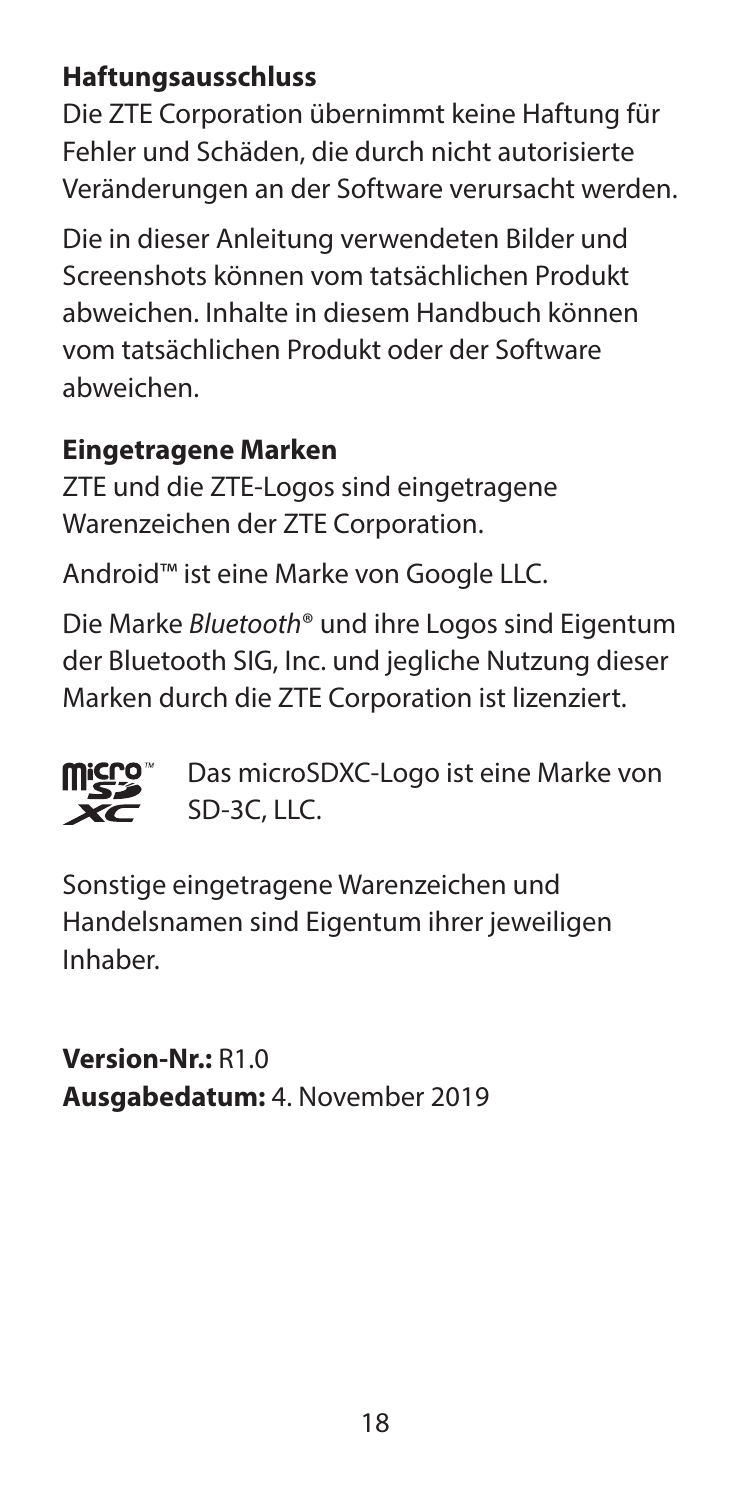**Haftungsausschluss**

Die ZTE Corporation übernimmt keine Haftung für Fehler und Schäden, die durch nicht autorisierte Veränderungen an der Software verursacht werden.

Die in dieser Anleitung verwendeten Bilder und Screenshots können vom tatsächlichen Produkt abweichen. Inhalte in diesem Handbuch können vom tatsächlichen Produkt oder der Software abweichen.

**Eingetragene Marken**

ZTE und die ZTE-Logos sind eingetragene Warenzeichen der ZTE Corporation.

Android™ ist eine Marke von Google LLC.

Die Marke *Bluetooth*® und ihre Logos sind Eigentum der Bluetooth SIG, Inc. und jegliche Nutzung dieser Marken durch die ZTE Corporation ist lizenziert.

Das microSDXC-Logo ist eine Marke von SD-3C, LLC.

Sonstige eingetragene Warenzeichen und Handelsnamen sind Eigentum ihrer jeweiligen Inhaber.

**Version-Nr.:** R1.0
**Ausgabedatum:** 4. November 2019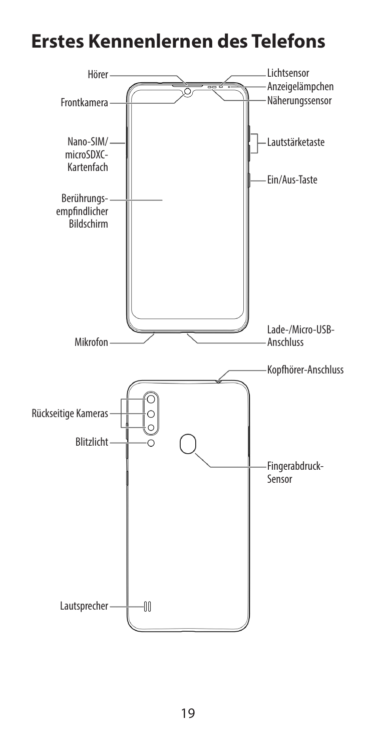# Erstes Kennenlernen des Telefons

Hörer

Frontkamera

Nano-SIM/ microSDXC-Kartenfach

Berührungsempfindlicher Bildschirm

Mikrofon

Lichtsensor

Anzeigelämpchen

Näherungssensor

Lautstärketaste

Ein/Aus-Taste

Lade-/Micro-USB-Anschluss

Kopfhörer-Anschluss

Rückseitige Kameras

Blitzlicht

Fingerabdruck-Sensor

Lautsprecher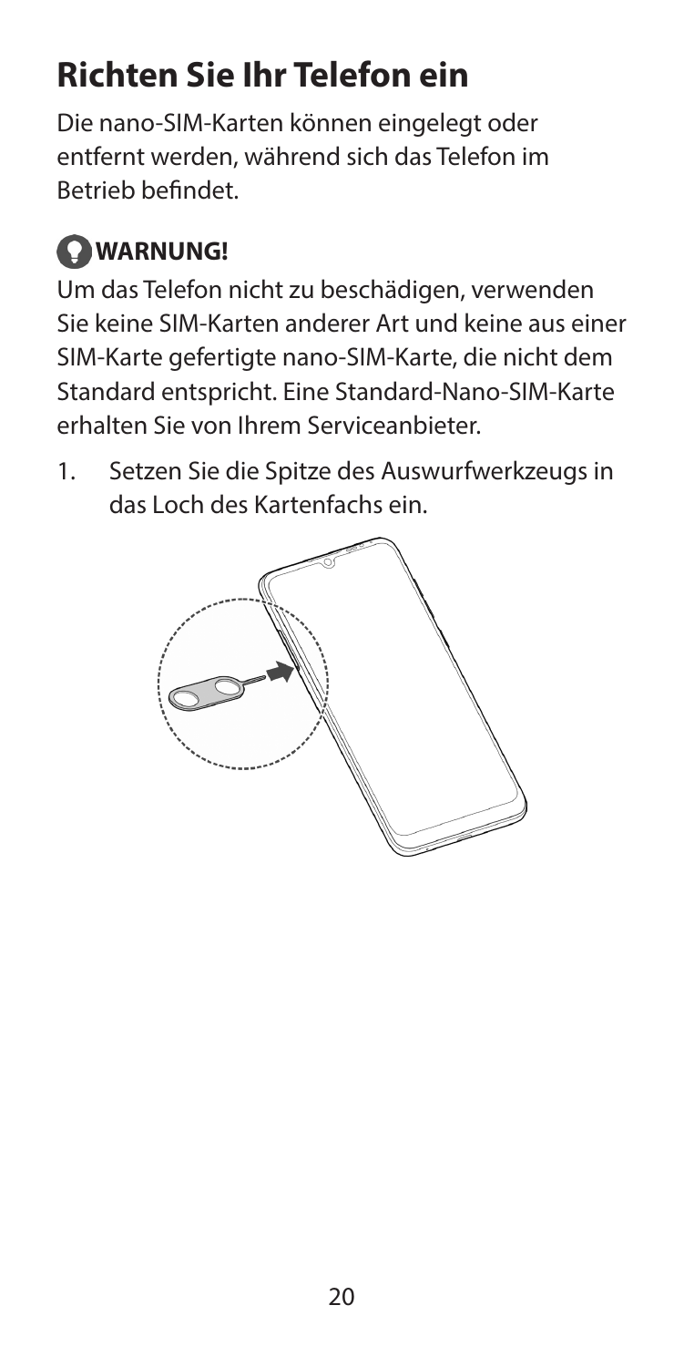# Richten Sie Ihr Telefon ein

Die nano-SIM-Karten können eingelegt oder entfernt werden, während sich das Telefon im Betrieb befindet.

## WARNUNG!

Um das Telefon nicht zu beschädigen, verwenden Sie keine SIM-Karten anderer Art und keine aus einer SIM-Karte gefertigte nano-SIM-Karte, die nicht dem Standard entspricht. Eine Standard-Nano-SIM-Karte erhalten Sie von Ihrem Serviceanbieter.

1. Setzen Sie die Spitze des Auswurfwerkzeugs in das Loch des Kartenfachs ein.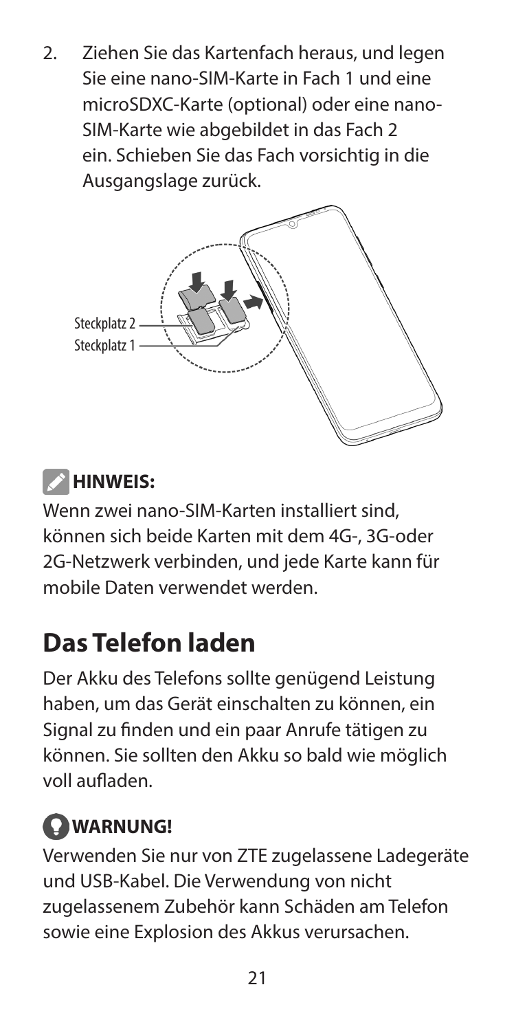2. Ziehen Sie das Kartenfach heraus, und legen Sie eine nano-SIM-Karte in Fach 1 und eine microSDXC-Karte (optional) oder eine nano-SIM-Karte wie abgebildet in das Fach 2 ein. Schieben Sie das Fach vorsichtig in die Ausgangslage zurück.

Steckplatz 2
Steckplatz 1

**HINWEIS:**

Wenn zwei nano-SIM-Karten installiert sind, können sich beide Karten mit dem 4G-, 3G-oder 2G-Netzwerk verbinden, und jede Karte kann für mobile Daten verwendet werden.

## Das Telefon laden

Der Akku des Telefons sollte genügend Leistung haben, um das Gerät einschalten zu können, ein Signal zu finden und ein paar Anrufe tätigen zu können. Sie sollten den Akku so bald wie möglich voll aufladen.

**WARNUNG!**

Verwenden Sie nur von ZTE zugelassene Ladegeräte und USB-Kabel. Die Verwendung von nicht zugelassenem Zubehör kann Schäden am Telefon sowie eine Explosion des Akkus verursachen.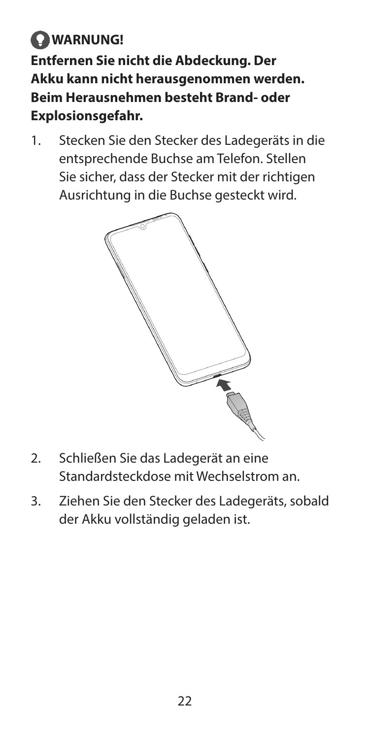**WARNUNG!**

**Entfernen Sie nicht die Abdeckung. Der Akku kann nicht herausgenommen werden. Beim Herausnehmen besteht Brand- oder Explosionsgefahr.**

1. Stecken Sie den Stecker des Ladegeräts in die entsprechende Buchse am Telefon. Stellen Sie sicher, dass der Stecker mit der richtigen Ausrichtung in die Buchse gesteckt wird.

2. Schließen Sie das Ladegerät an eine Standardsteckdose mit Wechselstrom an.

3. Ziehen Sie den Stecker des Ladegeräts, sobald der Akku vollständig geladen ist.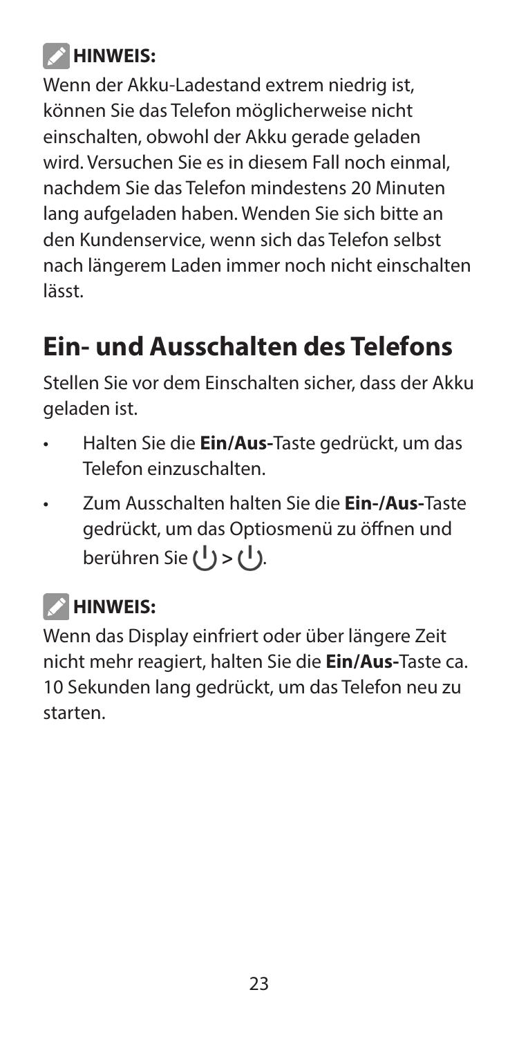**HINWEIS:**

Wenn der Akku-Ladestand extrem niedrig ist, können Sie das Telefon möglicherweise nicht einschalten, obwohl der Akku gerade geladen wird. Versuchen Sie es in diesem Fall noch einmal, nachdem Sie das Telefon mindestens 20 Minuten lang aufgeladen haben. Wenden Sie sich bitte an den Kundenservice, wenn sich das Telefon selbst nach längerem Laden immer noch nicht einschalten lässt.

## Ein- und Ausschalten des Telefons

Stellen Sie vor dem Einschalten sicher, dass der Akku geladen ist.

- Halten Sie die **Ein/Aus-**Taste gedrückt, um das Telefon einzuschalten.
- Zum Ausschalten halten Sie die **Ein-/Aus-**Taste gedrückt, um das Optiosmenü zu öffnen und berühren Sie ⏻ > ⏻.

**HINWEIS:**

Wenn das Display einfriert oder über längere Zeit nicht mehr reagiert, halten Sie die **Ein/Aus-**Taste ca. 10 Sekunden lang gedrückt, um das Telefon neu zu starten.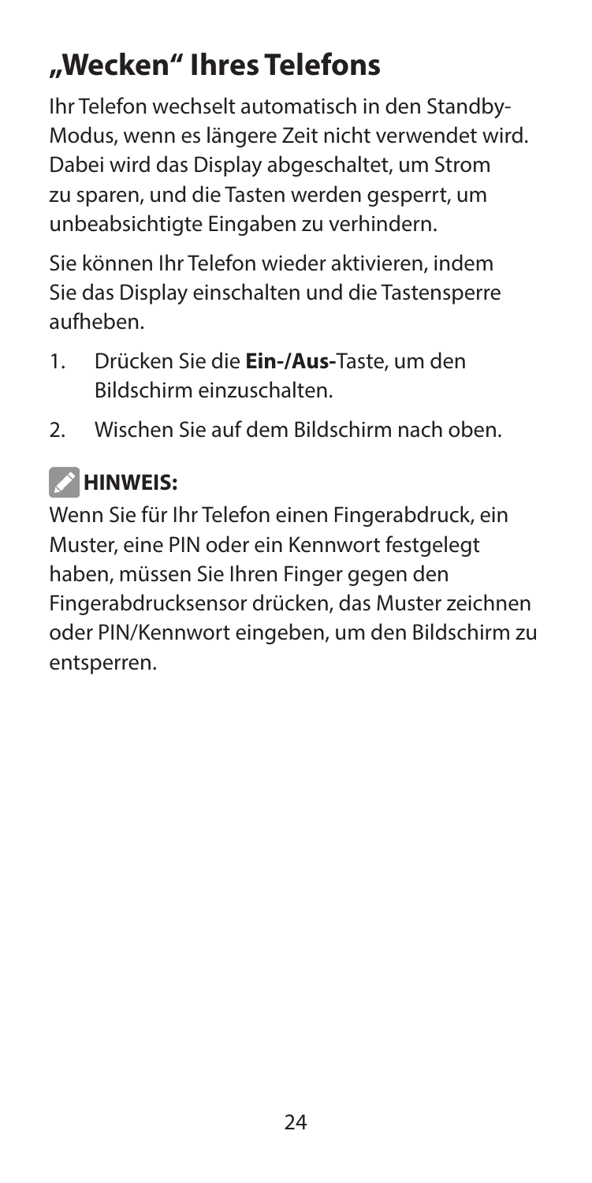# „Wecken" Ihres Telefons

Ihr Telefon wechselt automatisch in den Standby-Modus, wenn es längere Zeit nicht verwendet wird. Dabei wird das Display abgeschaltet, um Strom zu sparen, und die Tasten werden gesperrt, um unbeabsichtigte Eingaben zu verhindern.

Sie können Ihr Telefon wieder aktivieren, indem Sie das Display einschalten und die Tastensperre aufheben.

1. Drücken Sie die **Ein-/Aus-**Taste, um den Bildschirm einzuschalten.
2. Wischen Sie auf dem Bildschirm nach oben.

**HINWEIS:**

Wenn Sie für Ihr Telefon einen Fingerabdruck, ein Muster, eine PIN oder ein Kennwort festgelegt haben, müssen Sie Ihren Finger gegen den Fingerabdrucksensor drücken, das Muster zeichnen oder PIN/Kennwort eingeben, um den Bildschirm zu entsperren.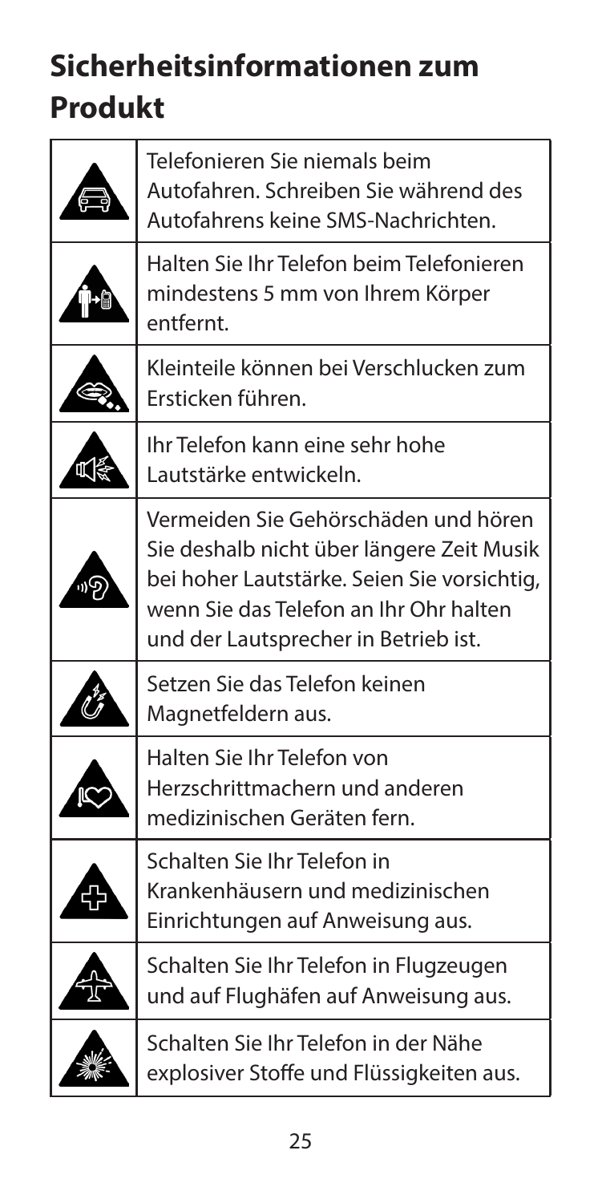# Sicherheitsinformationen zum Produkt

| | |
|---|---|
| | Telefonieren Sie niemals beim Autofahren. Schreiben Sie während des Autofahrens keine SMS-Nachrichten. |
| | Halten Sie Ihr Telefon beim Telefonieren mindestens 5 mm von Ihrem Körper entfernt. |
| | Kleinteile können bei Verschlucken zum Ersticken führen. |
| | Ihr Telefon kann eine sehr hohe Lautstärke entwickeln. |
| | Vermeiden Sie Gehörschäden und hören Sie deshalb nicht über längere Zeit Musik bei hoher Lautstärke. Seien Sie vorsichtig, wenn Sie das Telefon an Ihr Ohr halten und der Lautsprecher in Betrieb ist. |
| | Setzen Sie das Telefon keinen Magnetfeldern aus. |
| | Halten Sie Ihr Telefon von Herzschrittmachern und anderen medizinischen Geräten fern. |
| | Schalten Sie Ihr Telefon in Krankenhäusern und medizinischen Einrichtungen auf Anweisung aus. |
| | Schalten Sie Ihr Telefon in Flugzeugen und auf Flughäfen auf Anweisung aus. |
| | Schalten Sie Ihr Telefon in der Nähe explosiver Stoffe und Flüssigkeiten aus. |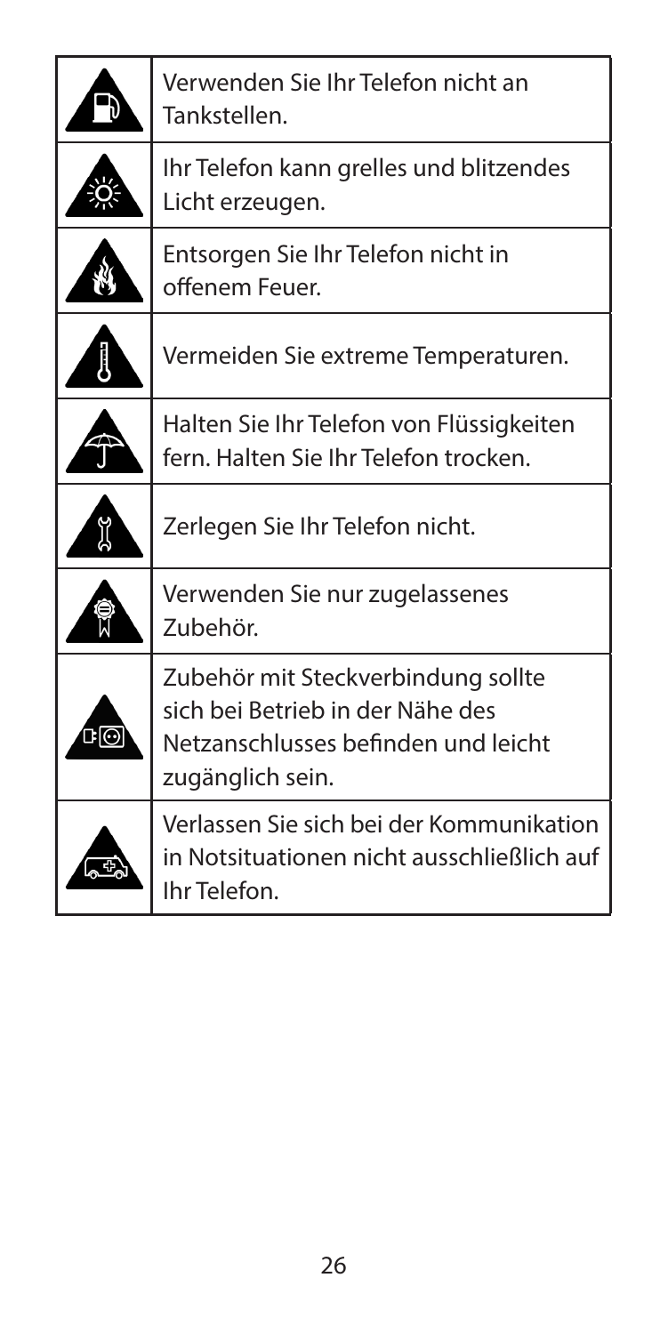| | |
|---|---|
| | Verwenden Sie Ihr Telefon nicht an Tankstellen. |
| | Ihr Telefon kann grelles und blitzendes Licht erzeugen. |
| | Entsorgen Sie Ihr Telefon nicht in offenem Feuer. |
| | Vermeiden Sie extreme Temperaturen. |
| | Halten Sie Ihr Telefon von Flüssigkeiten fern. Halten Sie Ihr Telefon trocken. |
| | Zerlegen Sie Ihr Telefon nicht. |
| | Verwenden Sie nur zugelassenes Zubehör. |
| | Zubehör mit Steckverbindung sollte sich bei Betrieb in der Nähe des Netzanschlusses befinden und leicht zugänglich sein. |
| | Verlassen Sie sich bei der Kommunikation in Notsituationen nicht ausschließlich auf Ihr Telefon. |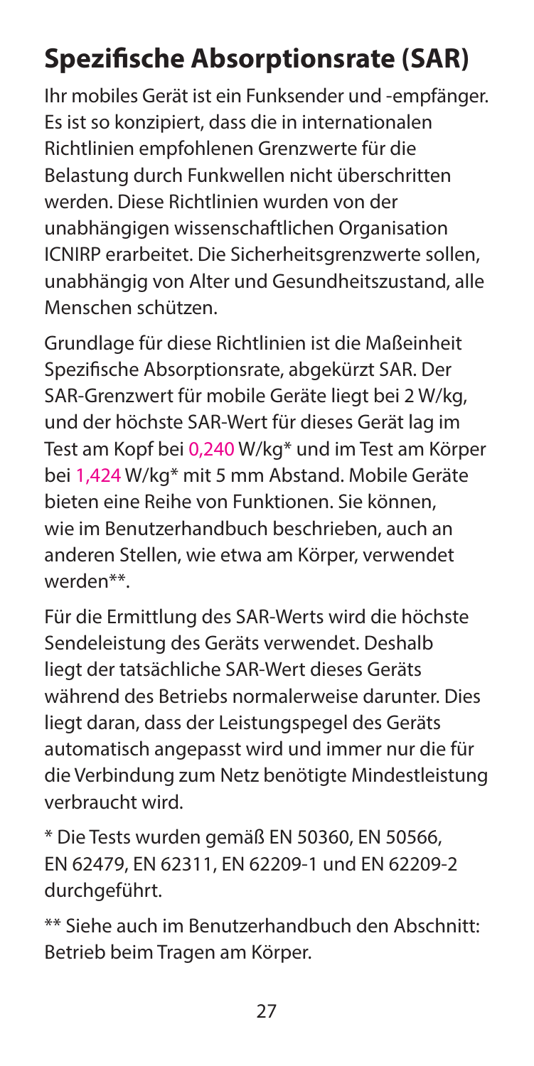# Spezifische Absorptionsrate (SAR)

Ihr mobiles Gerät ist ein Funksender und -empfänger. Es ist so konzipiert, dass die in internationalen Richtlinien empfohlenen Grenzwerte für die Belastung durch Funkwellen nicht überschritten werden. Diese Richtlinien wurden von der unabhängigen wissenschaftlichen Organisation ICNIRP erarbeitet. Die Sicherheitsgrenzwerte sollen, unabhängig von Alter und Gesundheitszustand, alle Menschen schützen.

Grundlage für diese Richtlinien ist die Maßeinheit Spezifische Absorptionsrate, abgekürzt SAR. Der SAR-Grenzwert für mobile Geräte liegt bei 2 W/kg, und der höchste SAR-Wert für dieses Gerät lag im Test am Kopf bei 0,240 W/kg* und im Test am Körper bei 1,424 W/kg* mit 5 mm Abstand. Mobile Geräte bieten eine Reihe von Funktionen. Sie können, wie im Benutzerhandbuch beschrieben, auch an anderen Stellen, wie etwa am Körper, verwendet werden**.

Für die Ermittlung des SAR-Werts wird die höchste Sendeleistung des Geräts verwendet. Deshalb liegt der tatsächliche SAR-Wert dieses Geräts während des Betriebs normalerweise darunter. Dies liegt daran, dass der Leistungspegel des Geräts automatisch angepasst wird und immer nur die für die Verbindung zum Netz benötigte Mindestleistung verbraucht wird.

* Die Tests wurden gemäß EN 50360, EN 50566, EN 62479, EN 62311, EN 62209-1 und EN 62209-2 durchgeführt.

** Siehe auch im Benutzerhandbuch den Abschnitt: Betrieb beim Tragen am Körper.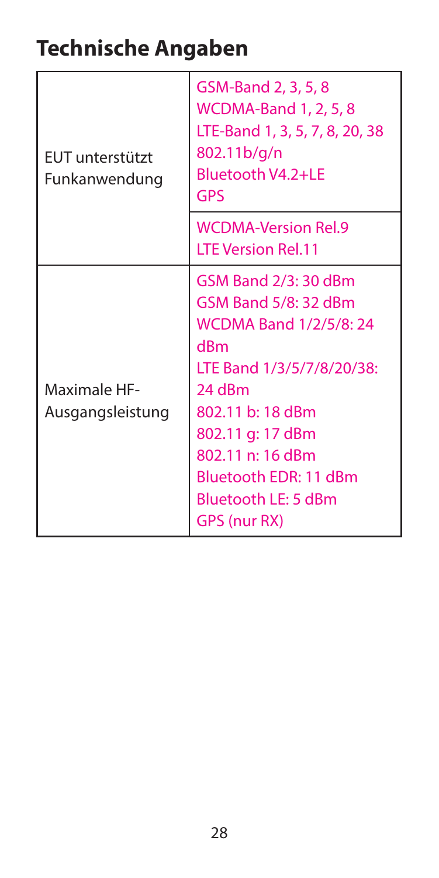## Technische Angaben

| | |
|---|---|
| EUT unterstützt Funkanwendung | GSM-Band 2, 3, 5, 8<br>WCDMA-Band 1, 2, 5, 8<br>LTE-Band 1, 3, 5, 7, 8, 20, 38<br>802.11b/g/n<br>Bluetooth V4.2+LE<br>GPS |
| | WCDMA-Version Rel.9<br>LTE Version Rel.11 |
| Maximale HF-Ausgangsleistung | GSM Band 2/3: 30 dBm<br>GSM Band 5/8: 32 dBm<br>WCDMA Band 1/2/5/8: 24 dBm<br>LTE Band 1/3/5/7/8/20/38: 24 dBm<br>802.11 b: 18 dBm<br>802.11 g: 17 dBm<br>802.11 n: 16 dBm<br>Bluetooth EDR: 11 dBm<br>Bluetooth LE: 5 dBm<br>GPS (nur RX) |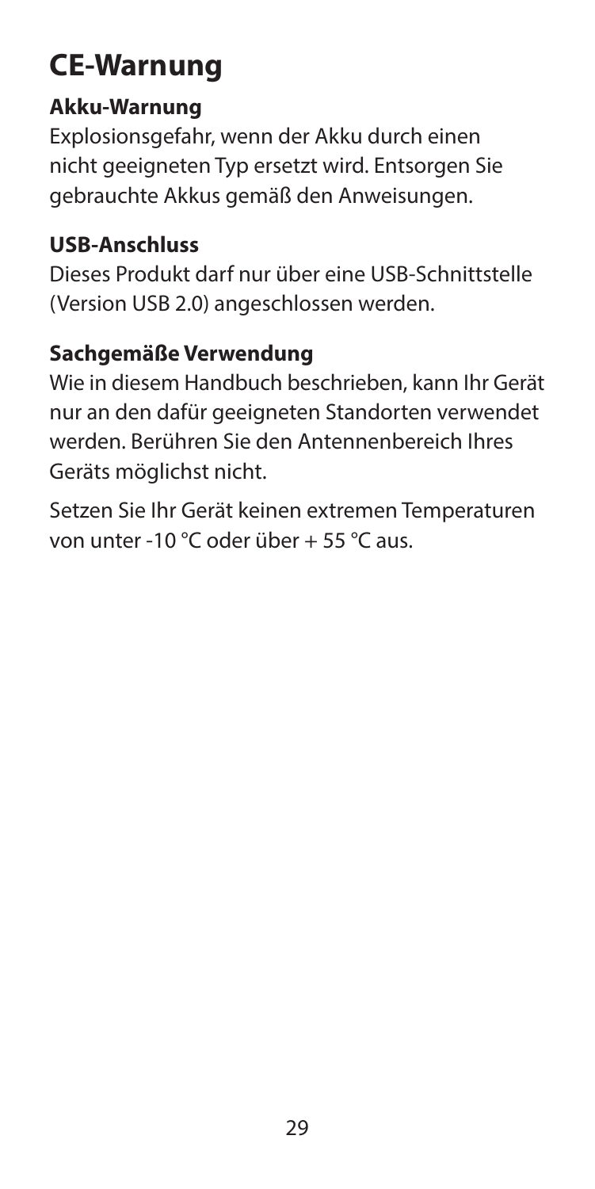# CE-Warnung

## Akku-Warnung

Explosionsgefahr, wenn der Akku durch einen nicht geeigneten Typ ersetzt wird. Entsorgen Sie gebrauchte Akkus gemäß den Anweisungen.

## USB-Anschluss

Dieses Produkt darf nur über eine USB-Schnittstelle (Version USB 2.0) angeschlossen werden.

## Sachgemäße Verwendung

Wie in diesem Handbuch beschrieben, kann Ihr Gerät nur an den dafür geeigneten Standorten verwendet werden. Berühren Sie den Antennenbereich Ihres Geräts möglichst nicht.

Setzen Sie Ihr Gerät keinen extremen Temperaturen von unter -10 °C oder über + 55 °C aus.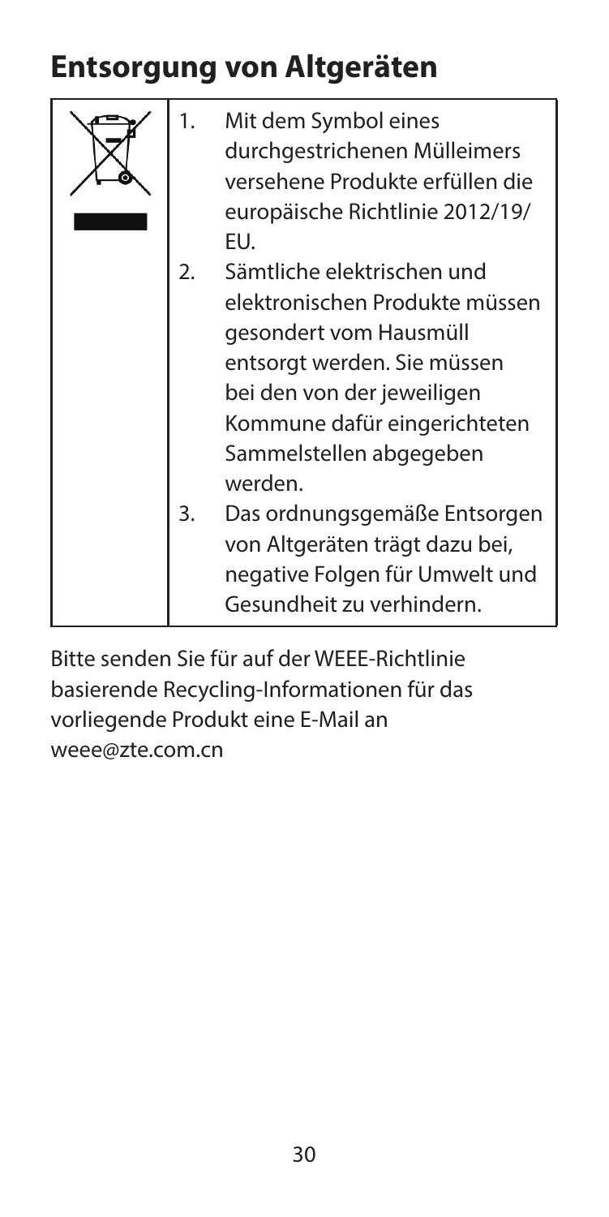## Entsorgung von Altgeräten

1. Mit dem Symbol eines durchgestrichenen Mülleimers versehene Produkte erfüllen die europäische Richtlinie 2012/19/EU.
2. Sämtliche elektrischen und elektronischen Produkte müssen gesondert vom Hausmüll entsorgt werden. Sie müssen bei den von der jeweiligen Kommune dafür eingerichteten Sammelstellen abgegeben werden.
3. Das ordnungsgemäße Entsorgen von Altgeräten trägt dazu bei, negative Folgen für Umwelt und Gesundheit zu verhindern.

Bitte senden Sie für auf der WEEE-Richtlinie basierende Recycling-Informationen für das vorliegende Produkt eine E-Mail an weee@zte.com.cn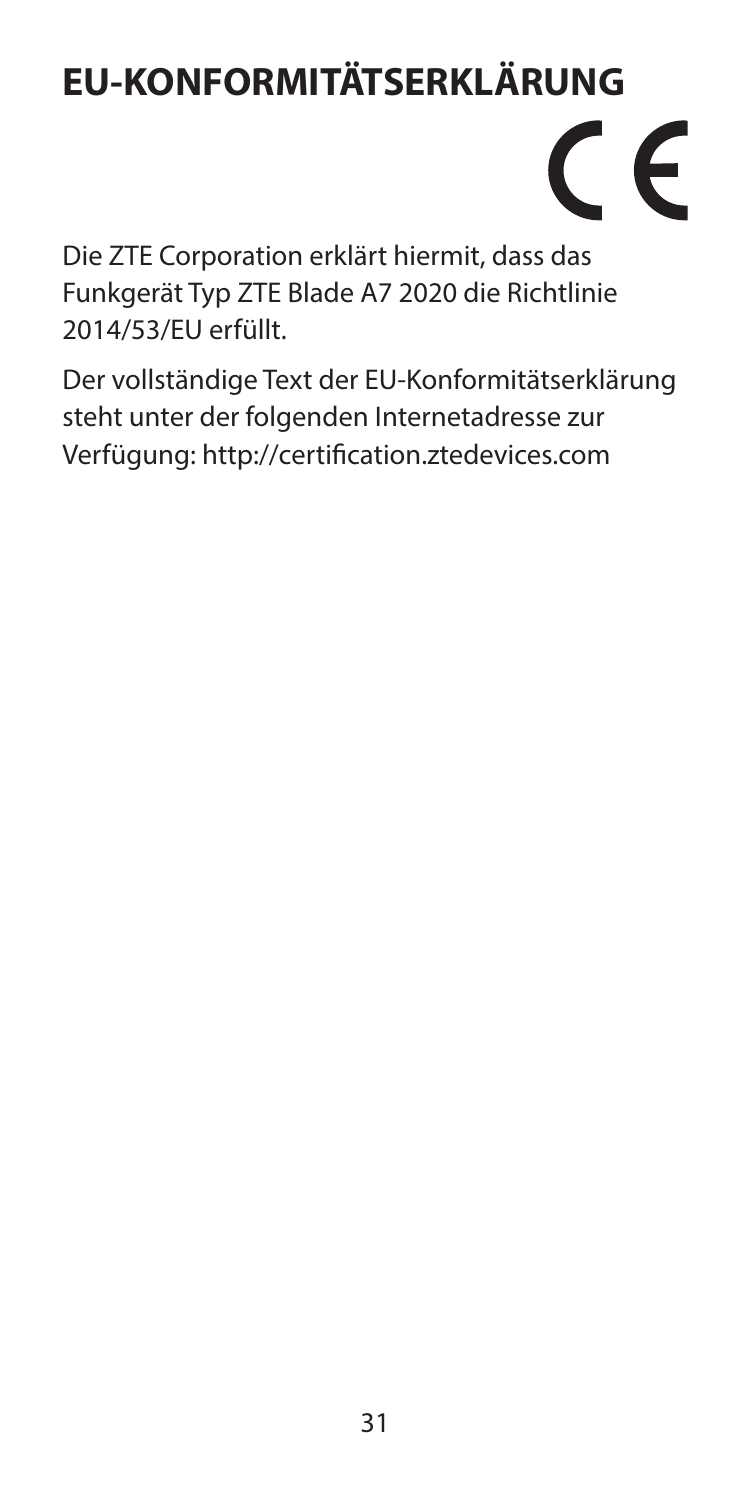# EU-KONFORMITÄTSERKLÄRUNG

CE

Die ZTE Corporation erklärt hiermit, dass das Funkgerät Typ ZTE Blade A7 2020 die Richtlinie 2014/53/EU erfüllt.

Der vollständige Text der EU-Konformitätserklärung steht unter der folgenden Internetadresse zur Verfügung: http://certification.ztedevices.com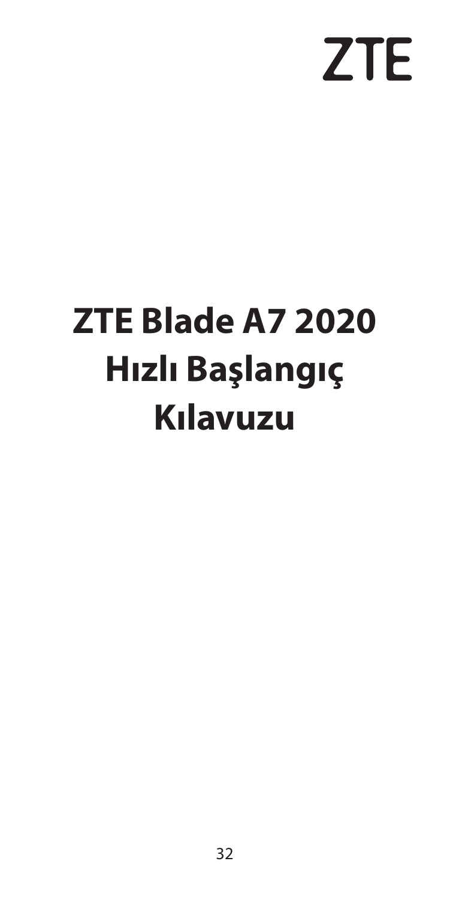ZTE

# ZTE Blade A7 2020 Hızlı Başlangıç Kılavuzu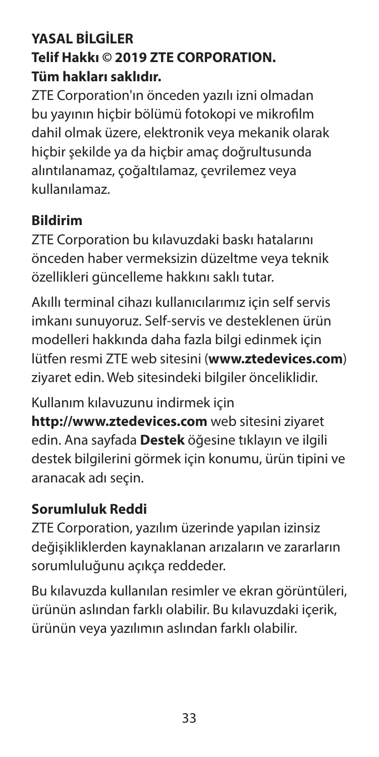## YASAL BİLGİLER

**Telif Hakkı © 2019 ZTE CORPORATION.**
**Tüm hakları saklıdır.**

ZTE Corporation'ın önceden yazılı izni olmadan bu yayının hiçbir bölümü fotokopi ve mikrofilm dahil olmak üzere, elektronik veya mekanik olarak hiçbir şekilde ya da hiçbir amaç doğrultusunda alıntılanamaz, çoğaltılamaz, çevrilemez veya kullanılamaz.

### Bildirim

ZTE Corporation bu kılavuzdaki baskı hatalarını önceden haber vermeksizin düzeltme veya teknik özellikleri güncelleme hakkını saklı tutar.

Akıllı terminal cihazı kullanıcılarımız için self servis imkanı sunuyoruz. Self-servis ve desteklenen ürün modelleri hakkında daha fazla bilgi edinmek için lütfen resmi ZTE web sitesini (**www.ztedevices.com**) ziyaret edin. Web sitesindeki bilgiler önceliklidir.

Kullanım kılavuzunu indirmek için **http://www.ztedevices.com** web sitesini ziyaret edin. Ana sayfada **Destek** öğesine tıklayın ve ilgili destek bilgilerini görmek için konumu, ürün tipini ve aranacak adı seçin.

### Sorumluluk Reddi

ZTE Corporation, yazılım üzerinde yapılan izinsiz değişikliklerden kaynaklanan arızaların ve zararların sorumluluğunu açıkça reddeder.

Bu kılavuzda kullanılan resimler ve ekran görüntüleri, ürünün aslından farklı olabilir. Bu kılavuzdaki içerik, ürünün veya yazılımın aslından farklı olabilir.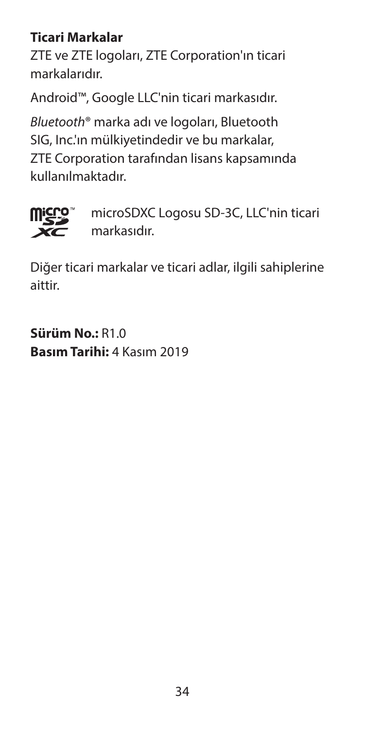**Ticari Markalar**

ZTE ve ZTE logoları, ZTE Corporation'ın ticari markalarıdır.

Android™, Google LLC'nin ticari markasıdır.

*Bluetooth*® marka adı ve logoları, Bluetooth SIG, Inc.'ın mülkiyetindedir ve bu markalar, ZTE Corporation tarafından lisans kapsamında kullanılmaktadır.

microSDXC Logosu SD-3C, LLC'nin ticari markasıdır.

Diğer ticari markalar ve ticari adlar, ilgili sahiplerine aittir.

**Sürüm No.:** R1.0
**Basım Tarihi:** 4 Kasım 2019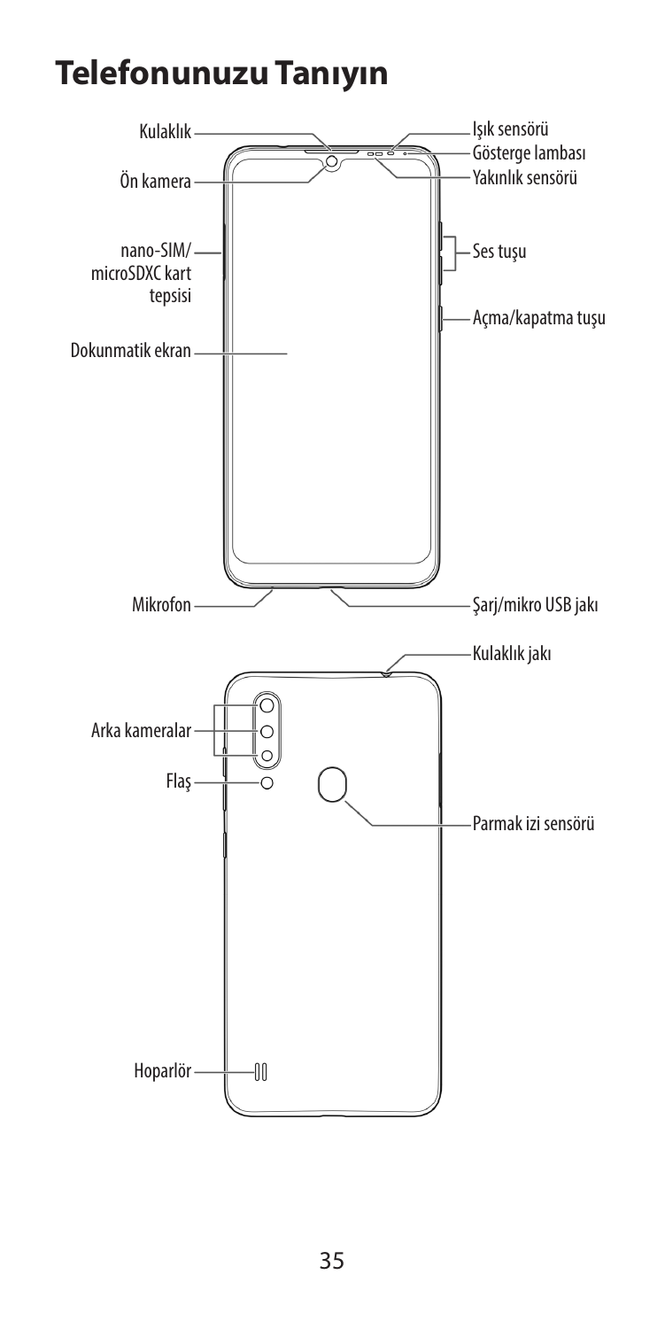# Telefonunuzu Tanıyın

Kulaklık

Ön kamera

nano-SIM/ microSDXC kart tepsisi

Dokunmatik ekran

Mikrofon

Işık sensörü

Gösterge lambası

Yakınlık sensörü

Ses tuşu

Açma/kapatma tuşu

Şarj/mikro USB jakı

Kulaklık jakı

Arka kameralar

Flaş

Parmak izi sensörü

Hoparlör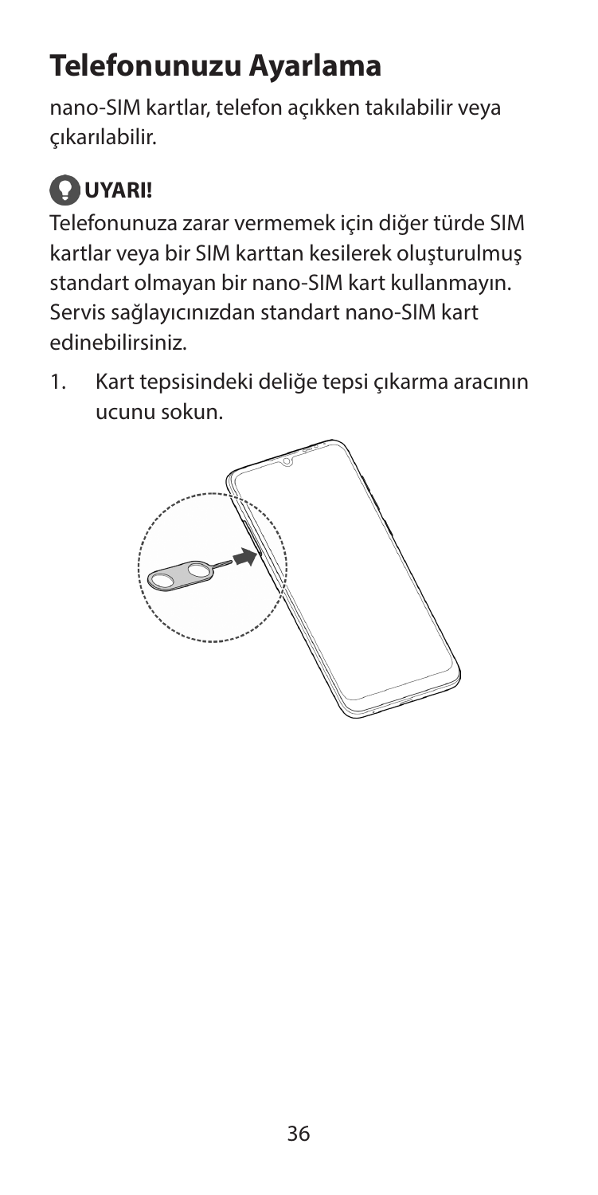# Telefonunuzu Ayarlama

nano-SIM kartlar, telefon açıkken takılabilir veya çıkarılabilir.

**UYARI!**

Telefonunuza zarar vermemek için diğer türde SIM kartlar veya bir SIM karttan kesilerek oluşturulmuş standart olmayan bir nano-SIM kart kullanmayın. Servis sağlayıcınızdan standart nano-SIM kart edinebilirsiniz.

1. Kart tepsisindeki deliğe tepsi çıkarma aracının ucunu sokun.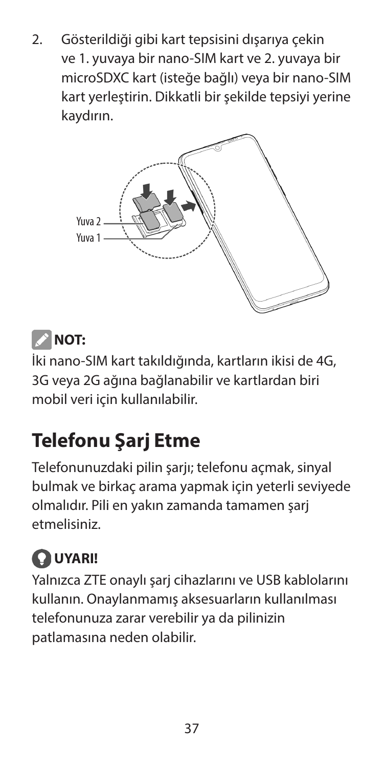2. Gösterildiği gibi kart tepsisini dışarıya çekin ve 1. yuvaya bir nano-SIM kart ve 2. yuvaya bir microSDXC kart (isteğe bağlı) veya bir nano-SIM kart yerleştirin. Dikkatli bir şekilde tepsiyi yerine kaydırın.

Yuva 2
Yuva 1

**NOT:**

İki nano-SIM kart takıldığında, kartların ikisi de 4G, 3G veya 2G ağına bağlanabilir ve kartlardan biri mobil veri için kullanılabilir.

# Telefonu Şarj Etme

Telefonunuzdaki pilin şarjı; telefonu açmak, sinyal bulmak ve birkaç arama yapmak için yeterli seviyede olmalıdır. Pili en yakın zamanda tamamen şarj etmelisiniz.

**UYARI!**

Yalnızca ZTE onaylı şarj cihazlarını ve USB kablolarını kullanın. Onaylanmamış aksesuarların kullanılması telefonunuza zarar verebilir ya da pilinizin patlamasına neden olabilir.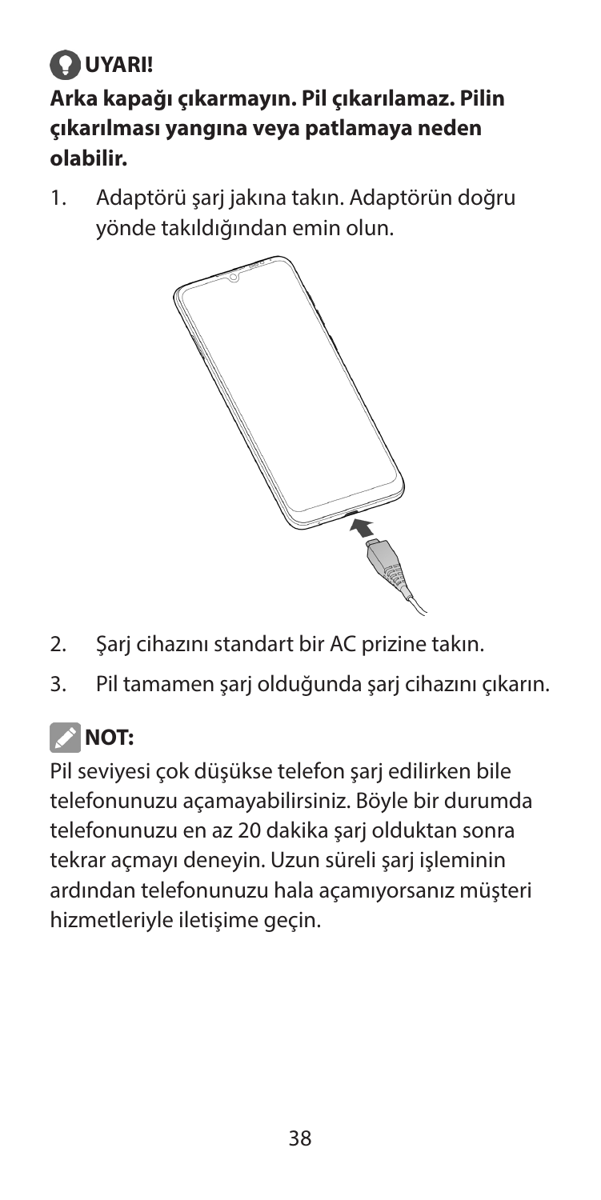**UYARI!**

**Arka kapağı çıkarmayın. Pil çıkarılamaz. Pilin çıkarılması yangına veya patlamaya neden olabilir.**

1. Adaptörü şarj jakına takın. Adaptörün doğru yönde takıldığından emin olun.
2. Şarj cihazını standart bir AC prizine takın.
3. Pil tamamen şarj olduğunda şarj cihazını çıkarın.

**NOT:**

Pil seviyesi çok düşükse telefon şarj edilirken bile telefonunuzu açamayabilirsiniz. Böyle bir durumda telefonunuzu en az 20 dakika şarj olduktan sonra tekrar açmayı deneyin. Uzun süreli şarj işleminin ardından telefonunuzu hala açamıyorsanız müşteri hizmetleriyle iletişime geçin.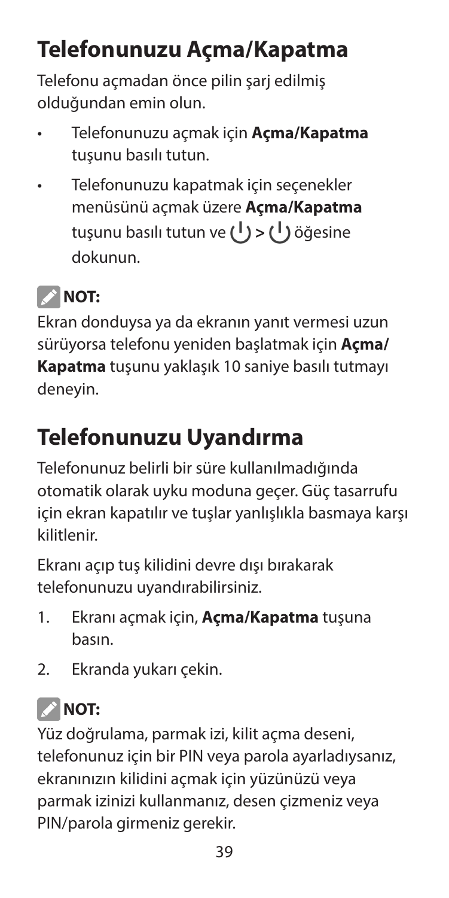## Telefonunuzu Açma/Kapatma

Telefonu açmadan önce pilin şarj edilmiş olduğundan emin olun.

- Telefonunuzu açmak için **Açma/Kapatma** tuşunu basılı tutun.
- Telefonunuzu kapatmak için seçenekler menüsünü açmak üzere **Açma/Kapatma** tuşunu basılı tutun ve ⏻ > ⏻ öğesine dokunun.

**NOT:**

Ekran donduysa ya da ekranın yanıt vermesi uzun sürüyorsa telefonu yeniden başlatmak için **Açma/Kapatma** tuşunu yaklaşık 10 saniye basılı tutmayı deneyin.

## Telefonunuzu Uyandırma

Telefonunuz belirli bir süre kullanılmadığında otomatik olarak uyku moduna geçer. Güç tasarrufu için ekran kapatılır ve tuşlar yanlışlıkla basmaya karşı kilitlenir.

Ekranı açıp tuş kilidini devre dışı bırakarak telefonunuzu uyandırabilirsiniz.

1. Ekranı açmak için, **Açma/Kapatma** tuşuna basın.
2. Ekranda yukarı çekin.

**NOT:**

Yüz doğrulama, parmak izi, kilit açma deseni, telefonunuz için bir PIN veya parola ayarladıysanız, ekranınızın kilidini açmak için yüzünüzü veya parmak izinizi kullanmanız, desen çizmeniz veya PIN/parola girmeniz gerekir.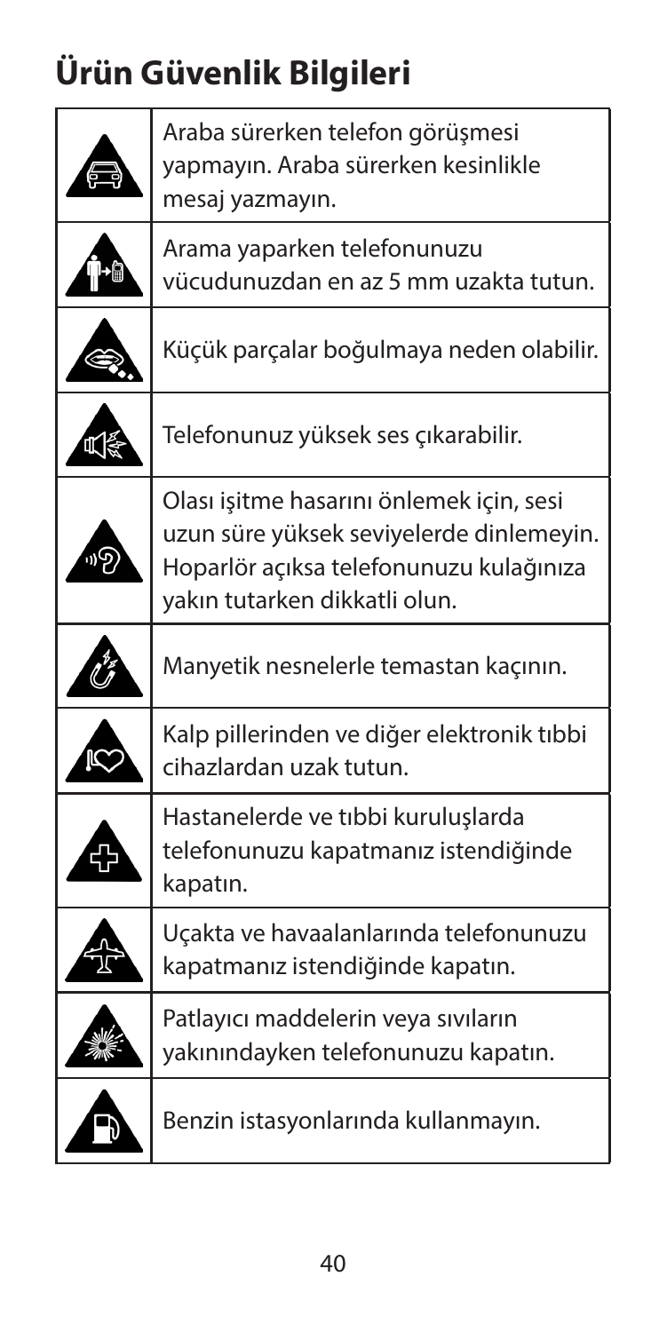# Ürün Güvenlik Bilgileri

| | |
|---|---|
| | Araba sürerken telefon görüşmesi yapmayın. Araba sürerken kesinlikle mesaj yazmayın. |
| | Arama yaparken telefonunuzu vücudunuzdan en az 5 mm uzakta tutun. |
| | Küçük parçalar boğulmaya neden olabilir. |
| | Telefonunuz yüksek ses çıkarabilir. |
| | Olası işitme hasarını önlemek için, sesi uzun süre yüksek seviyelerde dinlemeyin. Hoparlör açıksa telefonunuzu kulağınıza yakın tutarken dikkatli olun. |
| | Manyetik nesnelerle temastan kaçının. |
| | Kalp pillerinden ve diğer elektronik tıbbi cihazlardan uzak tutun. |
| | Hastanelerde ve tıbbi kuruluşlarda telefonunuzu kapatmanız istendiğinde kapatın. |
| | Uçakta ve havaalanlarında telefonunuzu kapatmanız istendiğinde kapatın. |
| | Patlayıcı maddelerin veya sıvıların yakınındayken telefonunuzu kapatın. |
| | Benzin istasyonlarında kullanmayın. |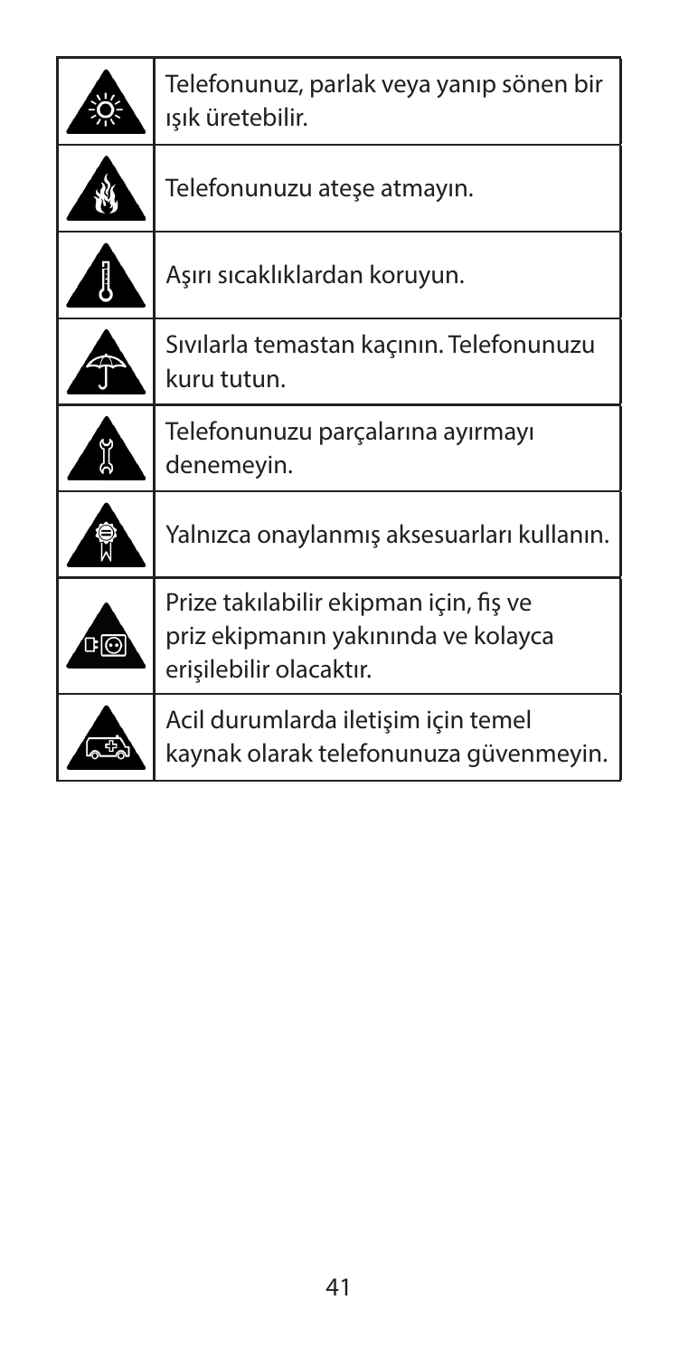| | |
|---|---|
| | Telefonunuz, parlak veya yanıp sönen bir ışık üretebilir. |
| | Telefonunuzu ateşe atmayın. |
| | Aşırı sıcaklıklardan koruyun. |
| | Sıvılarla temastan kaçının. Telefonunuzu kuru tutun. |
| | Telefonunuzu parçalarına ayırmayı denemeyin. |
| | Yalnızca onaylanmış aksesuarları kullanın. |
| | Prize takılabilir ekipman için, fiş ve priz ekipmanın yakınında ve kolayca erişilebilir olacaktır. |
| | Acil durumlarda iletişim için temel kaynak olarak telefonunuza güvenmeyin. |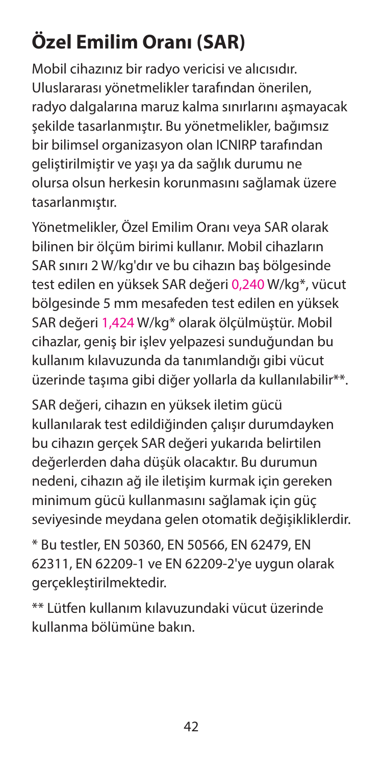# Özel Emilim Oranı (SAR)

Mobil cihazınız bir radyo vericisi ve alıcısıdır. Uluslararası yönetmelikler tarafından önerilen, radyo dalgalarına maruz kalma sınırlarını aşmayacak şekilde tasarlanmıştır. Bu yönetmelikler, bağımsız bir bilimsel organizasyon olan ICNIRP tarafından geliştirilmiştir ve yaşı ya da sağlık durumu ne olursa olsun herkesin korunmasını sağlamak üzere tasarlanmıştır.

Yönetmelikler, Özel Emilim Oranı veya SAR olarak bilinen bir ölçüm birimi kullanır. Mobil cihazların SAR sınırı 2 W/kg'dır ve bu cihazın baş bölgesinde test edilen en yüksek SAR değeri 0,240 W/kg*, vücut bölgesinde 5 mm mesafeden test edilen en yüksek SAR değeri 1,424 W/kg* olarak ölçülmüştür. Mobil cihazlar, geniş bir işlev yelpazesi sunduğundan bu kullanım kılavuzunda da tanımlandığı gibi vücut üzerinde taşıma gibi diğer yollarla da kullanılabilir**.

SAR değeri, cihazın en yüksek iletim gücü kullanılarak test edildiğinden çalışır durumdayken bu cihazın gerçek SAR değeri yukarıda belirtilen değerlerden daha düşük olacaktır. Bu durumun nedeni, cihazın ağ ile iletişim kurmak için gereken minimum gücü kullanmasını sağlamak için güç seviyesinde meydana gelen otomatik değişikliklerdir.

* Bu testler, EN 50360, EN 50566, EN 62479, EN 62311, EN 62209-1 ve EN 62209-2'ye uygun olarak gerçekleştirilmektedir.

** Lütfen kullanım kılavuzundaki vücut üzerinde kullanma bölümüne bakın.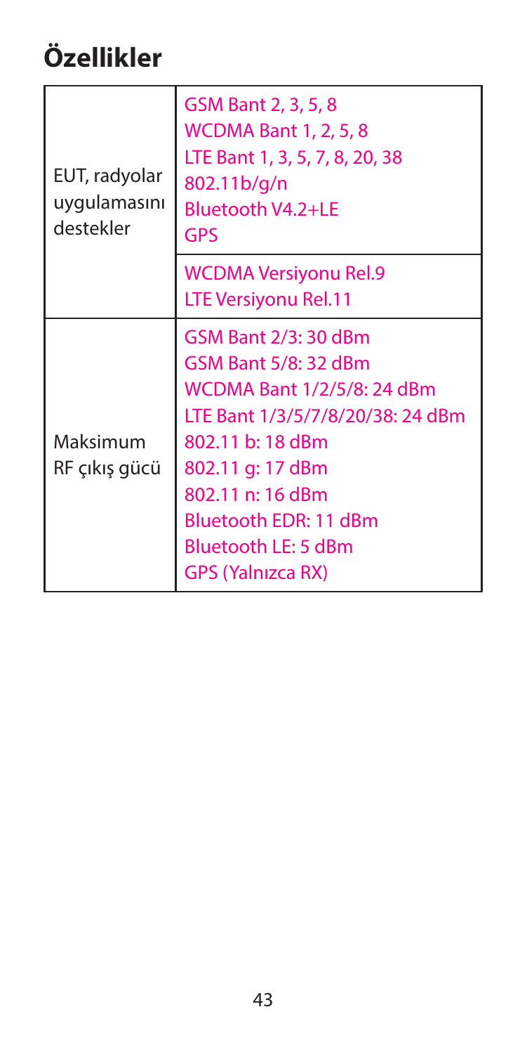# Özellikler

| | |
|---|---|
| EUT, radyolar uygulamasını destekler | GSM Bant 2, 3, 5, 8<br>WCDMA Bant 1, 2, 5, 8<br>LTE Bant 1, 3, 5, 7, 8, 20, 38<br>802.11b/g/n<br>Bluetooth V4.2+LE<br>GPS |
| | WCDMA Versiyonu Rel.9<br>LTE Versiyonu Rel.11 |
| Maksimum RF çıkış gücü | GSM Bant 2/3: 30 dBm<br>GSM Bant 5/8: 32 dBm<br>WCDMA Bant 1/2/5/8: 24 dBm<br>LTE Bant 1/3/5/7/8/20/38: 24 dBm<br>802.11 b: 18 dBm<br>802.11 g: 17 dBm<br>802.11 n: 16 dBm<br>Bluetooth EDR: 11 dBm<br>Bluetooth LE: 5 dBm<br>GPS (Yalnızca RX) |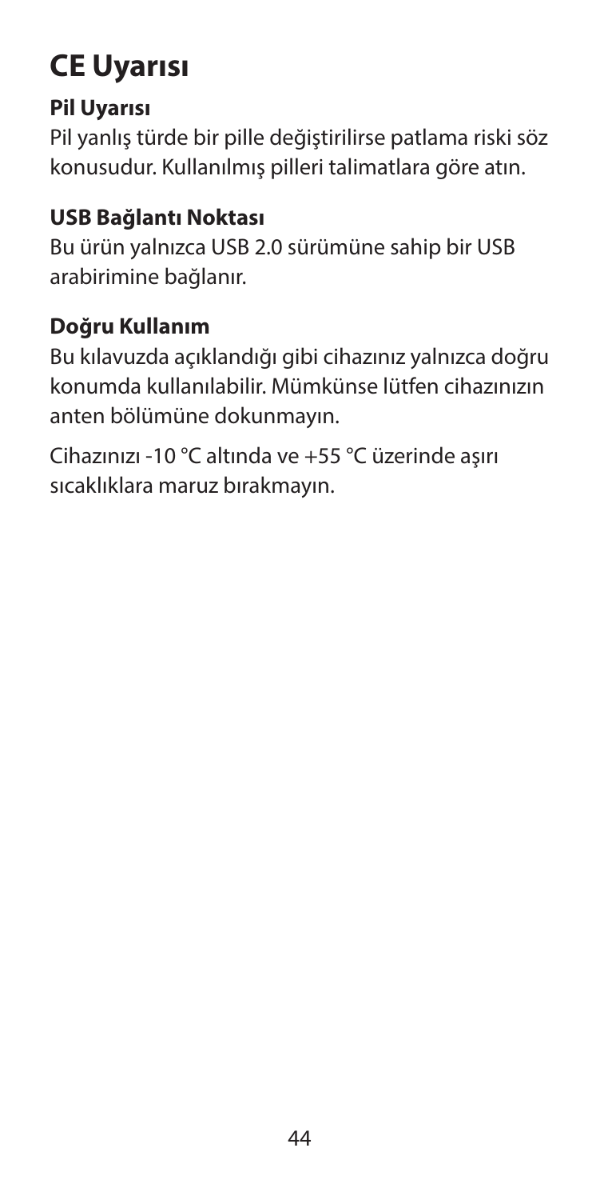# CE Uyarısı

### Pil Uyarısı

Pil yanlış türde bir pille değiştirilirse patlama riski söz konusudur. Kullanılmış pilleri talimatlara göre atın.

### USB Bağlantı Noktası

Bu ürün yalnızca USB 2.0 sürümüne sahip bir USB arabirimine bağlanır.

### Doğru Kullanım

Bu kılavuzda açıklandığı gibi cihazınız yalnızca doğru konumda kullanılabilir. Mümkünse lütfen cihazınızın anten bölümüne dokunmayın.

Cihazınızı -10 °C altında ve +55 °C üzerinde aşırı sıcaklıklara maruz bırakmayın.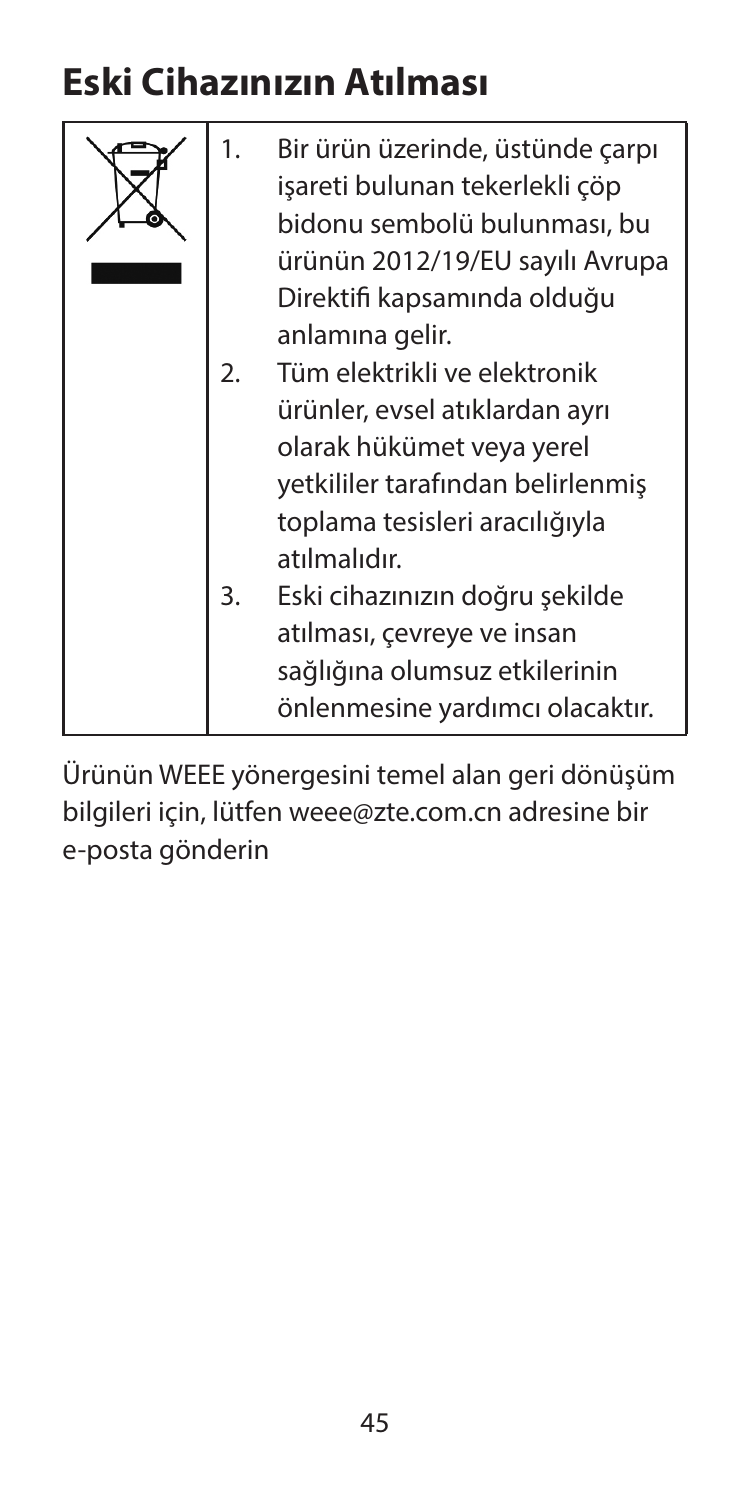# Eski Cihazınızın Atılması

| | |
|---|---|
| | 1. Bir ürün üzerinde, üstünde çarpı işareti bulunan tekerlekli çöp bidonu sembolü bulunması, bu ürünün 2012/19/EU sayılı Avrupa Direktifi kapsamında olduğu anlamına gelir.<br>2. Tüm elektrikli ve elektronik ürünler, evsel atıklardan ayrı olarak hükümet veya yerel yetkililer tarafından belirlenmiş toplama tesisleri aracılığıyla atılmalıdır.<br>3. Eski cihazınızın doğru şekilde atılması, çevreye ve insan sağlığına olumsuz etkilerinin önlenmesine yardımcı olacaktır. |

Ürünün WEEE yönergesini temel alan geri dönüşüm bilgileri için, lütfen weee@zte.com.cn adresine bir e-posta gönderin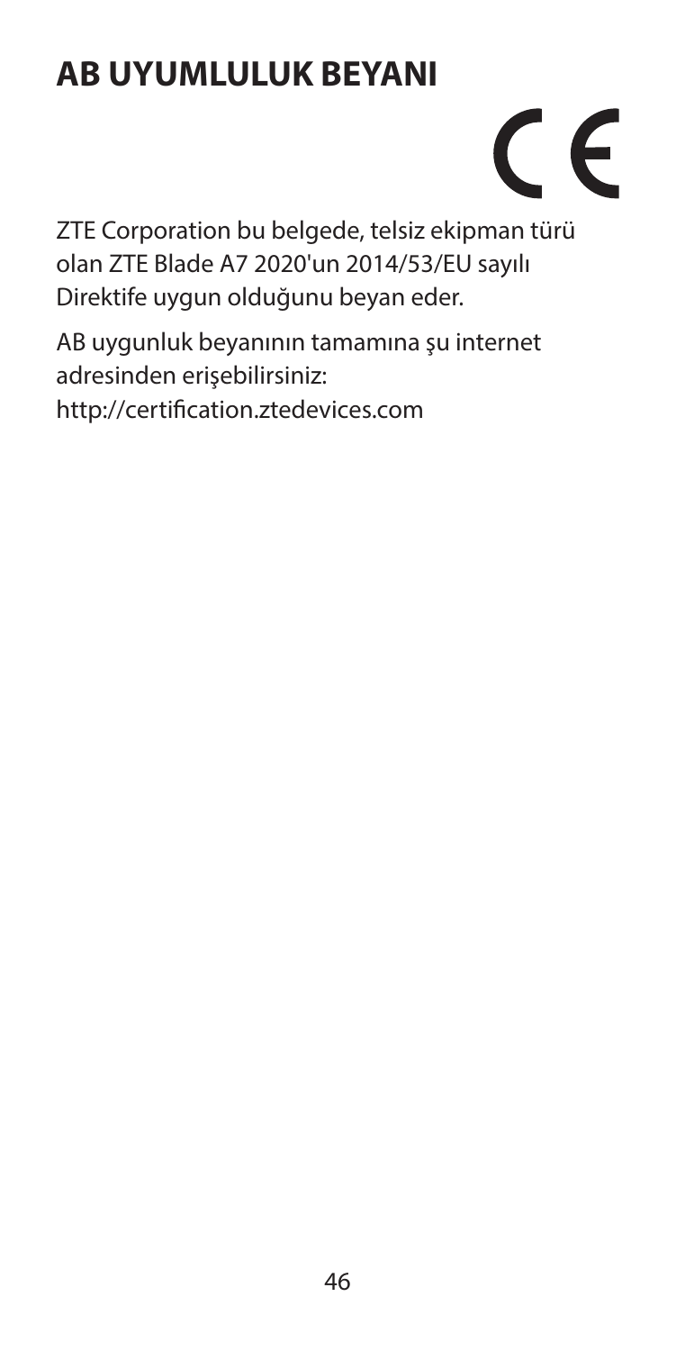# AB UYUMLULUK BEYANI

CE

ZTE Corporation bu belgede, telsiz ekipman türü olan ZTE Blade A7 2020'un 2014/53/EU sayılı Direktife uygun olduğunu beyan eder.

AB uygunluk beyanının tamamına şu internet adresinden erişebilirsiniz:
http://certification.ztedevices.com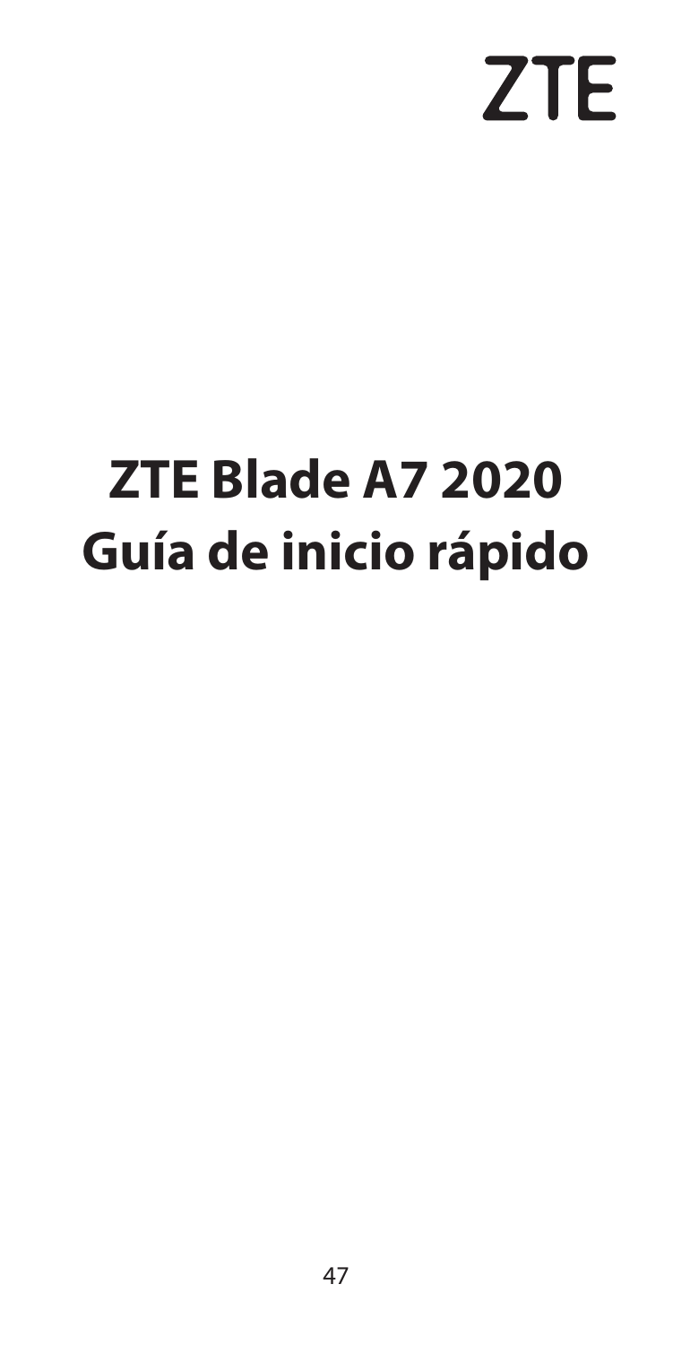ZTE

# ZTE Blade A7 2020 Guía de inicio rápido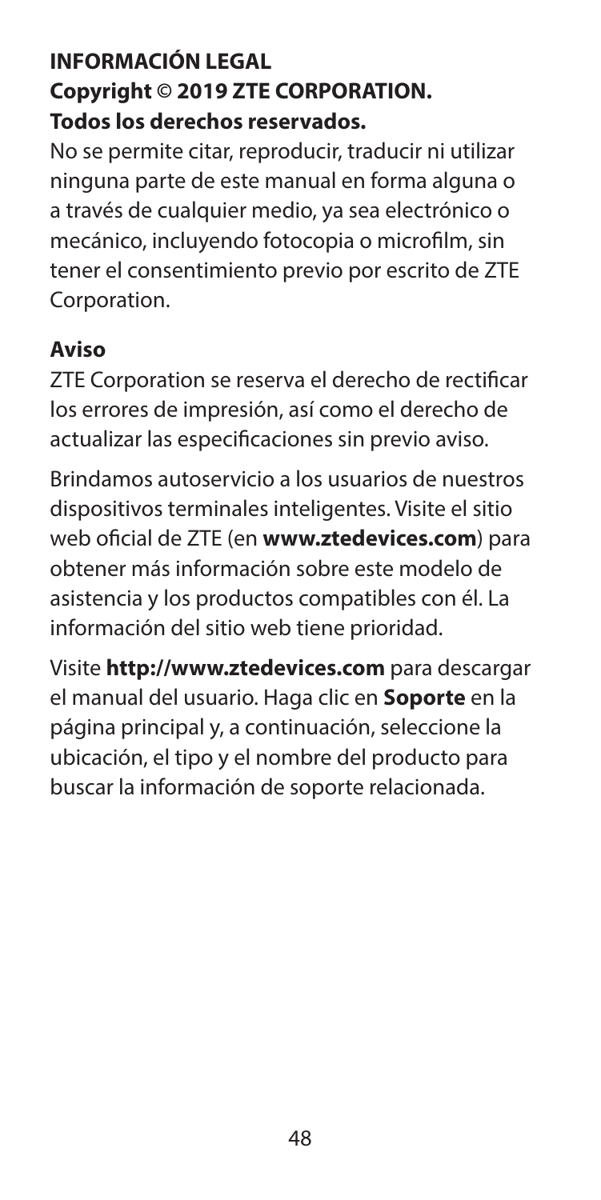## INFORMACIÓN LEGAL

**Copyright © 2019 ZTE CORPORATION.**

**Todos los derechos reservados.**

No se permite citar, reproducir, traducir ni utilizar ninguna parte de este manual en forma alguna o a través de cualquier medio, ya sea electrónico o mecánico, incluyendo fotocopia o microfilm, sin tener el consentimiento previo por escrito de ZTE Corporation.

### Aviso

ZTE Corporation se reserva el derecho de rectificar los errores de impresión, así como el derecho de actualizar las especificaciones sin previo aviso.

Brindamos autoservicio a los usuarios de nuestros dispositivos terminales inteligentes. Visite el sitio web oficial de ZTE (en **www.ztedevices.com**) para obtener más información sobre este modelo de asistencia y los productos compatibles con él. La información del sitio web tiene prioridad.

Visite **http://www.ztedevices.com** para descargar el manual del usuario. Haga clic en **Soporte** en la página principal y, a continuación, seleccione la ubicación, el tipo y el nombre del producto para buscar la información de soporte relacionada.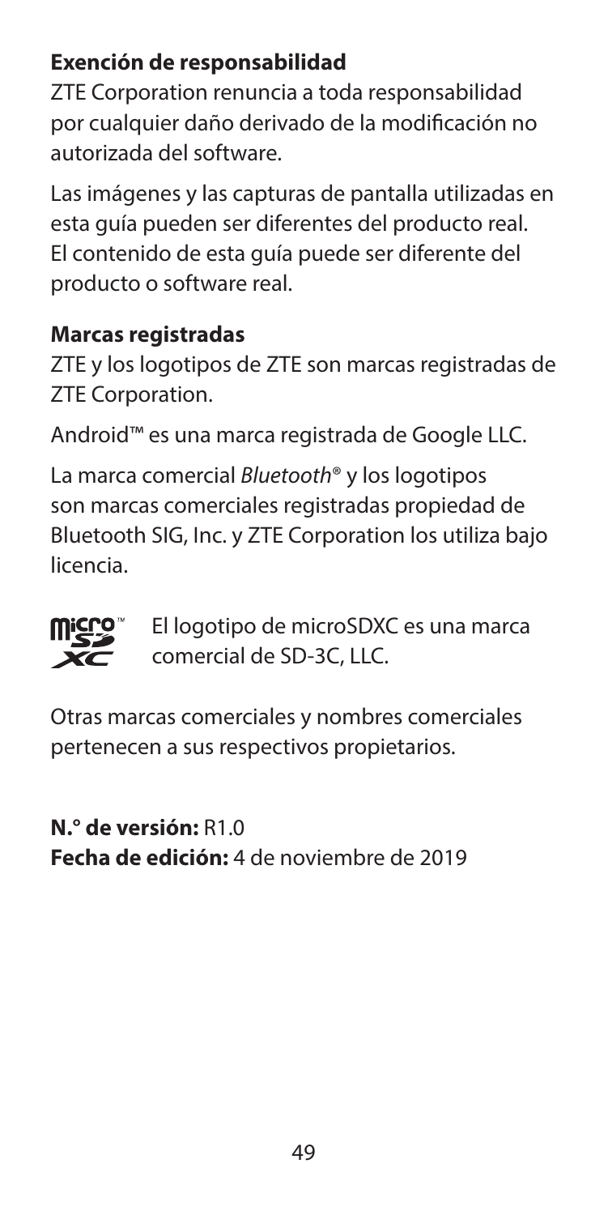**Exención de responsabilidad**

ZTE Corporation renuncia a toda responsabilidad por cualquier daño derivado de la modificación no autorizada del software.

Las imágenes y las capturas de pantalla utilizadas en esta guía pueden ser diferentes del producto real. El contenido de esta guía puede ser diferente del producto o software real.

**Marcas registradas**

ZTE y los logotipos de ZTE son marcas registradas de ZTE Corporation.

Android™ es una marca registrada de Google LLC.

La marca comercial *Bluetooth*® y los logotipos son marcas comerciales registradas propiedad de Bluetooth SIG, Inc. y ZTE Corporation los utiliza bajo licencia.

El logotipo de microSDXC es una marca comercial de SD-3C, LLC.

Otras marcas comerciales y nombres comerciales pertenecen a sus respectivos propietarios.

**N.° de versión:** R1.0
**Fecha de edición:** 4 de noviembre de 2019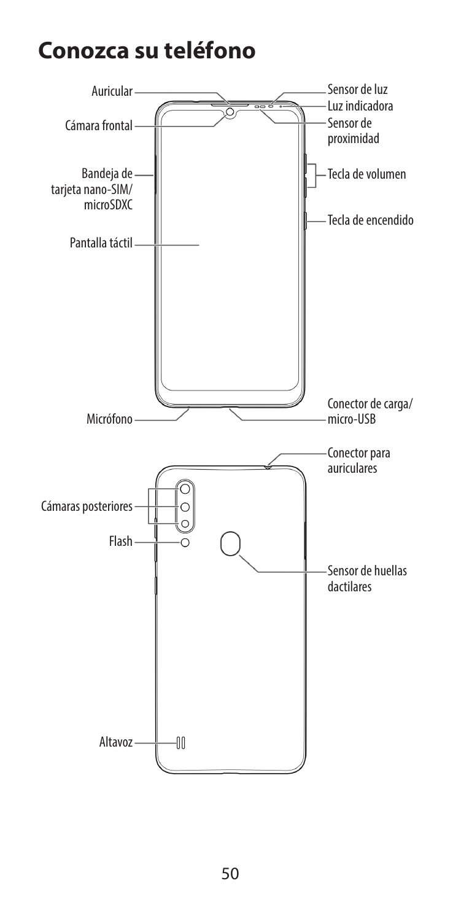# Conozca su teléfono

Auricular

Cámara frontal

Bandeja de tarjeta nano-SIM/ microSDXC

Pantalla táctil

Micrófono

Sensor de luz

Luz indicadora

Sensor de proximidad

Tecla de volumen

Tecla de encendido

Conector de carga/ micro-USB

Conector para auriculares

Cámaras posteriores

Flash

Sensor de huellas dactilares

Altavoz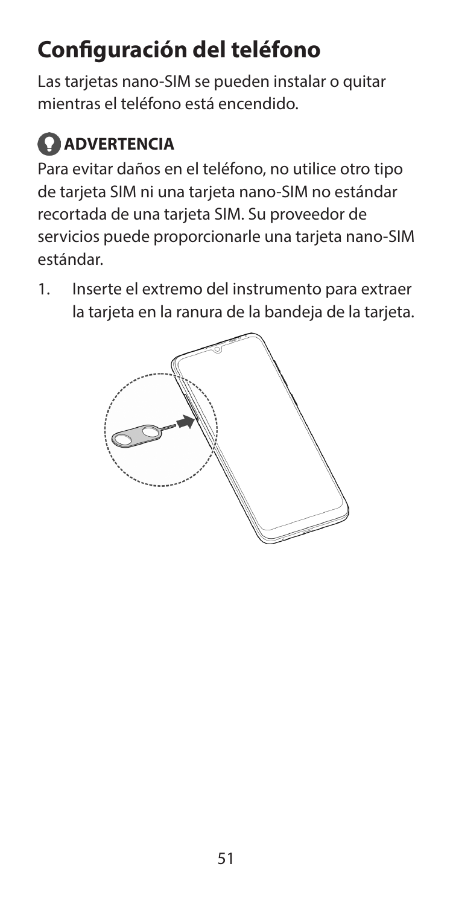# Configuración del teléfono

Las tarjetas nano-SIM se pueden instalar o quitar mientras el teléfono está encendido.

## ADVERTENCIA

Para evitar daños en el teléfono, no utilice otro tipo de tarjeta SIM ni una tarjeta nano-SIM no estándar recortada de una tarjeta SIM. Su proveedor de servicios puede proporcionarle una tarjeta nano-SIM estándar.

1. Inserte el extremo del instrumento para extraer la tarjeta en la ranura de la bandeja de la tarjeta.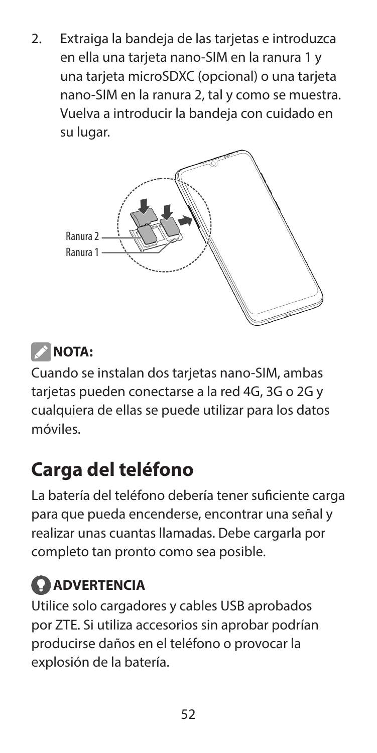2. Extraiga la bandeja de las tarjetas e introduzca en ella una tarjeta nano-SIM en la ranura 1 y una tarjeta microSDXC (opcional) o una tarjeta nano-SIM en la ranura 2, tal y como se muestra. Vuelva a introducir la bandeja con cuidado en su lugar.

Ranura 2
Ranura 1

**NOTA:**

Cuando se instalan dos tarjetas nano-SIM, ambas tarjetas pueden conectarse a la red 4G, 3G o 2G y cualquiera de ellas se puede utilizar para los datos móviles.

# Carga del teléfono

La batería del teléfono debería tener suficiente carga para que pueda encenderse, encontrar una señal y realizar unas cuantas llamadas. Debe cargarla por completo tan pronto como sea posible.

**ADVERTENCIA**

Utilice solo cargadores y cables USB aprobados por ZTE. Si utiliza accesorios sin aprobar podrían producirse daños en el teléfono o provocar la explosión de la batería.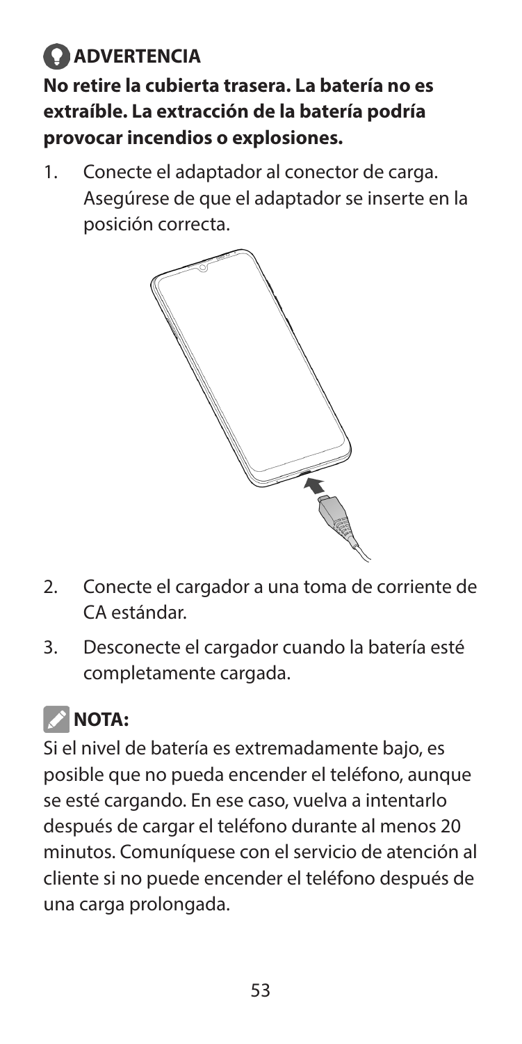**ADVERTENCIA**

**No retire la cubierta trasera. La batería no es extraíble. La extracción de la batería podría provocar incendios o explosiones.**

1. Conecte el adaptador al conector de carga. Asegúrese de que el adaptador se inserte en la posición correcta.

2. Conecte el cargador a una toma de corriente de CA estándar.

3. Desconecte el cargador cuando la batería esté completamente cargada.

**NOTA:**

Si el nivel de batería es extremadamente bajo, es posible que no pueda encender el teléfono, aunque se esté cargando. En ese caso, vuelva a intentarlo después de cargar el teléfono durante al menos 20 minutos. Comuníquese con el servicio de atención al cliente si no puede encender el teléfono después de una carga prolongada.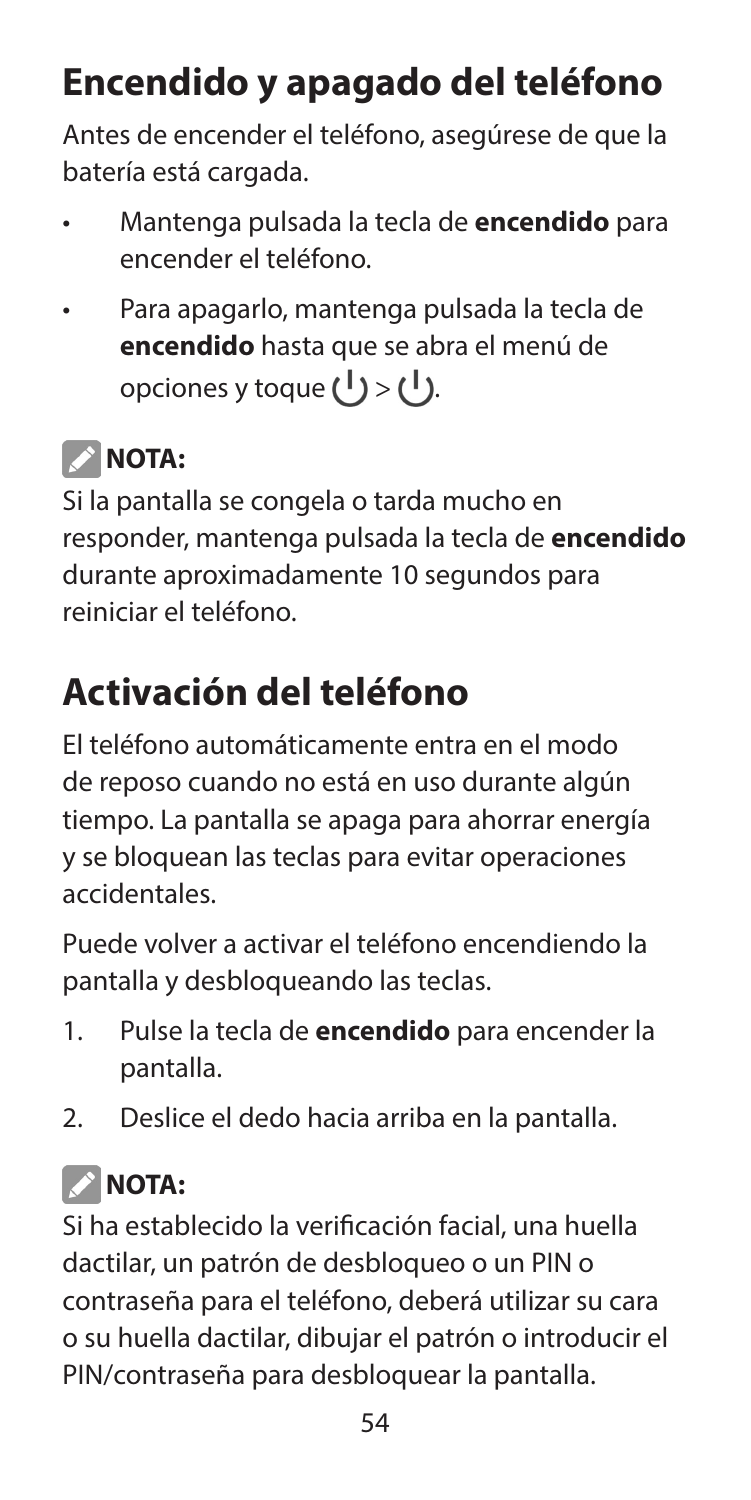# Encendido y apagado del teléfono

Antes de encender el teléfono, asegúrese de que la batería está cargada.

- Mantenga pulsada la tecla de **encendido** para encender el teléfono.
- Para apagarlo, mantenga pulsada la tecla de **encendido** hasta que se abra el menú de opciones y toque ⏻ > ⏻.

**NOTA:**

Si la pantalla se congela o tarda mucho en responder, mantenga pulsada la tecla de **encendido** durante aproximadamente 10 segundos para reiniciar el teléfono.

# Activación del teléfono

El teléfono automáticamente entra en el modo de reposo cuando no está en uso durante algún tiempo. La pantalla se apaga para ahorrar energía y se bloquean las teclas para evitar operaciones accidentales.

Puede volver a activar el teléfono encendiendo la pantalla y desbloqueando las teclas.

1. Pulse la tecla de **encendido** para encender la pantalla.
2. Deslice el dedo hacia arriba en la pantalla.

**NOTA:**

Si ha establecido la verificación facial, una huella dactilar, un patrón de desbloqueo o un PIN o contraseña para el teléfono, deberá utilizar su cara o su huella dactilar, dibujar el patrón o introducir el PIN/contraseña para desbloquear la pantalla.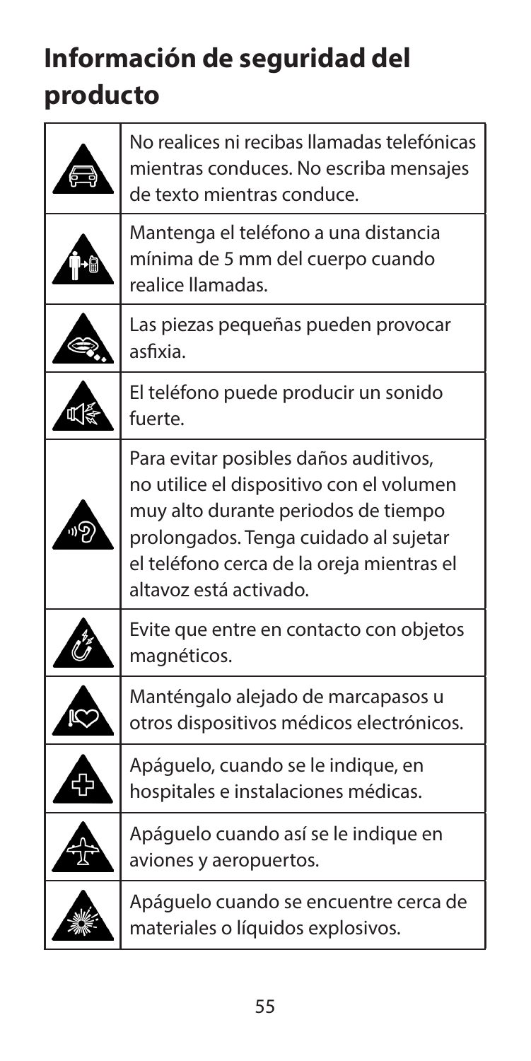# Información de seguridad del producto

| | |
|---|---|
| | No realices ni recibas llamadas telefónicas mientras conduces. No escriba mensajes de texto mientras conduce. |
| | Mantenga el teléfono a una distancia mínima de 5 mm del cuerpo cuando realice llamadas. |
| | Las piezas pequeñas pueden provocar asfixia. |
| | El teléfono puede producir un sonido fuerte. |
| | Para evitar posibles daños auditivos, no utilice el dispositivo con el volumen muy alto durante periodos de tiempo prolongados. Tenga cuidado al sujetar el teléfono cerca de la oreja mientras el altavoz está activado. |
| | Evite que entre en contacto con objetos magnéticos. |
| | Manténgalo alejado de marcapasos u otros dispositivos médicos electrónicos. |
| | Apáguelo, cuando se le indique, en hospitales e instalaciones médicas. |
| | Apáguelo cuando así se le indique en aviones y aeropuertos. |
| | Apáguelo cuando se encuentre cerca de materiales o líquidos explosivos. |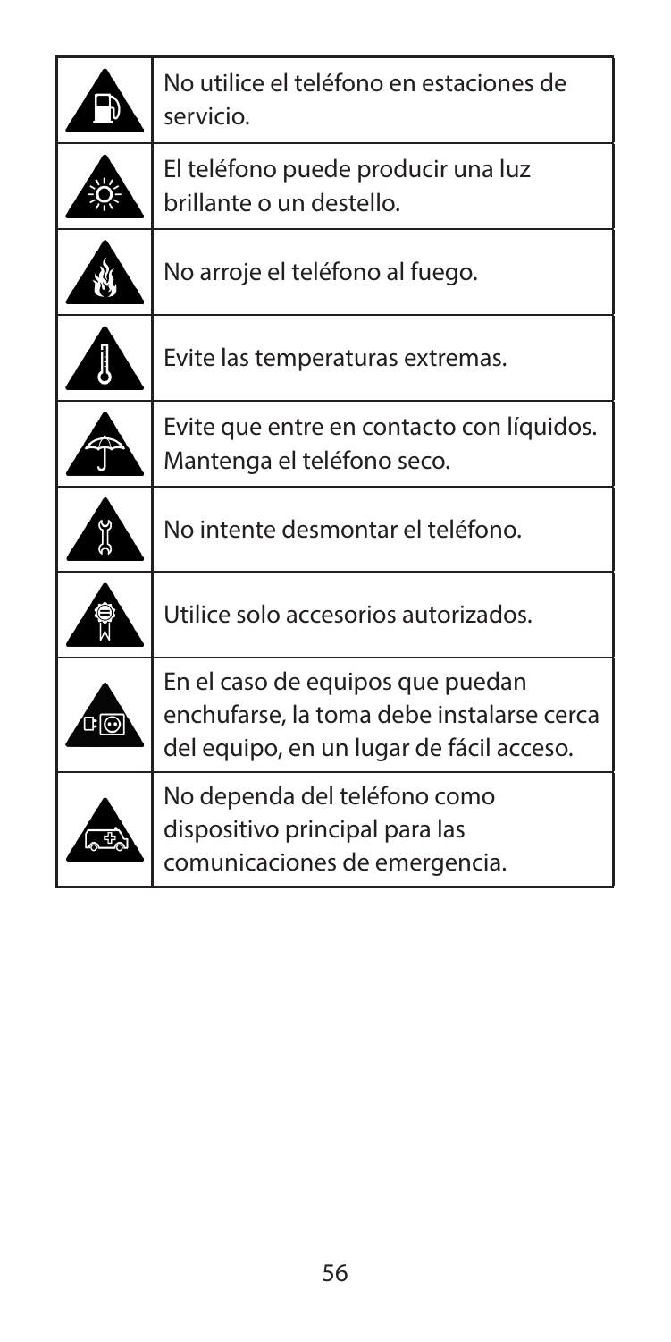| | |
|---|---|
| | No utilice el teléfono en estaciones de servicio. |
| | El teléfono puede producir una luz brillante o un destello. |
| | No arroje el teléfono al fuego. |
| | Evite las temperaturas extremas. |
| | Evite que entre en contacto con líquidos. Mantenga el teléfono seco. |
| | No intente desmontar el teléfono. |
| | Utilice solo accesorios autorizados. |
| | En el caso de equipos que puedan enchufarse, la toma debe instalarse cerca del equipo, en un lugar de fácil acceso. |
| | No dependa del teléfono como dispositivo principal para las comunicaciones de emergencia. |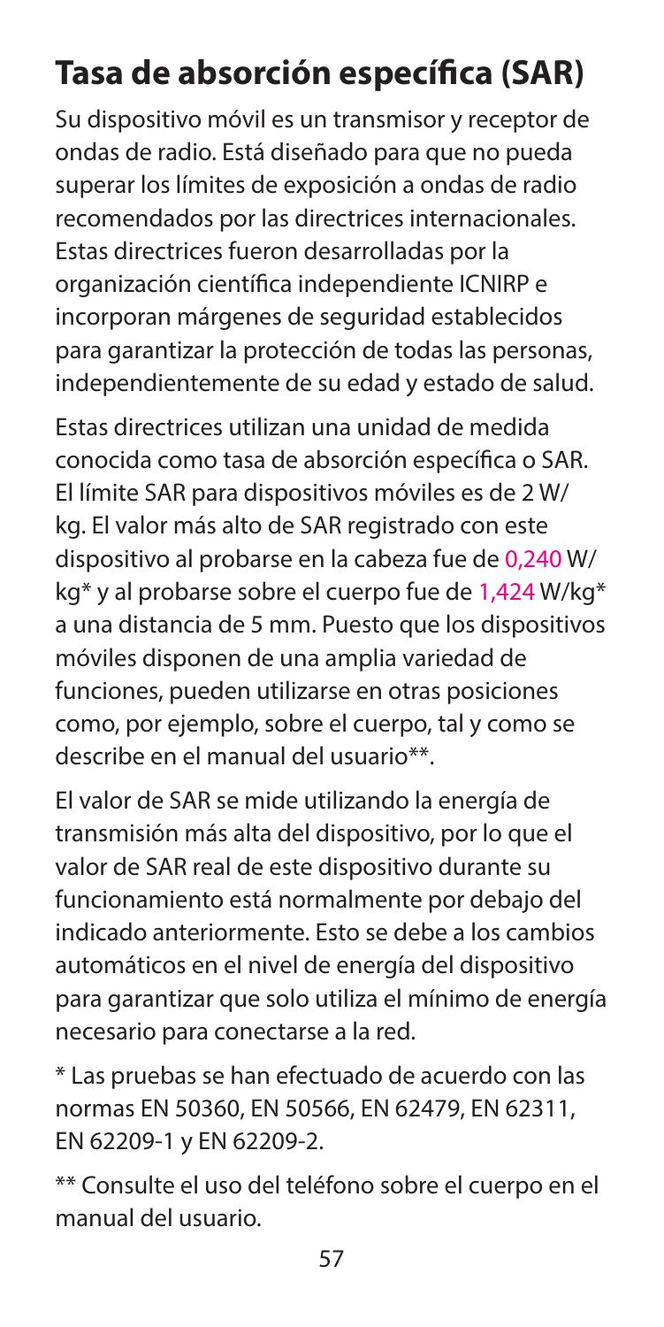# Tasa de absorción específica (SAR)

Su dispositivo móvil es un transmisor y receptor de ondas de radio. Está diseñado para que no pueda superar los límites de exposición a ondas de radio recomendados por las directrices internacionales. Estas directrices fueron desarrolladas por la organización científica independiente ICNIRP e incorporan márgenes de seguridad establecidos para garantizar la protección de todas las personas, independientemente de su edad y estado de salud.

Estas directrices utilizan una unidad de medida conocida como tasa de absorción específica o SAR. El límite SAR para dispositivos móviles es de 2 W/kg. El valor más alto de SAR registrado con este dispositivo al probarse en la cabeza fue de 0,240 W/kg* y al probarse sobre el cuerpo fue de 1,424 W/kg* a una distancia de 5 mm. Puesto que los dispositivos móviles disponen de una amplia variedad de funciones, pueden utilizarse en otras posiciones como, por ejemplo, sobre el cuerpo, tal y como se describe en el manual del usuario**.

El valor de SAR se mide utilizando la energía de transmisión más alta del dispositivo, por lo que el valor de SAR real de este dispositivo durante su funcionamiento está normalmente por debajo del indicado anteriormente. Esto se debe a los cambios automáticos en el nivel de energía del dispositivo para garantizar que solo utiliza el mínimo de energía necesario para conectarse a la red.

* Las pruebas se han efectuado de acuerdo con las normas EN 50360, EN 50566, EN 62479, EN 62311, EN 62209-1 y EN 62209-2.

** Consulte el uso del teléfono sobre el cuerpo en el manual del usuario.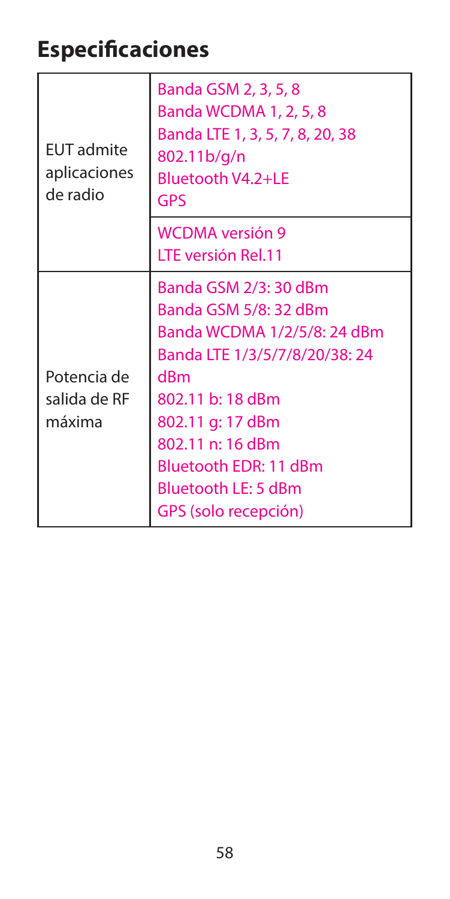## Especificaciones

| | |
|---|---|
| EUT admite aplicaciones de radio | Banda GSM 2, 3, 5, 8<br>Banda WCDMA 1, 2, 5, 8<br>Banda LTE 1, 3, 5, 7, 8, 20, 38<br>802.11b/g/n<br>Bluetooth V4.2+LE<br>GPS |
| | WCDMA versión 9<br>LTE versión Rel.11 |
| Potencia de salida de RF máxima | Banda GSM 2/3: 30 dBm<br>Banda GSM 5/8: 32 dBm<br>Banda WCDMA 1/2/5/8: 24 dBm<br>Banda LTE 1/3/5/7/8/20/38: 24 dBm<br>802.11 b: 18 dBm<br>802.11 g: 17 dBm<br>802.11 n: 16 dBm<br>Bluetooth EDR: 11 dBm<br>Bluetooth LE: 5 dBm<br>GPS (solo recepción) |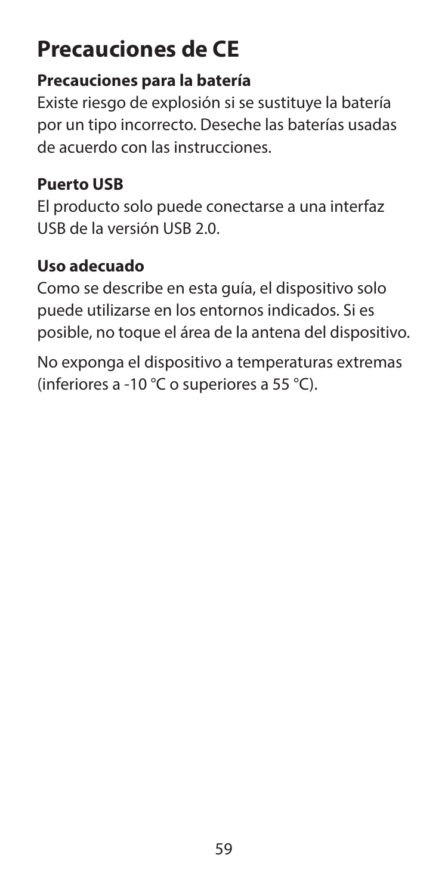# Precauciones de CE

### Precauciones para la batería

Existe riesgo de explosión si se sustituye la batería por un tipo incorrecto. Deseche las baterías usadas de acuerdo con las instrucciones.

### Puerto USB

El producto solo puede conectarse a una interfaz USB de la versión USB 2.0.

### Uso adecuado

Como se describe en esta guía, el dispositivo solo puede utilizarse en los entornos indicados. Si es posible, no toque el área de la antena del dispositivo.

No exponga el dispositivo a temperaturas extremas (inferiores a -10 °C o superiores a 55 °C).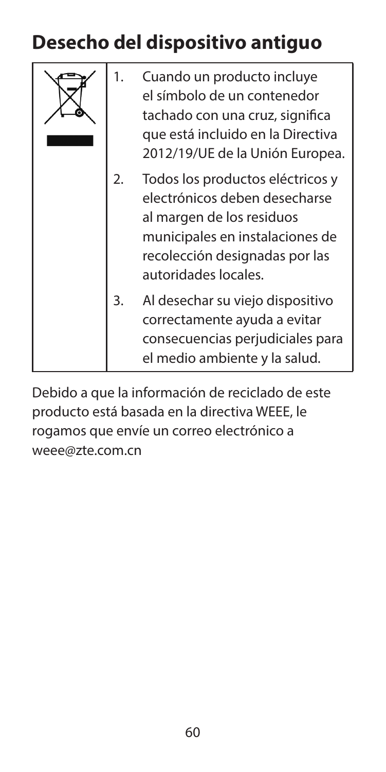# Desecho del dispositivo antiguo

| | |
|---|---|
| | 1. Cuando un producto incluye el símbolo de un contenedor tachado con una cruz, significa que está incluido en la Directiva 2012/19/UE de la Unión Europea. |
| | 2. Todos los productos eléctricos y electrónicos deben desecharse al margen de los residuos municipales en instalaciones de recolección designadas por las autoridades locales. |
| | 3. Al desechar su viejo dispositivo correctamente ayuda a evitar consecuencias perjudiciales para el medio ambiente y la salud. |

Debido a que la información de reciclado de este producto está basada en la directiva WEEE, le rogamos que envíe un correo electrónico a weee@zte.com.cn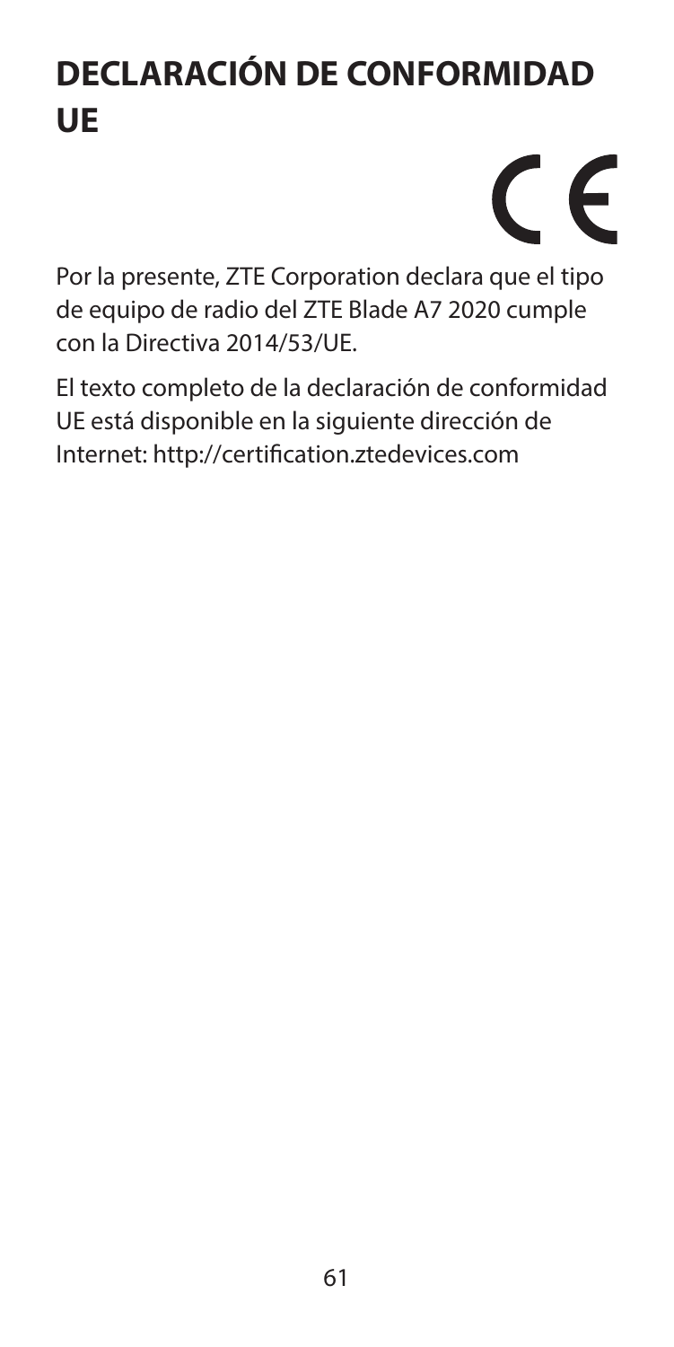# DECLARACIÓN DE CONFORMIDAD UE

CE

Por la presente, ZTE Corporation declara que el tipo de equipo de radio del ZTE Blade A7 2020 cumple con la Directiva 2014/53/UE.

El texto completo de la declaración de conformidad UE está disponible en la siguiente dirección de Internet: http://certification.ztedevices.com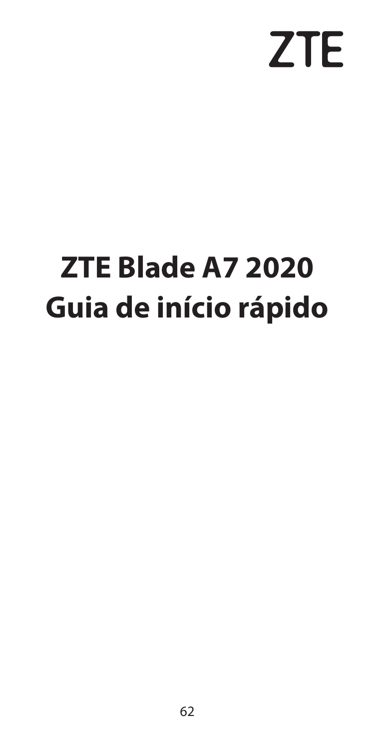ZTE

# ZTE Blade A7 2020
# Guia de início rápido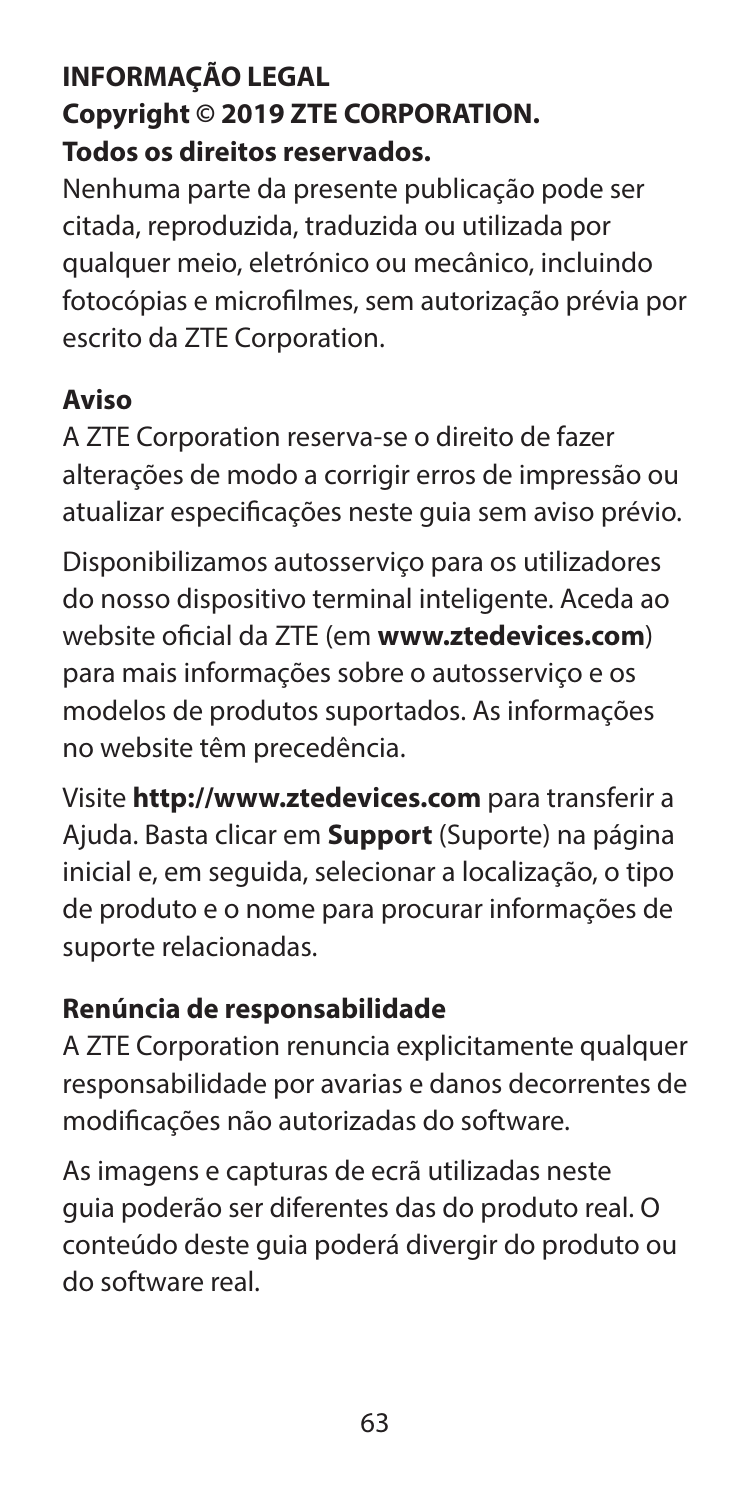## INFORMAÇÃO LEGAL

**Copyright © 2019 ZTE CORPORATION.**

**Todos os direitos reservados.**

Nenhuma parte da presente publicação pode ser citada, reproduzida, traduzida ou utilizada por qualquer meio, eletrónico ou mecânico, incluindo fotocópias e microfilmes, sem autorização prévia por escrito da ZTE Corporation.

### Aviso

A ZTE Corporation reserva-se o direito de fazer alterações de modo a corrigir erros de impressão ou atualizar especificações neste guia sem aviso prévio.

Disponibilizamos autosserviço para os utilizadores do nosso dispositivo terminal inteligente. Aceda ao website oficial da ZTE (em **www.ztedevices.com**) para mais informações sobre o autosserviço e os modelos de produtos suportados. As informações no website têm precedência.

Visite **http://www.ztedevices.com** para transferir a Ajuda. Basta clicar em **Support** (Suporte) na página inicial e, em seguida, selecionar a localização, o tipo de produto e o nome para procurar informações de suporte relacionadas.

### Renúncia de responsabilidade

A ZTE Corporation renuncia explicitamente qualquer responsabilidade por avarias e danos decorrentes de modificações não autorizadas do software.

As imagens e capturas de ecrã utilizadas neste guia poderão ser diferentes das do produto real. O conteúdo deste guia poderá divergir do produto ou do software real.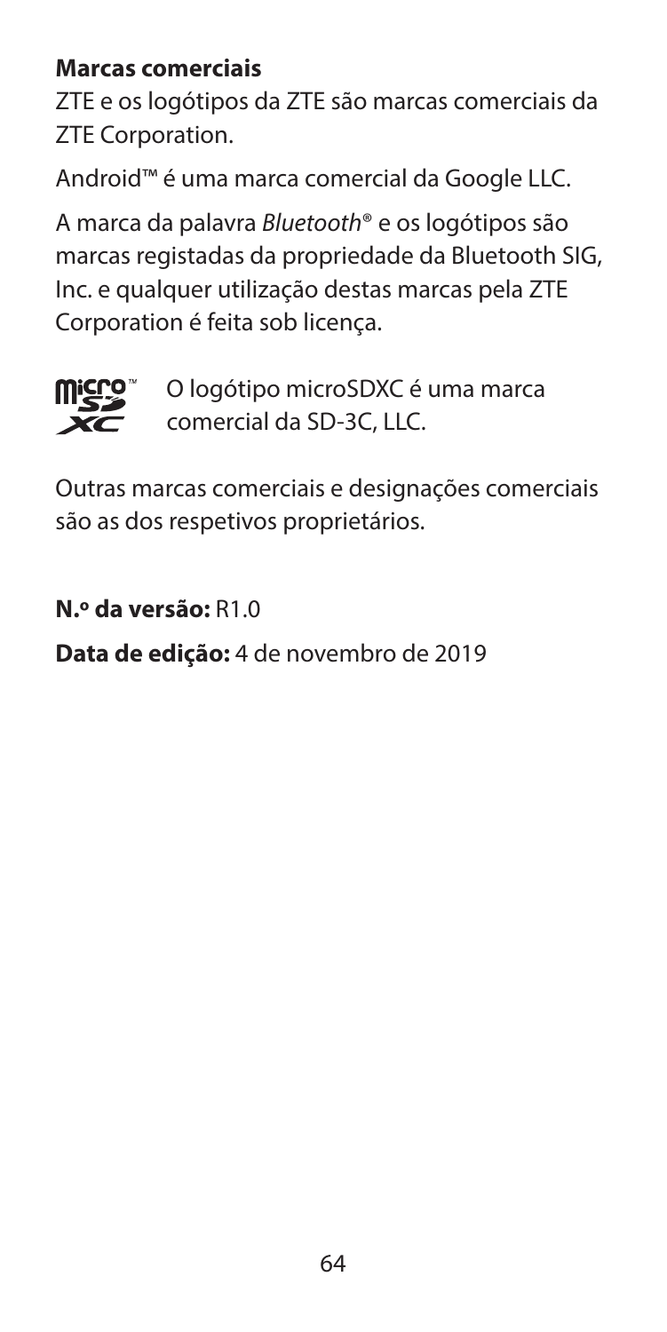**Marcas comerciais**

ZTE e os logótipos da ZTE são marcas comerciais da ZTE Corporation.

Android™ é uma marca comercial da Google LLC.

A marca da palavra *Bluetooth*® e os logótipos são marcas registadas da propriedade da Bluetooth SIG, Inc. e qualquer utilização destas marcas pela ZTE Corporation é feita sob licença.

O logótipo microSDXC é uma marca comercial da SD-3C, LLC.

Outras marcas comerciais e designações comerciais são as dos respetivos proprietários.

**N.º da versão:** R1.0

**Data de edição:** 4 de novembro de 2019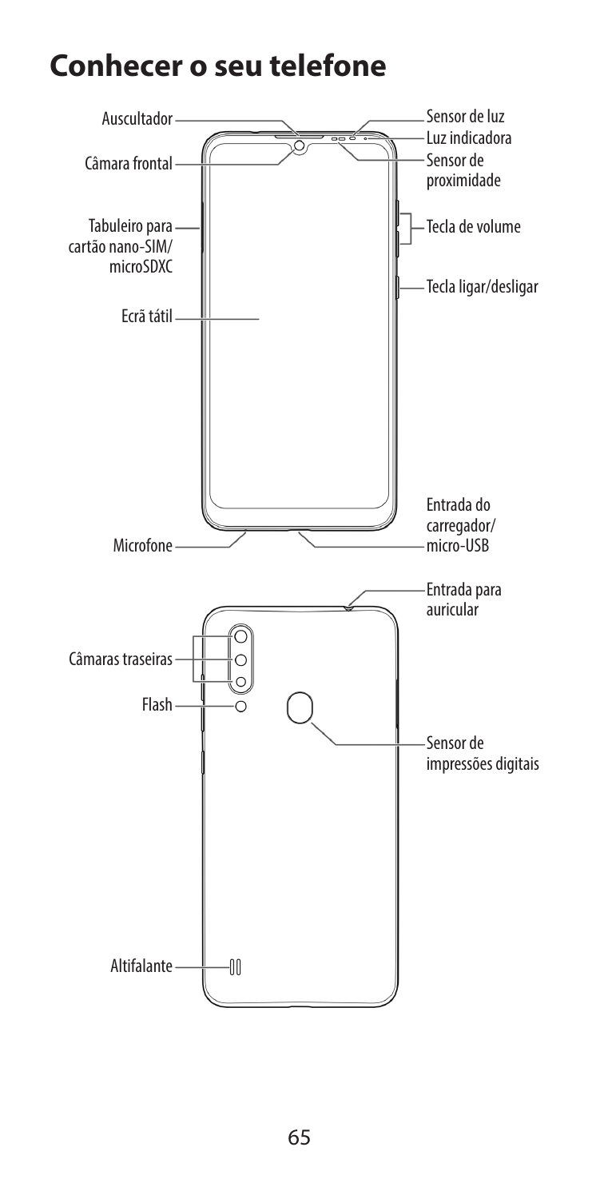# Conhecer o seu telefone

Auscultador

Câmara frontal

Tabuleiro para cartão nano-SIM/ microSDXC

Ecrã tátil

Microfone

Sensor de luz

Luz indicadora

Sensor de proximidade

Tecla de volume

Tecla ligar/desligar

Entrada do carregador/ micro-USB

Entrada para auricular

Câmaras traseiras

Flash

Sensor de impressões digitais

Altifalante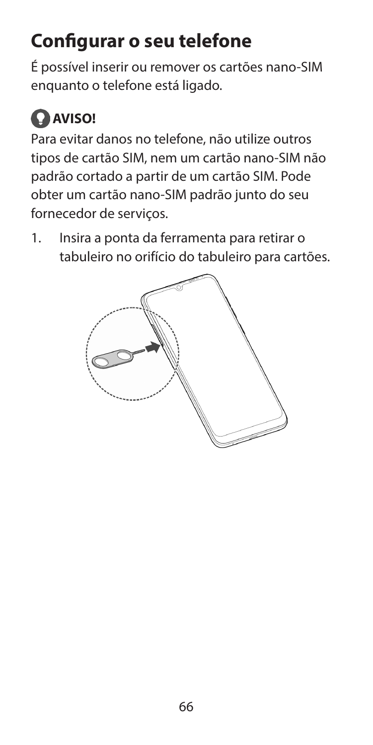# Configurar o seu telefone

É possível inserir ou remover os cartões nano-SIM enquanto o telefone está ligado.

**AVISO!**

Para evitar danos no telefone, não utilize outros tipos de cartão SIM, nem um cartão nano-SIM não padrão cortado a partir de um cartão SIM. Pode obter um cartão nano-SIM padrão junto do seu fornecedor de serviços.

1. Insira a ponta da ferramenta para retirar o tabuleiro no orifício do tabuleiro para cartões.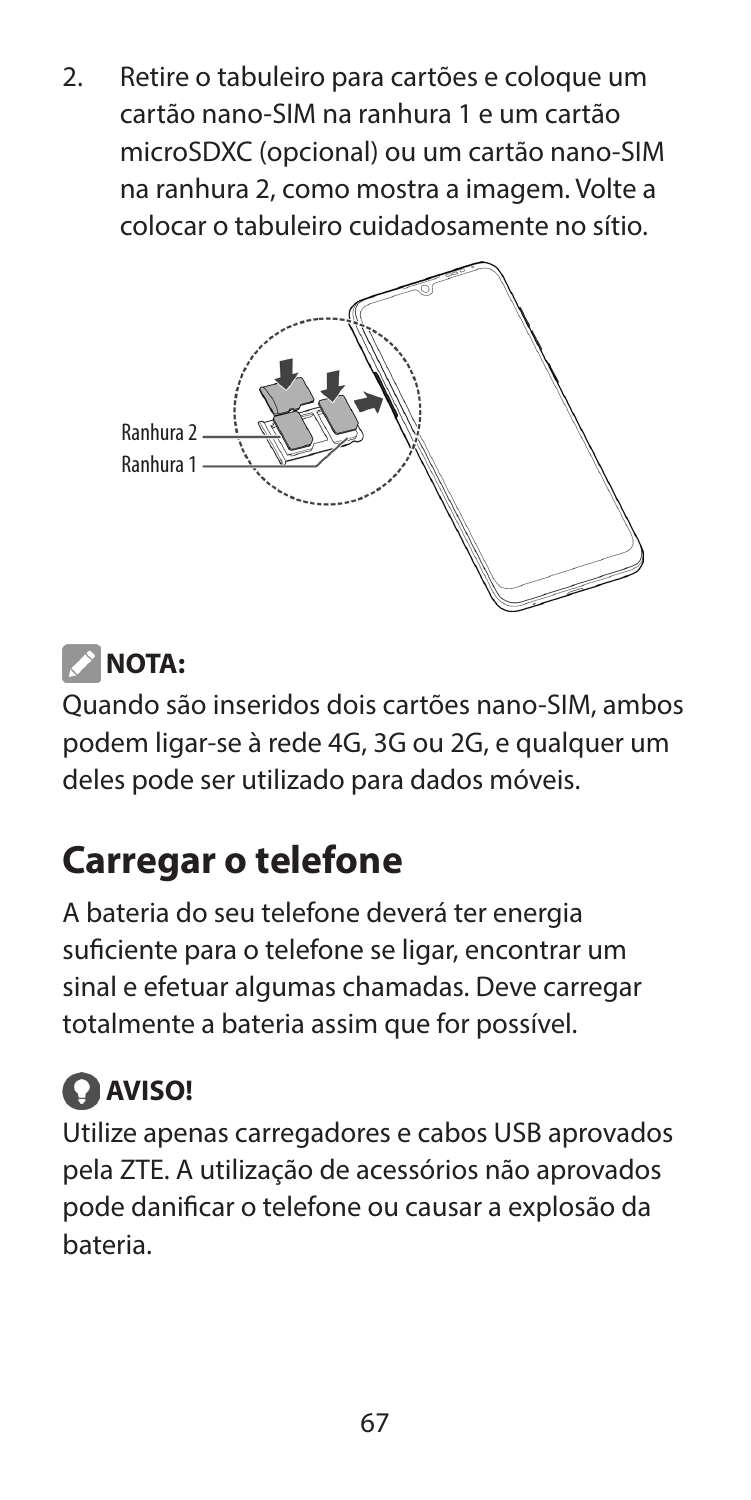2. Retire o tabuleiro para cartões e coloque um cartão nano-SIM na ranhura 1 e um cartão microSDXC (opcional) ou um cartão nano-SIM na ranhura 2, como mostra a imagem. Volte a colocar o tabuleiro cuidadosamente no sítio.

Ranhura 2
Ranhura 1

**NOTA:**

Quando são inseridos dois cartões nano-SIM, ambos podem ligar-se à rede 4G, 3G ou 2G, e qualquer um deles pode ser utilizado para dados móveis.

## Carregar o telefone

A bateria do seu telefone deverá ter energia suficiente para o telefone se ligar, encontrar um sinal e efetuar algumas chamadas. Deve carregar totalmente a bateria assim que for possível.

**AVISO!**

Utilize apenas carregadores e cabos USB aprovados pela ZTE. A utilização de acessórios não aprovados pode danificar o telefone ou causar a explosão da bateria.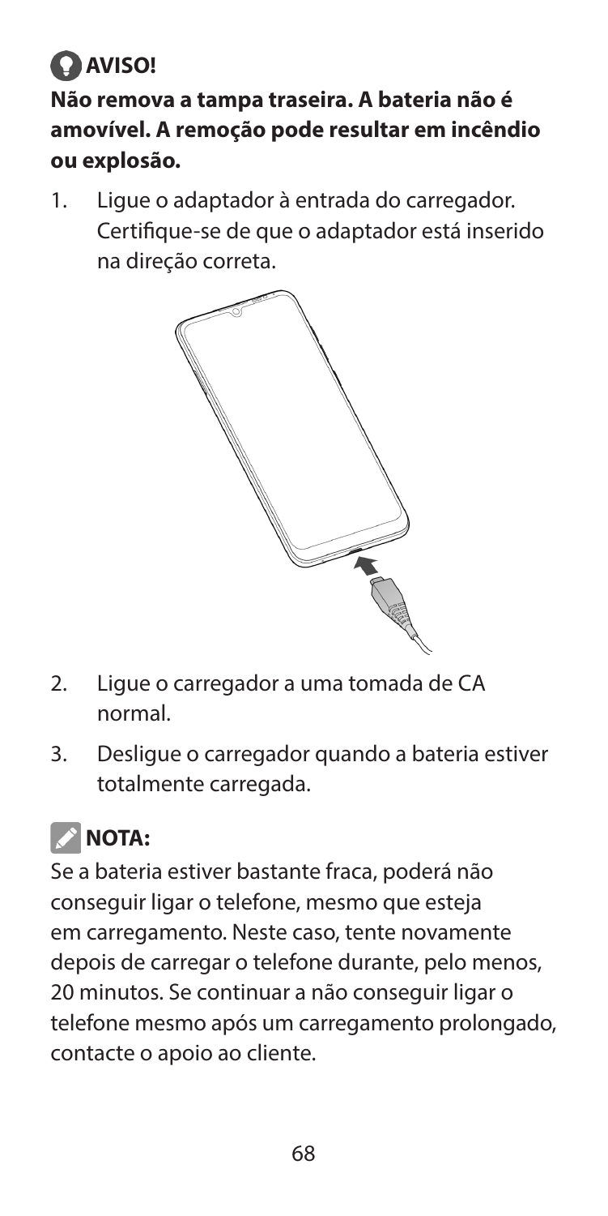**AVISO!**

**Não remova a tampa traseira. A bateria não é amovível. A remoção pode resultar em incêndio ou explosão.**

1. Ligue o adaptador à entrada do carregador. Certifique-se de que o adaptador está inserido na direção correta.

2. Ligue o carregador a uma tomada de CA normal.

3. Desligue o carregador quando a bateria estiver totalmente carregada.

**NOTA:**

Se a bateria estiver bastante fraca, poderá não conseguir ligar o telefone, mesmo que esteja em carregamento. Neste caso, tente novamente depois de carregar o telefone durante, pelo menos, 20 minutos. Se continuar a não conseguir ligar o telefone mesmo após um carregamento prolongado, contacte o apoio ao cliente.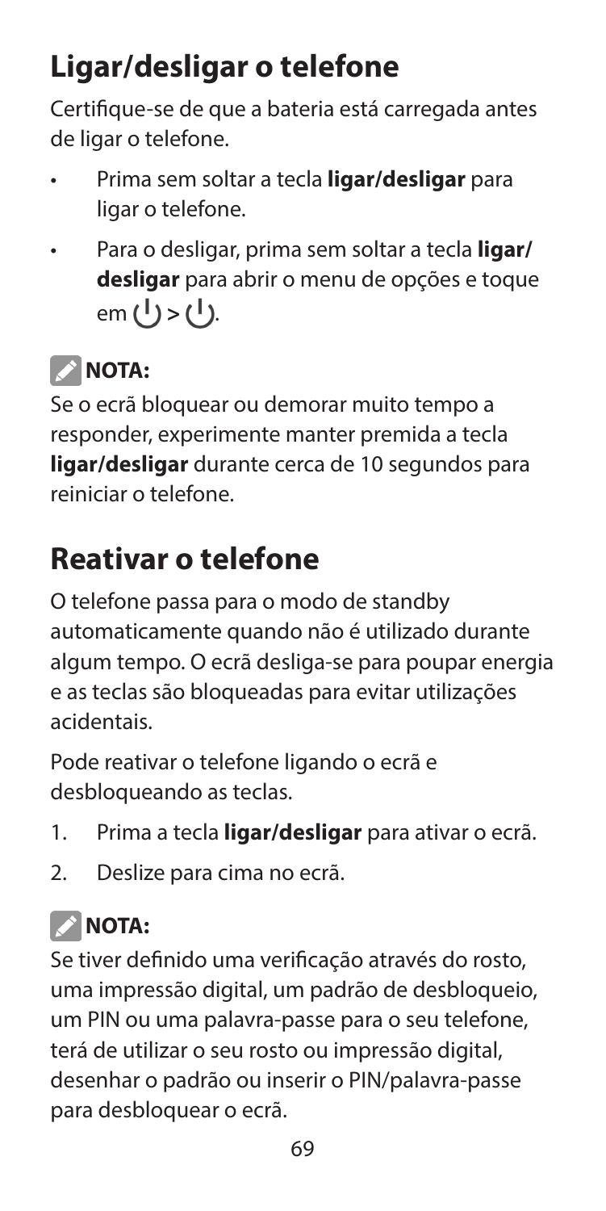# Ligar/desligar o telefone

Certifique-se de que a bateria está carregada antes de ligar o telefone.

- Prima sem soltar a tecla **ligar/desligar** para ligar o telefone.
- Para o desligar, prima sem soltar a tecla **ligar/desligar** para abrir o menu de opções e toque em ⏻ > ⏻.

**NOTA:**

Se o ecrã bloquear ou demorar muito tempo a responder, experimente manter premida a tecla **ligar/desligar** durante cerca de 10 segundos para reiniciar o telefone.

# Reativar o telefone

O telefone passa para o modo de standby automaticamente quando não é utilizado durante algum tempo. O ecrã desliga-se para poupar energia e as teclas são bloqueadas para evitar utilizações acidentais.

Pode reativar o telefone ligando o ecrã e desbloqueando as teclas.

1. Prima a tecla **ligar/desligar** para ativar o ecrã.
2. Deslize para cima no ecrã.

**NOTA:**

Se tiver definido uma verificação através do rosto, uma impressão digital, um padrão de desbloqueio, um PIN ou uma palavra-passe para o seu telefone, terá de utilizar o seu rosto ou impressão digital, desenhar o padrão ou inserir o PIN/palavra-passe para desbloquear o ecrã.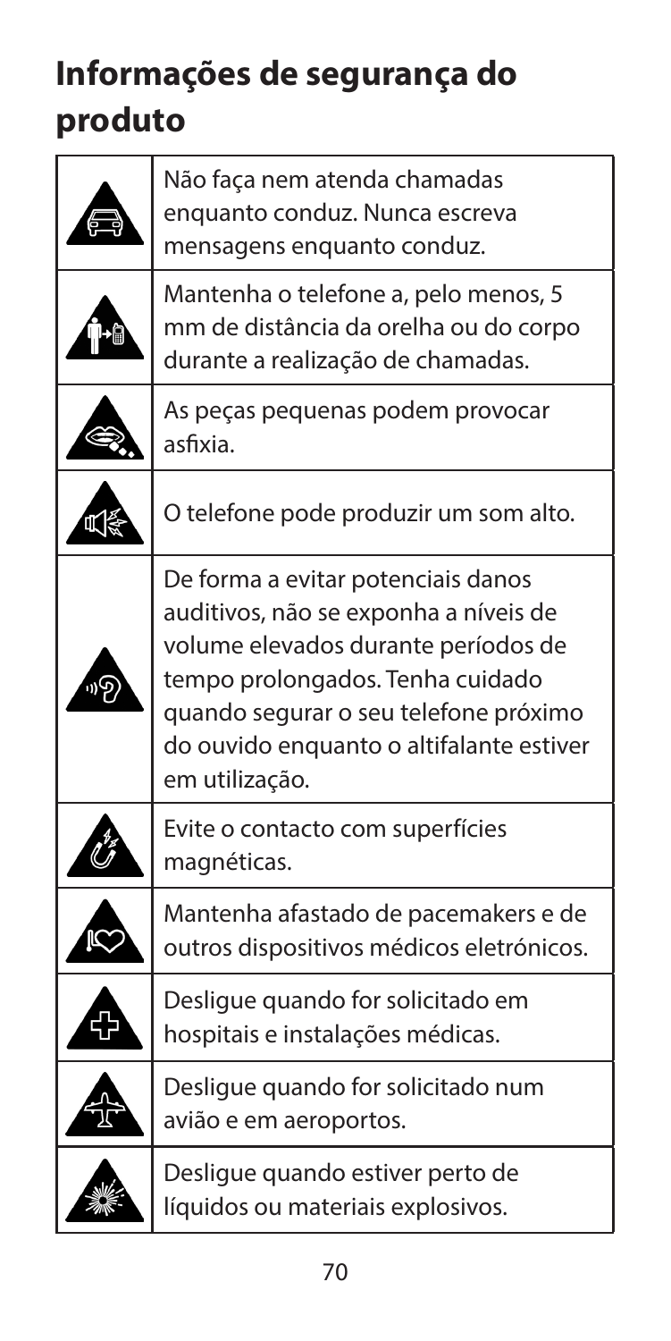# Informações de segurança do produto

| | |
|---|---|
| | Não faça nem atenda chamadas enquanto conduz. Nunca escreva mensagens enquanto conduz. |
| | Mantenha o telefone a, pelo menos, 5 mm de distância da orelha ou do corpo durante a realização de chamadas. |
| | As peças pequenas podem provocar asfixia. |
| | O telefone pode produzir um som alto. |
| | De forma a evitar potenciais danos auditivos, não se exponha a níveis de volume elevados durante períodos de tempo prolongados. Tenha cuidado quando segurar o seu telefone próximo do ouvido enquanto o altifalante estiver em utilização. |
| | Evite o contacto com superfícies magnéticas. |
| | Mantenha afastado de pacemakers e de outros dispositivos médicos eletrónicos. |
| | Desligue quando for solicitado em hospitais e instalações médicas. |
| | Desligue quando for solicitado num avião e em aeroportos. |
| | Desligue quando estiver perto de líquidos ou materiais explosivos. |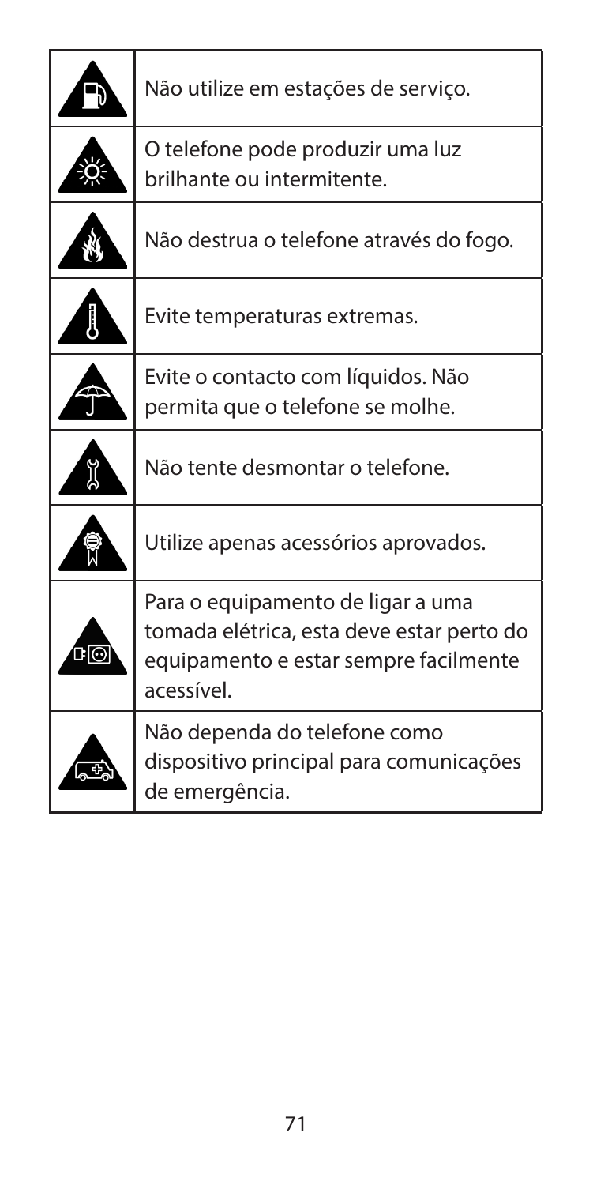| | |
|---|---|
| | Não utilize em estações de serviço. |
| | O telefone pode produzir uma luz brilhante ou intermitente. |
| | Não destrua o telefone através do fogo. |
| | Evite temperaturas extremas. |
| | Evite o contacto com líquidos. Não permita que o telefone se molhe. |
| | Não tente desmontar o telefone. |
| | Utilize apenas acessórios aprovados. |
| | Para o equipamento de ligar a uma tomada elétrica, esta deve estar perto do equipamento e estar sempre facilmente acessível. |
| | Não dependa do telefone como dispositivo principal para comunicações de emergência. |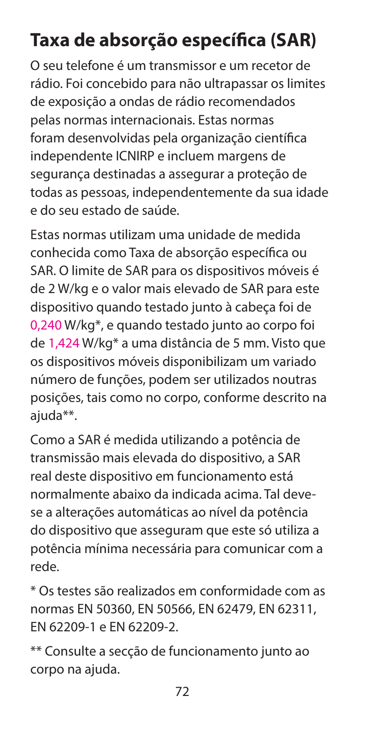# Taxa de absorção específica (SAR)

O seu telefone é um transmissor e um recetor de rádio. Foi concebido para não ultrapassar os limites de exposição a ondas de rádio recomendados pelas normas internacionais. Estas normas foram desenvolvidas pela organização científica independente ICNIRP e incluem margens de segurança destinadas a assegurar a proteção de todas as pessoas, independentemente da sua idade e do seu estado de saúde.

Estas normas utilizam uma unidade de medida conhecida como Taxa de absorção específica ou SAR. O limite de SAR para os dispositivos móveis é de 2 W/kg e o valor mais elevado de SAR para este dispositivo quando testado junto à cabeça foi de 0,240 W/kg*, e quando testado junto ao corpo foi de 1,424 W/kg* a uma distância de 5 mm. Visto que os dispositivos móveis disponibilizam um variado número de funções, podem ser utilizados noutras posições, tais como no corpo, conforme descrito na ajuda**.

Como a SAR é medida utilizando a potência de transmissão mais elevada do dispositivo, a SAR real deste dispositivo em funcionamento está normalmente abaixo da indicada acima. Tal deve-se a alterações automáticas ao nível da potência do dispositivo que asseguram que este só utiliza a potência mínima necessária para comunicar com a rede.

* Os testes são realizados em conformidade com as normas EN 50360, EN 50566, EN 62479, EN 62311, EN 62209-1 e EN 62209-2.

** Consulte a secção de funcionamento junto ao corpo na ajuda.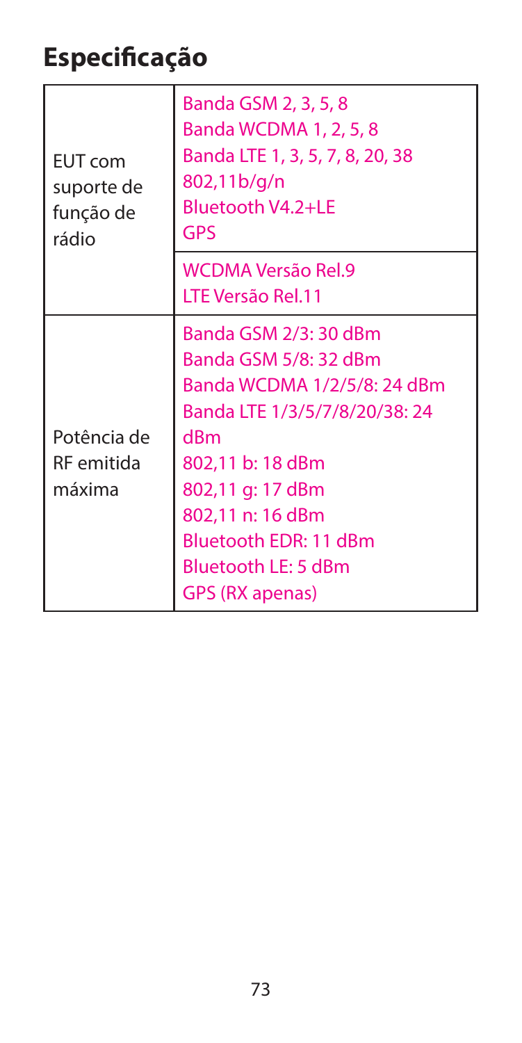# Especificação

| | |
|---|---|
| EUT com suporte de função de rádio | Banda GSM 2, 3, 5, 8<br>Banda WCDMA 1, 2, 5, 8<br>Banda LTE 1, 3, 5, 7, 8, 20, 38<br>802,11b/g/n<br>Bluetooth V4.2+LE<br>GPS |
| | WCDMA Versão Rel.9<br>LTE Versão Rel.11 |
| Potência de RF emitida máxima | Banda GSM 2/3: 30 dBm<br>Banda GSM 5/8: 32 dBm<br>Banda WCDMA 1/2/5/8: 24 dBm<br>Banda LTE 1/3/5/7/8/20/38: 24 dBm<br>802,11 b: 18 dBm<br>802,11 g: 17 dBm<br>802,11 n: 16 dBm<br>Bluetooth EDR: 11 dBm<br>Bluetooth LE: 5 dBm<br>GPS (RX apenas) |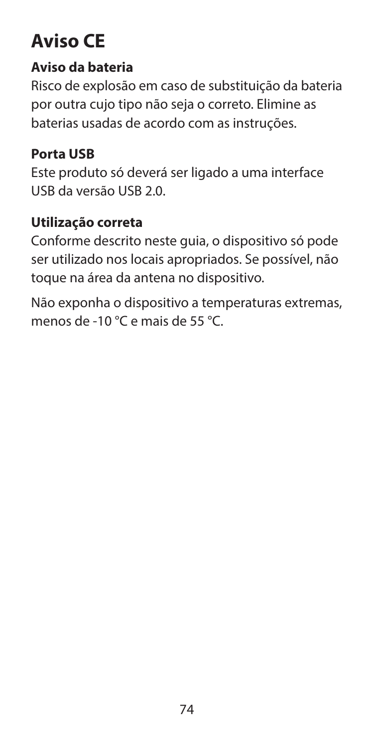# Aviso CE

## Aviso da bateria

Risco de explosão em caso de substituição da bateria por outra cujo tipo não seja o correto. Elimine as baterias usadas de acordo com as instruções.

## Porta USB

Este produto só deverá ser ligado a uma interface USB da versão USB 2.0.

## Utilização correta

Conforme descrito neste guia, o dispositivo só pode ser utilizado nos locais apropriados. Se possível, não toque na área da antena no dispositivo.

Não exponha o dispositivo a temperaturas extremas, menos de -10 °C e mais de 55 °C.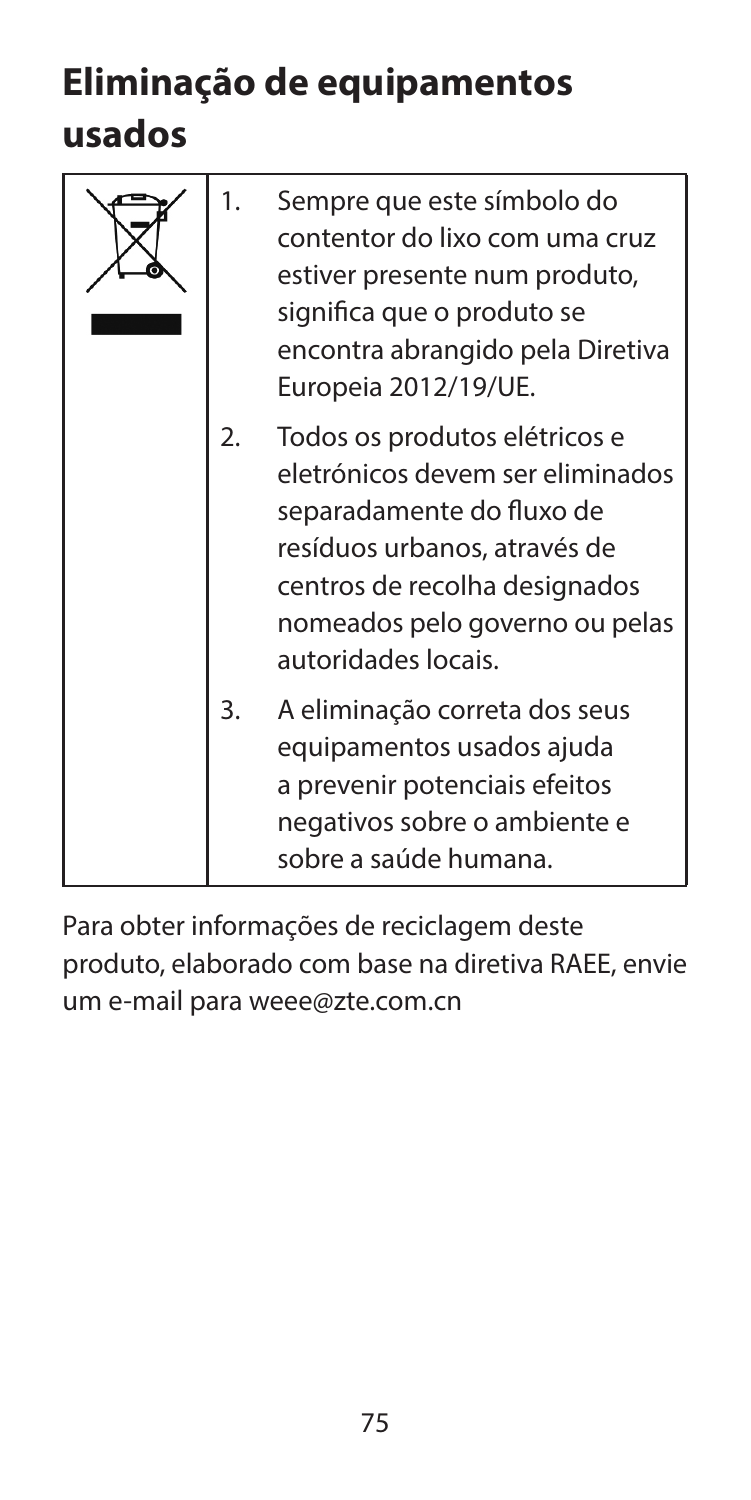# Eliminação de equipamentos usados

| | | |
|---|---|---|
| | 1. | Sempre que este símbolo do contentor do lixo com uma cruz estiver presente num produto, significa que o produto se encontra abrangido pela Diretiva Europeia 2012/19/UE. |
| | 2. | Todos os produtos elétricos e eletrónicos devem ser eliminados separadamente do fluxo de resíduos urbanos, através de centros de recolha designados nomeados pelo governo ou pelas autoridades locais. |
| | 3. | A eliminação correta dos seus equipamentos usados ajuda a prevenir potenciais efeitos negativos sobre o ambiente e sobre a saúde humana. |

Para obter informações de reciclagem deste produto, elaborado com base na diretiva RAEE, envie um e-mail para weee@zte.com.cn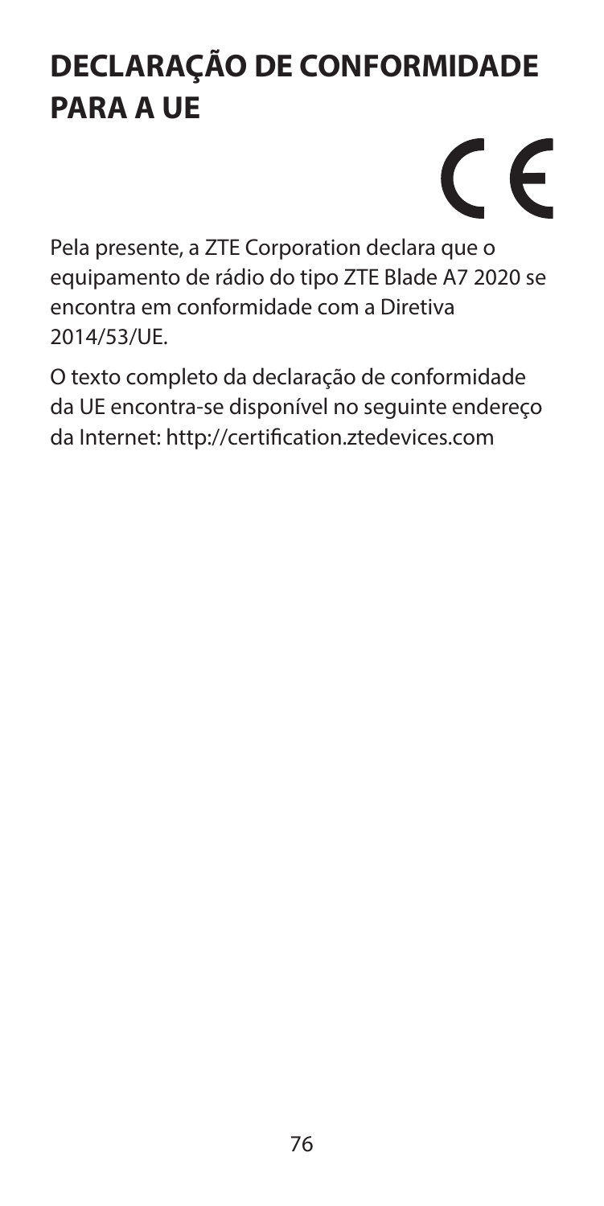# DECLARAÇÃO DE CONFORMIDADE PARA A UE

CE

Pela presente, a ZTE Corporation declara que o equipamento de rádio do tipo ZTE Blade A7 2020 se encontra em conformidade com a Diretiva 2014/53/UE.

O texto completo da declaração de conformidade da UE encontra-se disponível no seguinte endereço da Internet: http://certification.ztedevices.com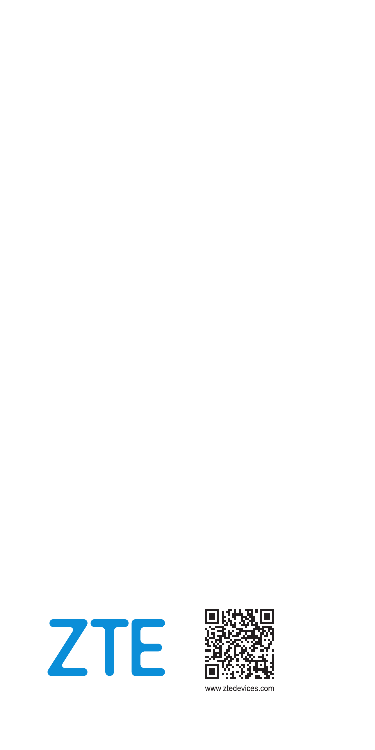ZTE

www.ztedevices.com